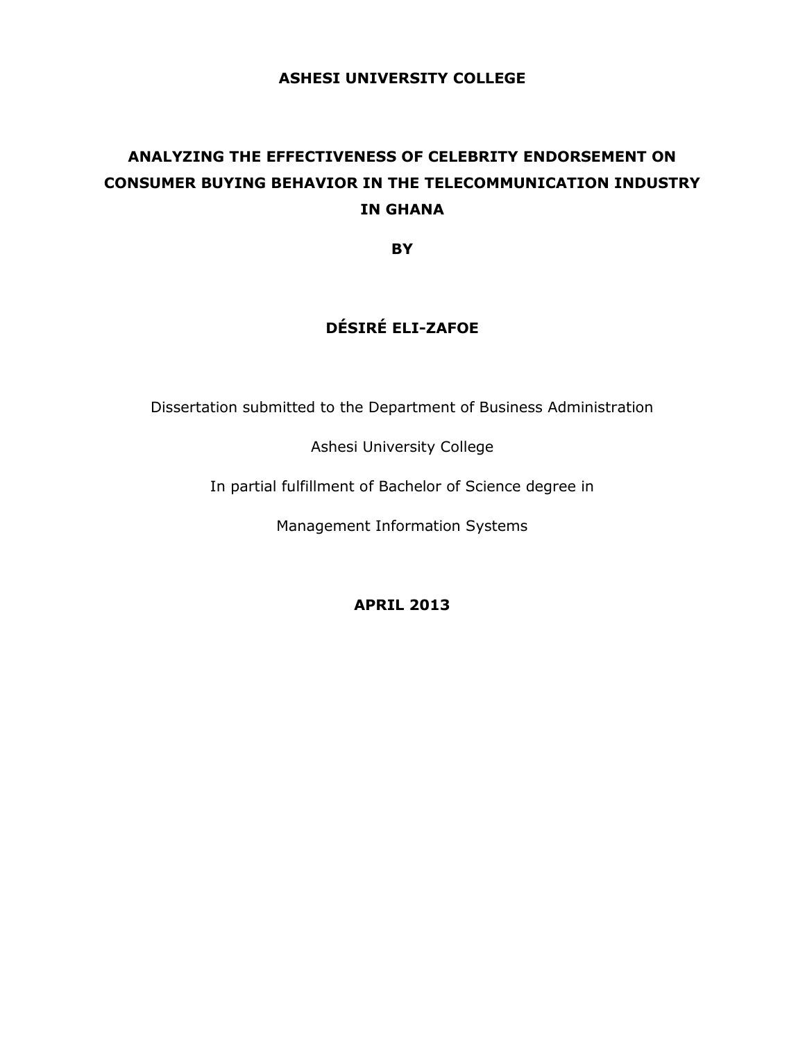**ASHESI UNIVERSITY COLLEGE**

# ANALYZING THE EFFECTIVENESS OF CELEBRITY ENDORSEMENT ON CONSUMER BUYING BEHAVIOR IN THE TELECOMMUNICATION INDUSTRY IN GHANA

**BY**

**DÉSIRÉ ELI-ZAFOE**

Dissertation submitted to the Department of Business Administration

Ashesi University College

In partial fulfillment of Bachelor of Science degree in

Management Information Systems

**APRIL 2013**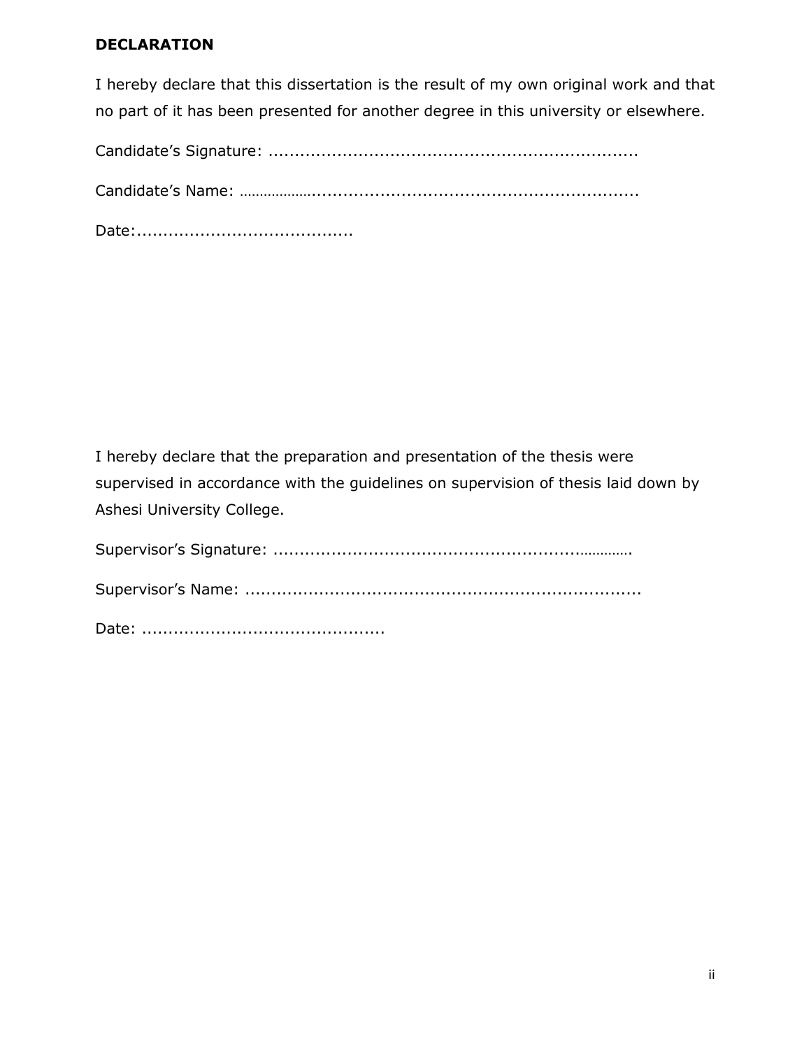**DECLARATION**

I hereby declare that this dissertation is the result of my own original work and that no part of it has been presented for another degree in this university or elsewhere.

Candidate's Signature: ......................................................................

Candidate's Name: ......................................................................

Date:........................................

I hereby declare that the preparation and presentation of the thesis were supervised in accordance with the guidelines on supervision of thesis laid down by Ashesi University College.

Supervisor's Signature: ......................................................................

Supervisor's Name: ..........................................................................

Date: .............................................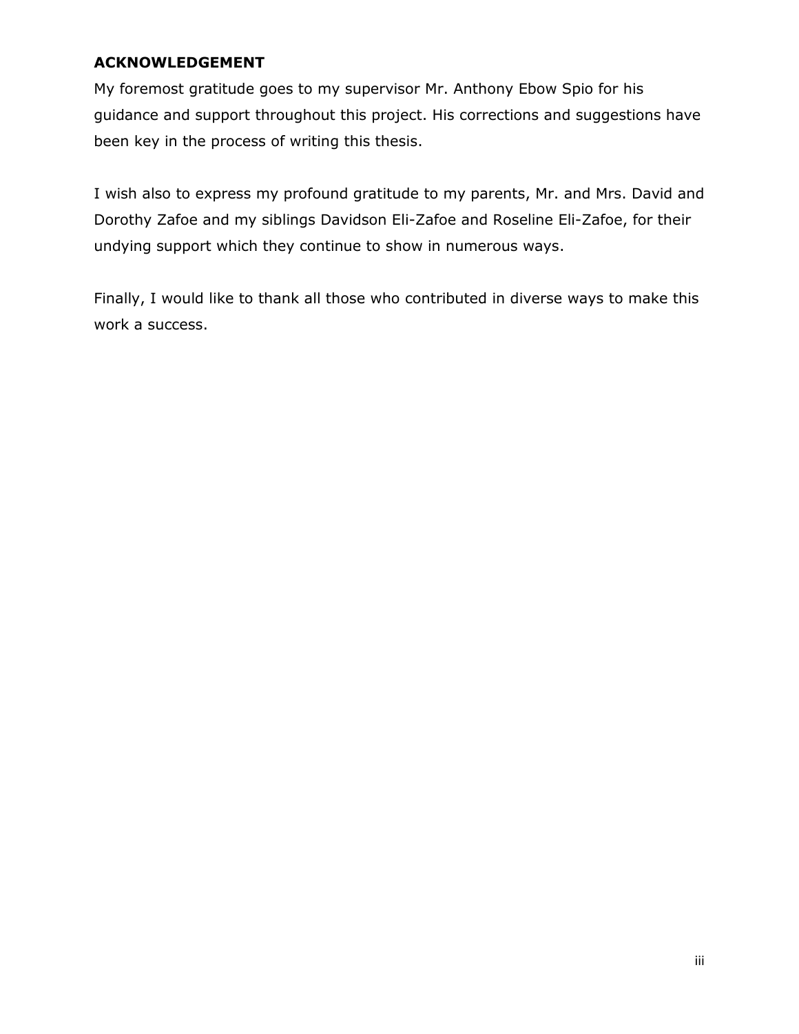## ACKNOWLEDGEMENT

My foremost gratitude goes to my supervisor Mr. Anthony Ebow Spio for his guidance and support throughout this project. His corrections and suggestions have been key in the process of writing this thesis.

I wish also to express my profound gratitude to my parents, Mr. and Mrs. David and Dorothy Zafoe and my siblings Davidson Eli-Zafoe and Roseline Eli-Zafoe, for their undying support which they continue to show in numerous ways.

Finally, I would like to thank all those who contributed in diverse ways to make this work a success.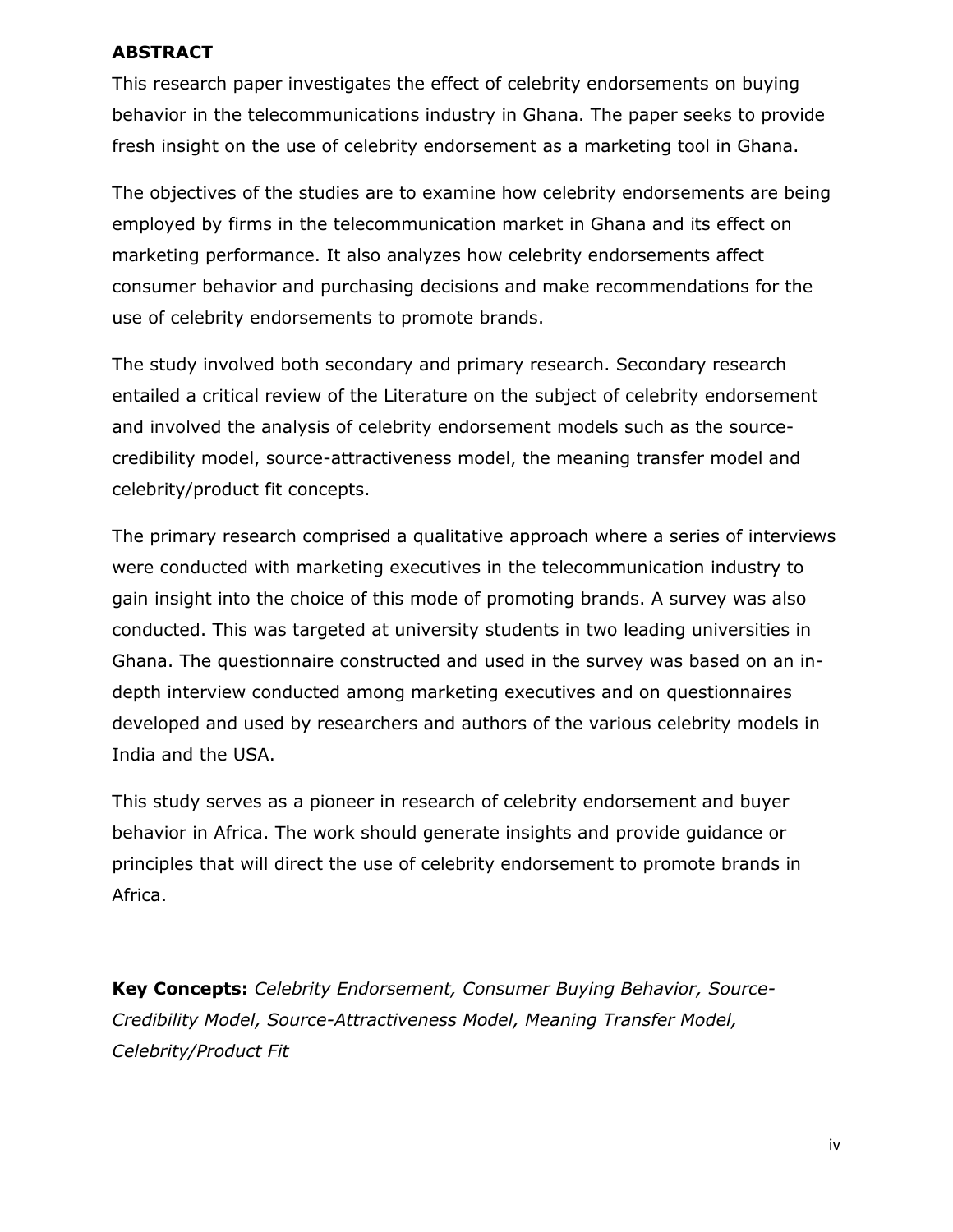# ABSTRACT

This research paper investigates the effect of celebrity endorsements on buying behavior in the telecommunications industry in Ghana. The paper seeks to provide fresh insight on the use of celebrity endorsement as a marketing tool in Ghana.

The objectives of the studies are to examine how celebrity endorsements are being employed by firms in the telecommunication market in Ghana and its effect on marketing performance. It also analyzes how celebrity endorsements affect consumer behavior and purchasing decisions and make recommendations for the use of celebrity endorsements to promote brands.

The study involved both secondary and primary research. Secondary research entailed a critical review of the Literature on the subject of celebrity endorsement and involved the analysis of celebrity endorsement models such as the source-credibility model, source-attractiveness model, the meaning transfer model and celebrity/product fit concepts.

The primary research comprised a qualitative approach where a series of interviews were conducted with marketing executives in the telecommunication industry to gain insight into the choice of this mode of promoting brands. A survey was also conducted. This was targeted at university students in two leading universities in Ghana. The questionnaire constructed and used in the survey was based on an in-depth interview conducted among marketing executives and on questionnaires developed and used by researchers and authors of the various celebrity models in India and the USA.

This study serves as a pioneer in research of celebrity endorsement and buyer behavior in Africa. The work should generate insights and provide guidance or principles that will direct the use of celebrity endorsement to promote brands in Africa.

**Key Concepts:** *Celebrity Endorsement, Consumer Buying Behavior, Source-Credibility Model, Source-Attractiveness Model, Meaning Transfer Model, Celebrity/Product Fit*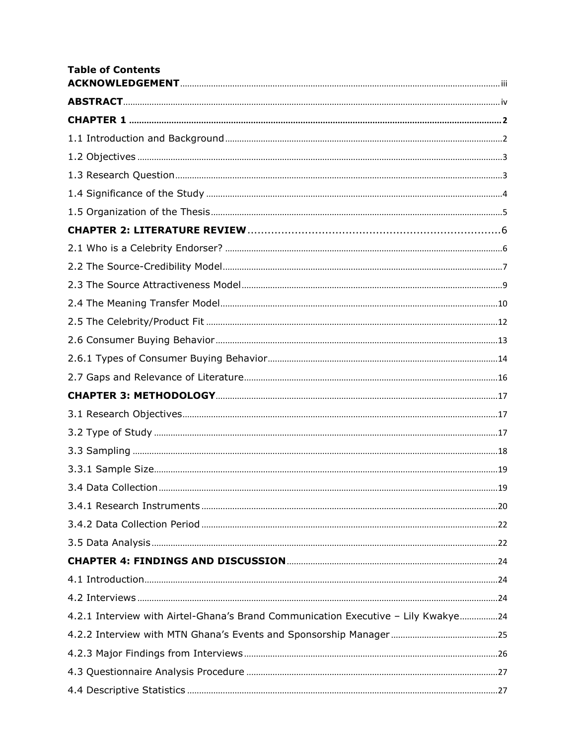**Table of Contents**

**ACKNOWLEDGEMENT** ..... iii

**ABSTRACT** ..... iv

**CHAPTER 1** ..... 2

1.1 Introduction and Background ..... 2

1.2 Objectives ..... 3

1.3 Research Question ..... 3

1.4 Significance of the Study ..... 4

1.5 Organization of the Thesis ..... 5

**CHAPTER 2: LITERATURE REVIEW** ..... 6

2.1 Who is a Celebrity Endorser? ..... 6

2.2 The Source-Credibility Model ..... 7

2.3 The Source Attractiveness Model ..... 9

2.4 The Meaning Transfer Model ..... 10

2.5 The Celebrity/Product Fit ..... 12

2.6 Consumer Buying Behavior ..... 13

2.6.1 Types of Consumer Buying Behavior ..... 14

2.7 Gaps and Relevance of Literature ..... 16

**CHAPTER 3: METHODOLOGY** ..... 17

3.1 Research Objectives ..... 17

3.2 Type of Study ..... 17

3.3 Sampling ..... 18

3.3.1 Sample Size ..... 19

3.4 Data Collection ..... 19

3.4.1 Research Instruments ..... 20

3.4.2 Data Collection Period ..... 22

3.5 Data Analysis ..... 22

**CHAPTER 4: FINDINGS AND DISCUSSION** ..... 24

4.1 Introduction ..... 24

4.2 Interviews ..... 24

4.2.1 Interview with Airtel-Ghana's Brand Communication Executive – Lily Kwakye ..... 24

4.2.2 Interview with MTN Ghana's Events and Sponsorship Manager ..... 25

4.2.3 Major Findings from Interviews ..... 26

4.3 Questionnaire Analysis Procedure ..... 27

4.4 Descriptive Statistics ..... 27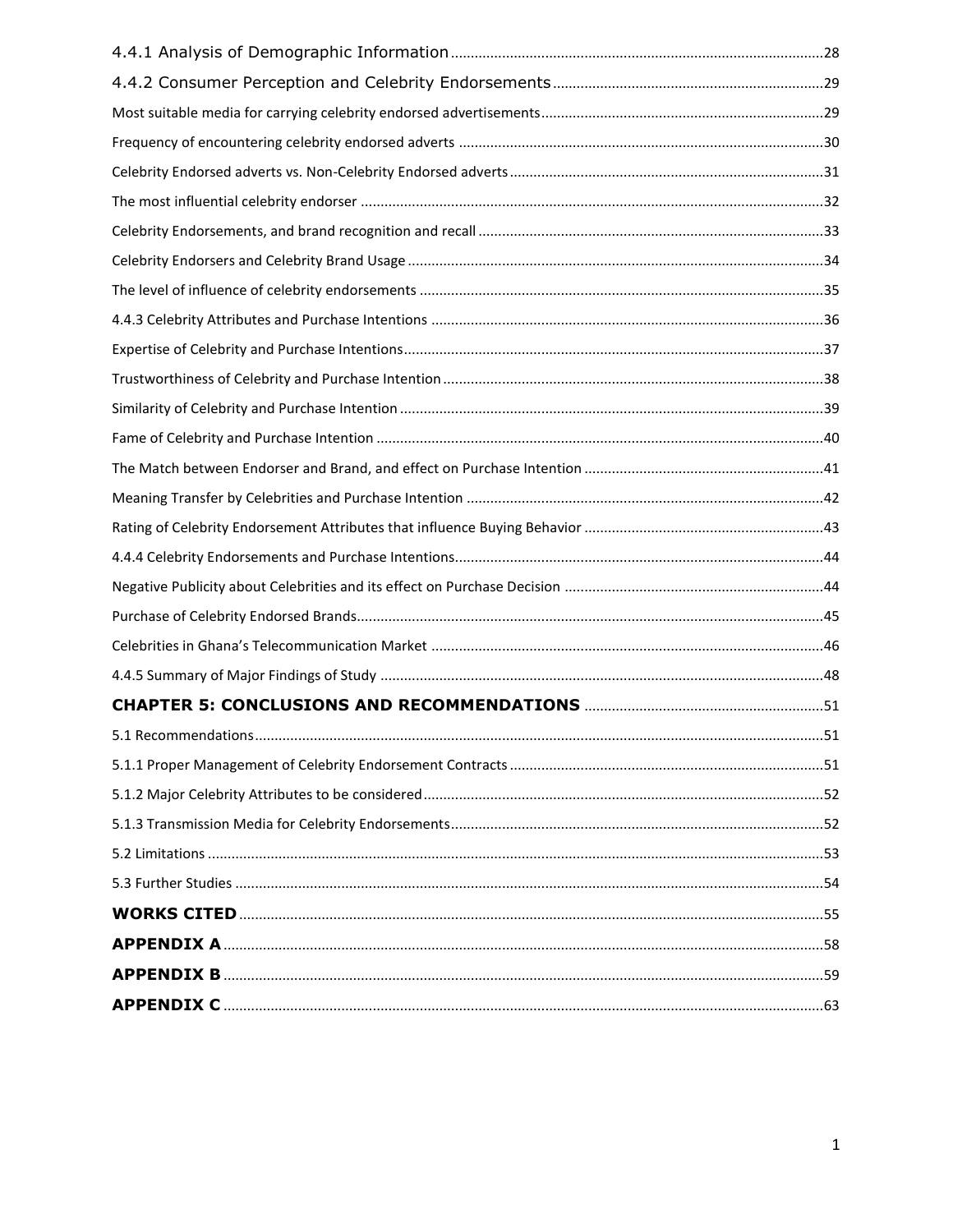4.4.1 Analysis of Demographic Information ..... 28
4.4.2 Consumer Perception and Celebrity Endorsements ..... 29
Most suitable media for carrying celebrity endorsed advertisements ..... 29
Frequency of encountering celebrity endorsed adverts ..... 30
Celebrity Endorsed adverts vs. Non-Celebrity Endorsed adverts ..... 31
The most influential celebrity endorser ..... 32
Celebrity Endorsements, and brand recognition and recall ..... 33
Celebrity Endorsers and Celebrity Brand Usage ..... 34
The level of influence of celebrity endorsements ..... 35
4.4.3 Celebrity Attributes and Purchase Intentions ..... 36
Expertise of Celebrity and Purchase Intentions ..... 37
Trustworthiness of Celebrity and Purchase Intention ..... 38
Similarity of Celebrity and Purchase Intention ..... 39
Fame of Celebrity and Purchase Intention ..... 40
The Match between Endorser and Brand, and effect on Purchase Intention ..... 41
Meaning Transfer by Celebrities and Purchase Intention ..... 42
Rating of Celebrity Endorsement Attributes that influence Buying Behavior ..... 43
4.4.4 Celebrity Endorsements and Purchase Intentions ..... 44
Negative Publicity about Celebrities and its effect on Purchase Decision ..... 44
Purchase of Celebrity Endorsed Brands ..... 45
Celebrities in Ghana's Telecommunication Market ..... 46
4.4.5 Summary of Major Findings of Study ..... 48
**CHAPTER 5: CONCLUSIONS AND RECOMMENDATIONS** ..... 51
5.1 Recommendations ..... 51
5.1.1 Proper Management of Celebrity Endorsement Contracts ..... 51
5.1.2 Major Celebrity Attributes to be considered ..... 52
5.1.3 Transmission Media for Celebrity Endorsements ..... 52
5.2 Limitations ..... 53
5.3 Further Studies ..... 54
**WORKS CITED** ..... 55
**APPENDIX A** ..... 58
**APPENDIX B** ..... 59
**APPENDIX C** ..... 63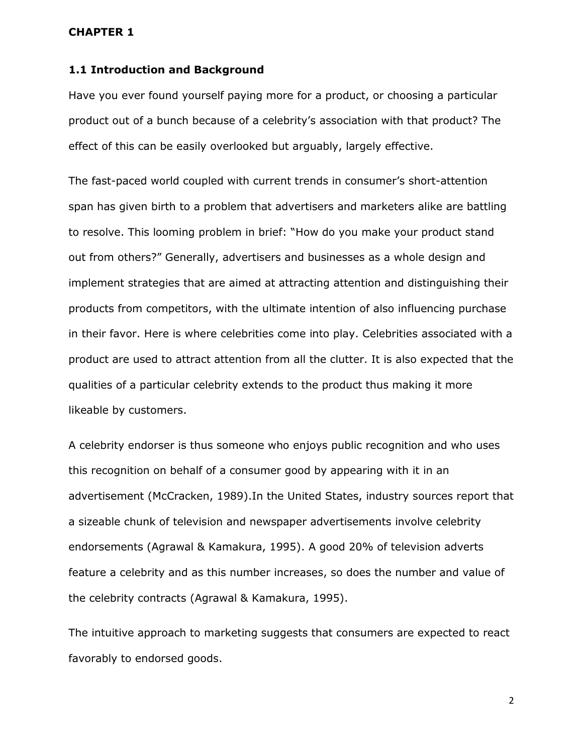# CHAPTER 1

## 1.1 Introduction and Background

Have you ever found yourself paying more for a product, or choosing a particular product out of a bunch because of a celebrity's association with that product? The effect of this can be easily overlooked but arguably, largely effective.

The fast-paced world coupled with current trends in consumer's short-attention span has given birth to a problem that advertisers and marketers alike are battling to resolve. This looming problem in brief: "How do you make your product stand out from others?" Generally, advertisers and businesses as a whole design and implement strategies that are aimed at attracting attention and distinguishing their products from competitors, with the ultimate intention of also influencing purchase in their favor. Here is where celebrities come into play. Celebrities associated with a product are used to attract attention from all the clutter. It is also expected that the qualities of a particular celebrity extends to the product thus making it more likeable by customers.

A celebrity endorser is thus someone who enjoys public recognition and who uses this recognition on behalf of a consumer good by appearing with it in an advertisement (McCracken, 1989).In the United States, industry sources report that a sizeable chunk of television and newspaper advertisements involve celebrity endorsements (Agrawal & Kamakura, 1995). A good 20% of television adverts feature a celebrity and as this number increases, so does the number and value of the celebrity contracts (Agrawal & Kamakura, 1995).

The intuitive approach to marketing suggests that consumers are expected to react favorably to endorsed goods.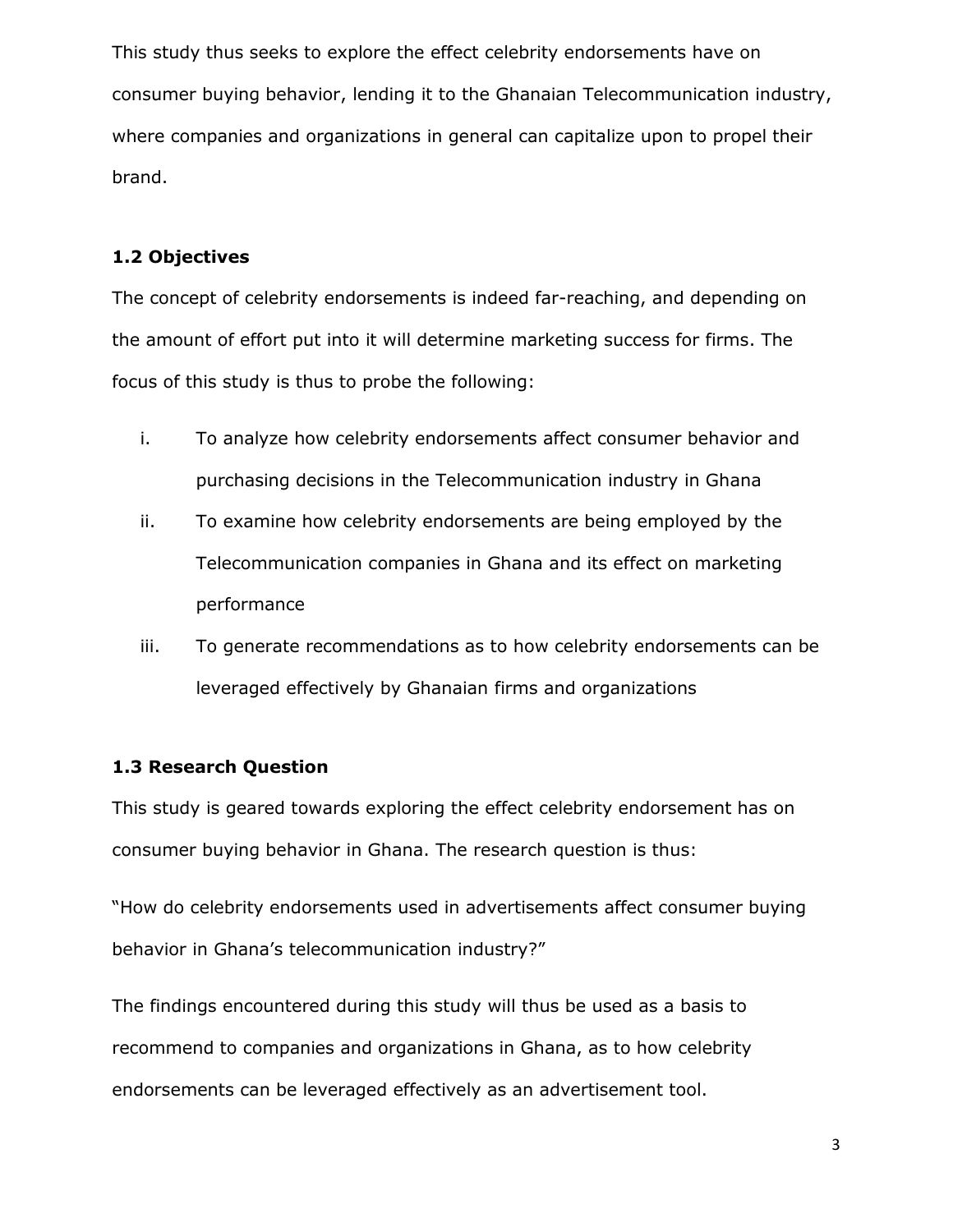This study thus seeks to explore the effect celebrity endorsements have on consumer buying behavior, lending it to the Ghanaian Telecommunication industry, where companies and organizations in general can capitalize upon to propel their brand.

### 1.2 Objectives

The concept of celebrity endorsements is indeed far-reaching, and depending on the amount of effort put into it will determine marketing success for firms. The focus of this study is thus to probe the following:

i. To analyze how celebrity endorsements affect consumer behavior and purchasing decisions in the Telecommunication industry in Ghana
ii. To examine how celebrity endorsements are being employed by the Telecommunication companies in Ghana and its effect on marketing performance
iii. To generate recommendations as to how celebrity endorsements can be leveraged effectively by Ghanaian firms and organizations

### 1.3 Research Question

This study is geared towards exploring the effect celebrity endorsement has on consumer buying behavior in Ghana. The research question is thus:

"How do celebrity endorsements used in advertisements affect consumer buying behavior in Ghana's telecommunication industry?"

The findings encountered during this study will thus be used as a basis to recommend to companies and organizations in Ghana, as to how celebrity endorsements can be leveraged effectively as an advertisement tool.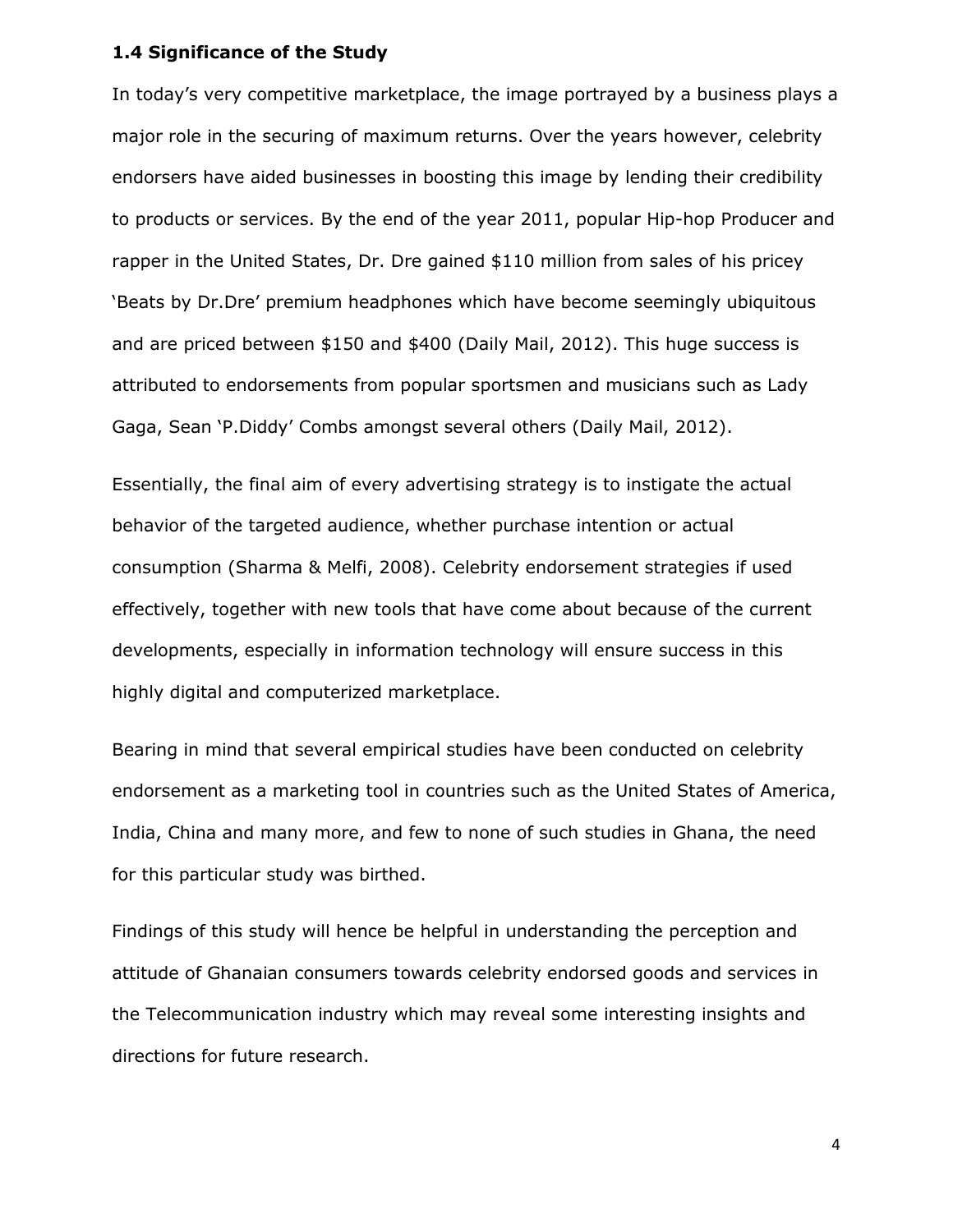### 1.4 Significance of the Study

In today's very competitive marketplace, the image portrayed by a business plays a major role in the securing of maximum returns. Over the years however, celebrity endorsers have aided businesses in boosting this image by lending their credibility to products or services. By the end of the year 2011, popular Hip-hop Producer and rapper in the United States, Dr. Dre gained $110 million from sales of his pricey 'Beats by Dr.Dre' premium headphones which have become seemingly ubiquitous and are priced between $150 and $400 (Daily Mail, 2012). This huge success is attributed to endorsements from popular sportsmen and musicians such as Lady Gaga, Sean 'P.Diddy' Combs amongst several others (Daily Mail, 2012).

Essentially, the final aim of every advertising strategy is to instigate the actual behavior of the targeted audience, whether purchase intention or actual consumption (Sharma & Melfi, 2008). Celebrity endorsement strategies if used effectively, together with new tools that have come about because of the current developments, especially in information technology will ensure success in this highly digital and computerized marketplace.

Bearing in mind that several empirical studies have been conducted on celebrity endorsement as a marketing tool in countries such as the United States of America, India, China and many more, and few to none of such studies in Ghana, the need for this particular study was birthed.

Findings of this study will hence be helpful in understanding the perception and attitude of Ghanaian consumers towards celebrity endorsed goods and services in the Telecommunication industry which may reveal some interesting insights and directions for future research.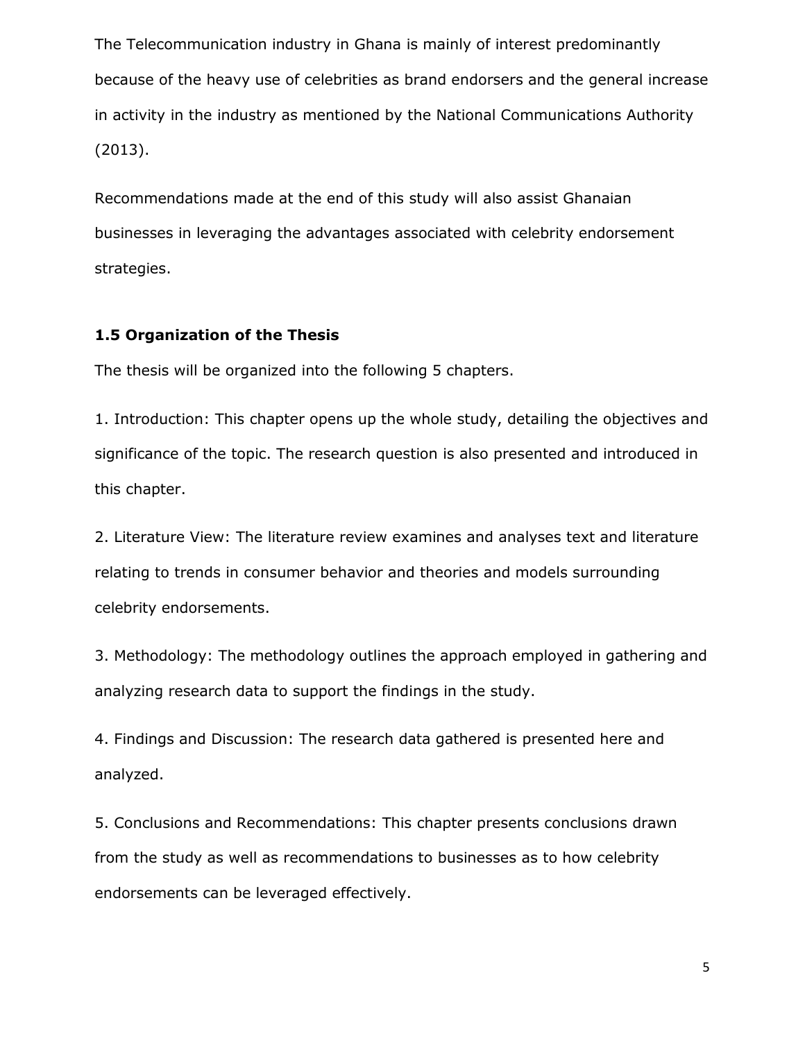The Telecommunication industry in Ghana is mainly of interest predominantly because of the heavy use of celebrities as brand endorsers and the general increase in activity in the industry as mentioned by the National Communications Authority (2013).

Recommendations made at the end of this study will also assist Ghanaian businesses in leveraging the advantages associated with celebrity endorsement strategies.

### 1.5 Organization of the Thesis

The thesis will be organized into the following 5 chapters.

1. Introduction: This chapter opens up the whole study, detailing the objectives and significance of the topic. The research question is also presented and introduced in this chapter.

2. Literature View: The literature review examines and analyses text and literature relating to trends in consumer behavior and theories and models surrounding celebrity endorsements.

3. Methodology: The methodology outlines the approach employed in gathering and analyzing research data to support the findings in the study.

4. Findings and Discussion: The research data gathered is presented here and analyzed.

5. Conclusions and Recommendations: This chapter presents conclusions drawn from the study as well as recommendations to businesses as to how celebrity endorsements can be leveraged effectively.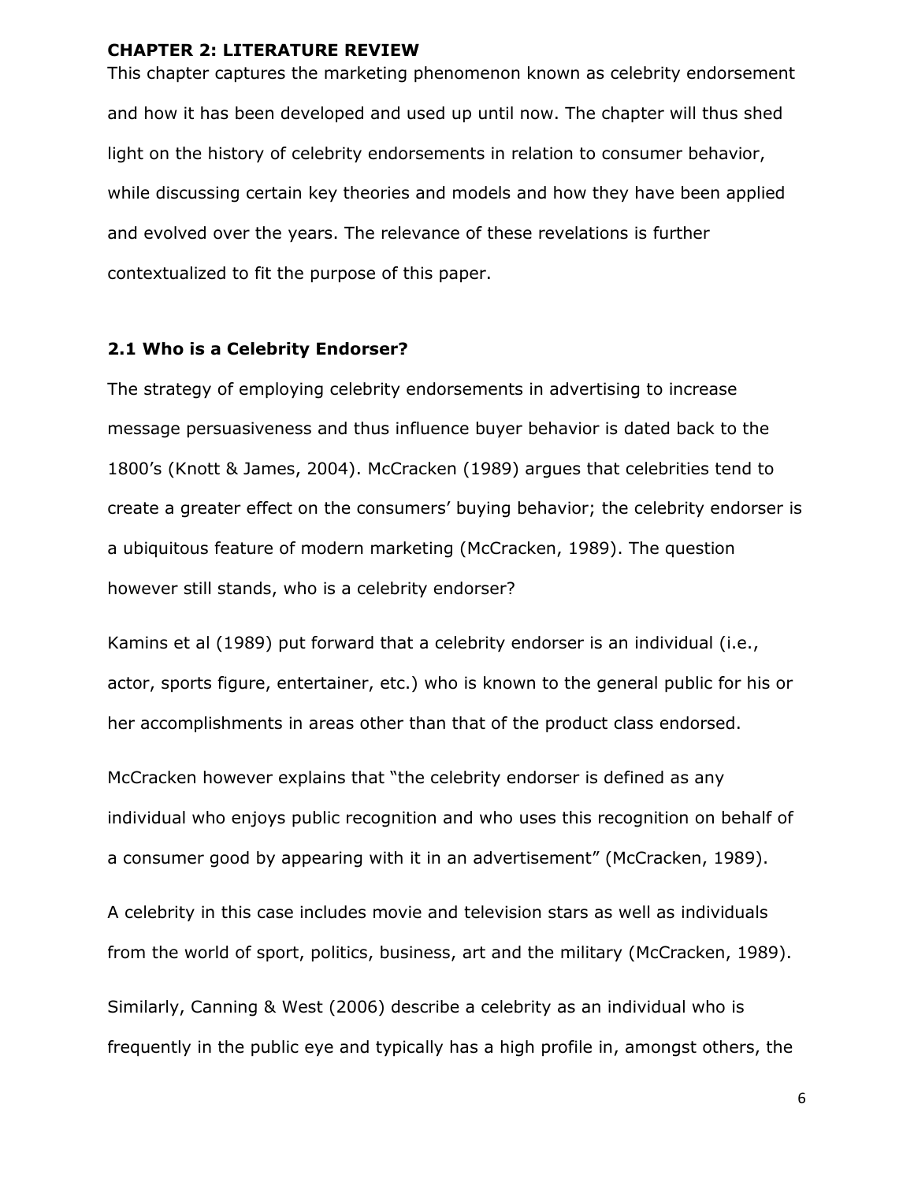## CHAPTER 2: LITERATURE REVIEW

This chapter captures the marketing phenomenon known as celebrity endorsement and how it has been developed and used up until now. The chapter will thus shed light on the history of celebrity endorsements in relation to consumer behavior, while discussing certain key theories and models and how they have been applied and evolved over the years. The relevance of these revelations is further contextualized to fit the purpose of this paper.

### 2.1 Who is a Celebrity Endorser?

The strategy of employing celebrity endorsements in advertising to increase message persuasiveness and thus influence buyer behavior is dated back to the 1800's (Knott & James, 2004). McCracken (1989) argues that celebrities tend to create a greater effect on the consumers' buying behavior; the celebrity endorser is a ubiquitous feature of modern marketing (McCracken, 1989). The question however still stands, who is a celebrity endorser?

Kamins et al (1989) put forward that a celebrity endorser is an individual (i.e., actor, sports figure, entertainer, etc.) who is known to the general public for his or her accomplishments in areas other than that of the product class endorsed.

McCracken however explains that "the celebrity endorser is defined as any individual who enjoys public recognition and who uses this recognition on behalf of a consumer good by appearing with it in an advertisement" (McCracken, 1989).

A celebrity in this case includes movie and television stars as well as individuals from the world of sport, politics, business, art and the military (McCracken, 1989).

Similarly, Canning & West (2006) describe a celebrity as an individual who is frequently in the public eye and typically has a high profile in, amongst others, the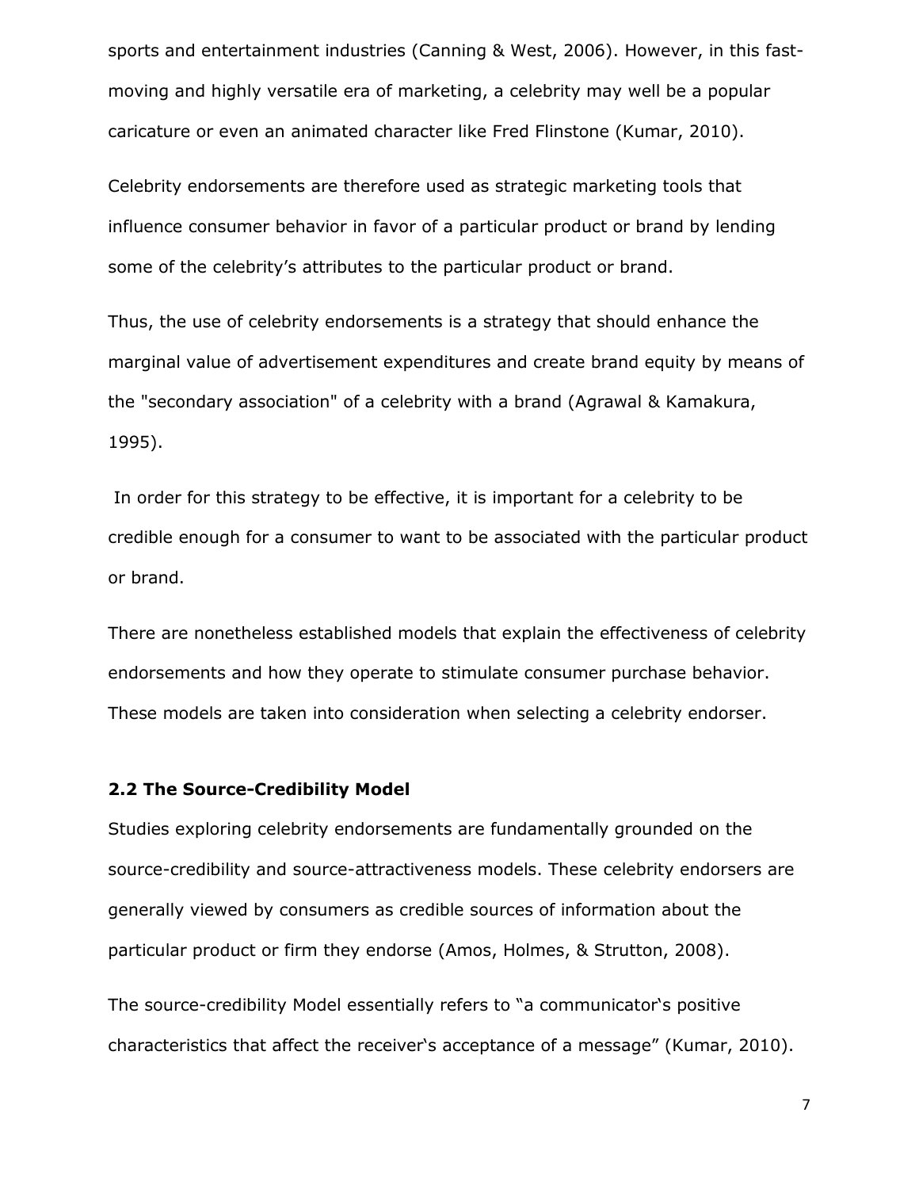sports and entertainment industries (Canning & West, 2006). However, in this fast-moving and highly versatile era of marketing, a celebrity may well be a popular caricature or even an animated character like Fred Flinstone (Kumar, 2010).

Celebrity endorsements are therefore used as strategic marketing tools that influence consumer behavior in favor of a particular product or brand by lending some of the celebrity's attributes to the particular product or brand.

Thus, the use of celebrity endorsements is a strategy that should enhance the marginal value of advertisement expenditures and create brand equity by means of the "secondary association" of a celebrity with a brand (Agrawal & Kamakura, 1995).

In order for this strategy to be effective, it is important for a celebrity to be credible enough for a consumer to want to be associated with the particular product or brand.

There are nonetheless established models that explain the effectiveness of celebrity endorsements and how they operate to stimulate consumer purchase behavior. These models are taken into consideration when selecting a celebrity endorser.

### 2.2 The Source-Credibility Model

Studies exploring celebrity endorsements are fundamentally grounded on the source-credibility and source-attractiveness models. These celebrity endorsers are generally viewed by consumers as credible sources of information about the particular product or firm they endorse (Amos, Holmes, & Strutton, 2008).

The source-credibility Model essentially refers to "a communicator's positive characteristics that affect the receiver's acceptance of a message" (Kumar, 2010).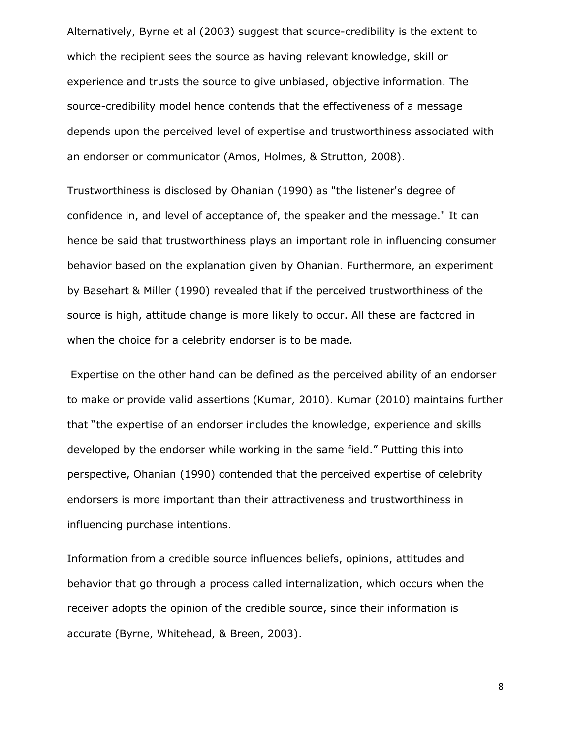Alternatively, Byrne et al (2003) suggest that source-credibility is the extent to which the recipient sees the source as having relevant knowledge, skill or experience and trusts the source to give unbiased, objective information. The source-credibility model hence contends that the effectiveness of a message depends upon the perceived level of expertise and trustworthiness associated with an endorser or communicator (Amos, Holmes, & Strutton, 2008).

Trustworthiness is disclosed by Ohanian (1990) as "the listener's degree of confidence in, and level of acceptance of, the speaker and the message." It can hence be said that trustworthiness plays an important role in influencing consumer behavior based on the explanation given by Ohanian. Furthermore, an experiment by Basehart & Miller (1990) revealed that if the perceived trustworthiness of the source is high, attitude change is more likely to occur. All these are factored in when the choice for a celebrity endorser is to be made.

Expertise on the other hand can be defined as the perceived ability of an endorser to make or provide valid assertions (Kumar, 2010). Kumar (2010) maintains further that "the expertise of an endorser includes the knowledge, experience and skills developed by the endorser while working in the same field." Putting this into perspective, Ohanian (1990) contended that the perceived expertise of celebrity endorsers is more important than their attractiveness and trustworthiness in influencing purchase intentions.

Information from a credible source influences beliefs, opinions, attitudes and behavior that go through a process called internalization, which occurs when the receiver adopts the opinion of the credible source, since their information is accurate (Byrne, Whitehead, & Breen, 2003).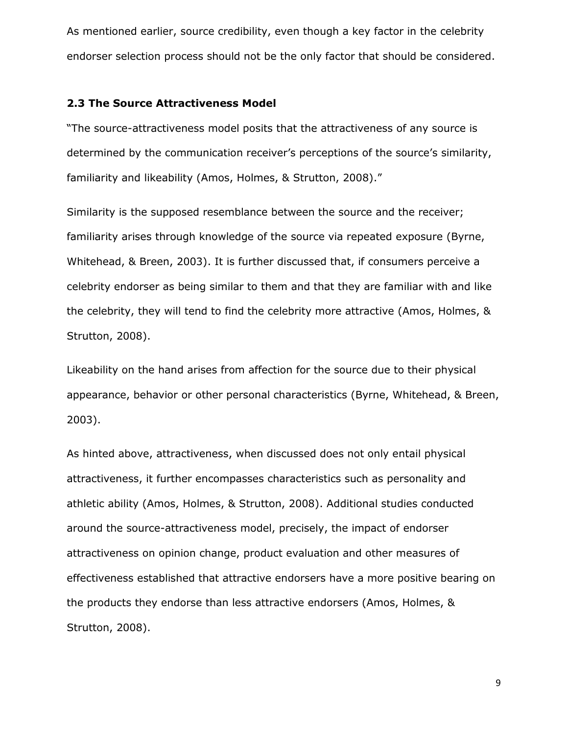As mentioned earlier, source credibility, even though a key factor in the celebrity endorser selection process should not be the only factor that should be considered.

### 2.3 The Source Attractiveness Model

"The source-attractiveness model posits that the attractiveness of any source is determined by the communication receiver's perceptions of the source's similarity, familiarity and likeability (Amos, Holmes, & Strutton, 2008)."

Similarity is the supposed resemblance between the source and the receiver; familiarity arises through knowledge of the source via repeated exposure (Byrne, Whitehead, & Breen, 2003). It is further discussed that, if consumers perceive a celebrity endorser as being similar to them and that they are familiar with and like the celebrity, they will tend to find the celebrity more attractive (Amos, Holmes, & Strutton, 2008).

Likeability on the hand arises from affection for the source due to their physical appearance, behavior or other personal characteristics (Byrne, Whitehead, & Breen, 2003).

As hinted above, attractiveness, when discussed does not only entail physical attractiveness, it further encompasses characteristics such as personality and athletic ability (Amos, Holmes, & Strutton, 2008). Additional studies conducted around the source-attractiveness model, precisely, the impact of endorser attractiveness on opinion change, product evaluation and other measures of effectiveness established that attractive endorsers have a more positive bearing on the products they endorse than less attractive endorsers (Amos, Holmes, & Strutton, 2008).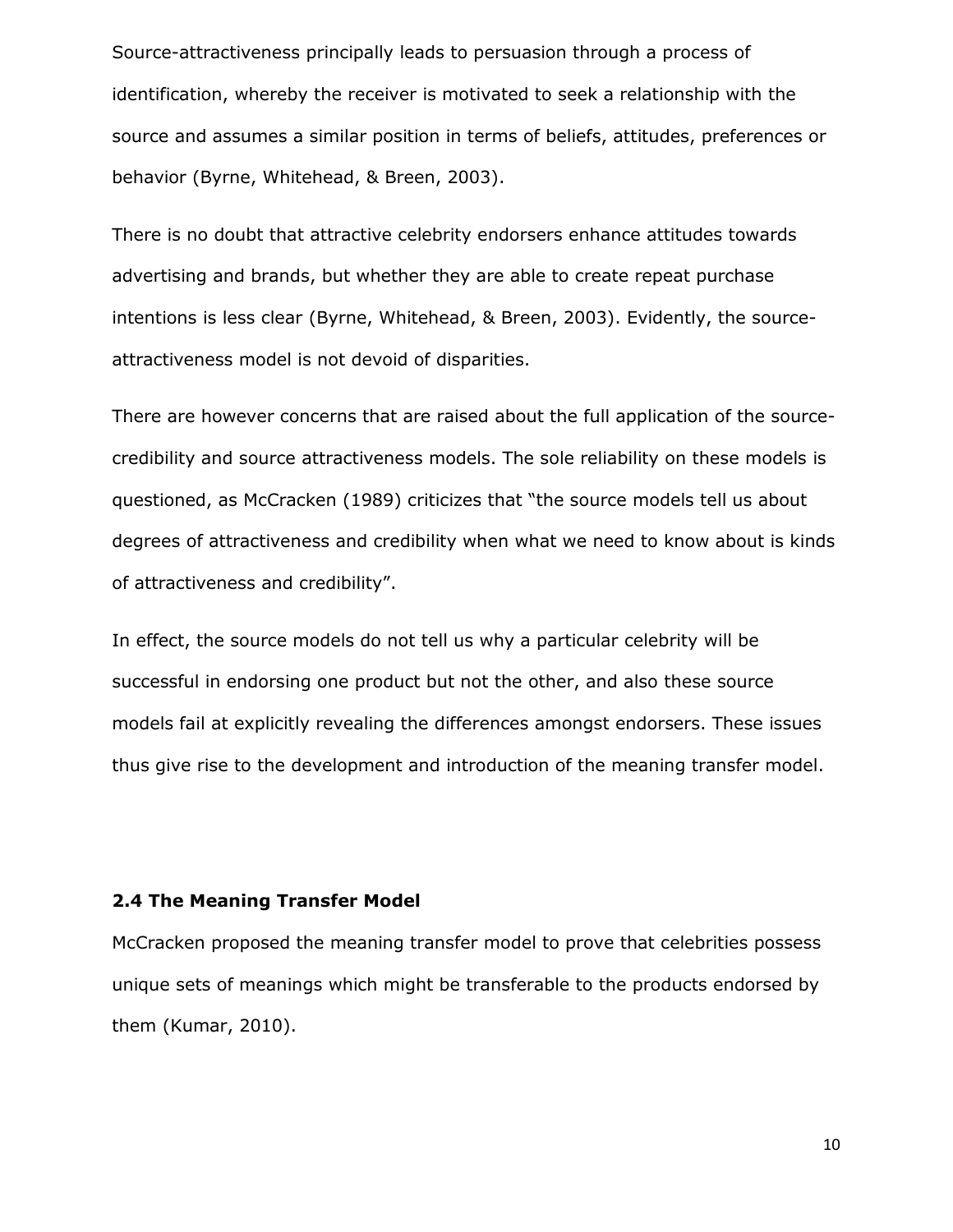Source-attractiveness principally leads to persuasion through a process of identification, whereby the receiver is motivated to seek a relationship with the source and assumes a similar position in terms of beliefs, attitudes, preferences or behavior (Byrne, Whitehead, & Breen, 2003).

There is no doubt that attractive celebrity endorsers enhance attitudes towards advertising and brands, but whether they are able to create repeat purchase intentions is less clear (Byrne, Whitehead, & Breen, 2003). Evidently, the source-attractiveness model is not devoid of disparities.

There are however concerns that are raised about the full application of the source-credibility and source attractiveness models. The sole reliability on these models is questioned, as McCracken (1989) criticizes that “the source models tell us about degrees of attractiveness and credibility when what we need to know about is kinds of attractiveness and credibility”.

In effect, the source models do not tell us why a particular celebrity will be successful in endorsing one product but not the other, and also these source models fail at explicitly revealing the differences amongst endorsers. These issues thus give rise to the development and introduction of the meaning transfer model.

### 2.4 The Meaning Transfer Model

McCracken proposed the meaning transfer model to prove that celebrities possess unique sets of meanings which might be transferable to the products endorsed by them (Kumar, 2010).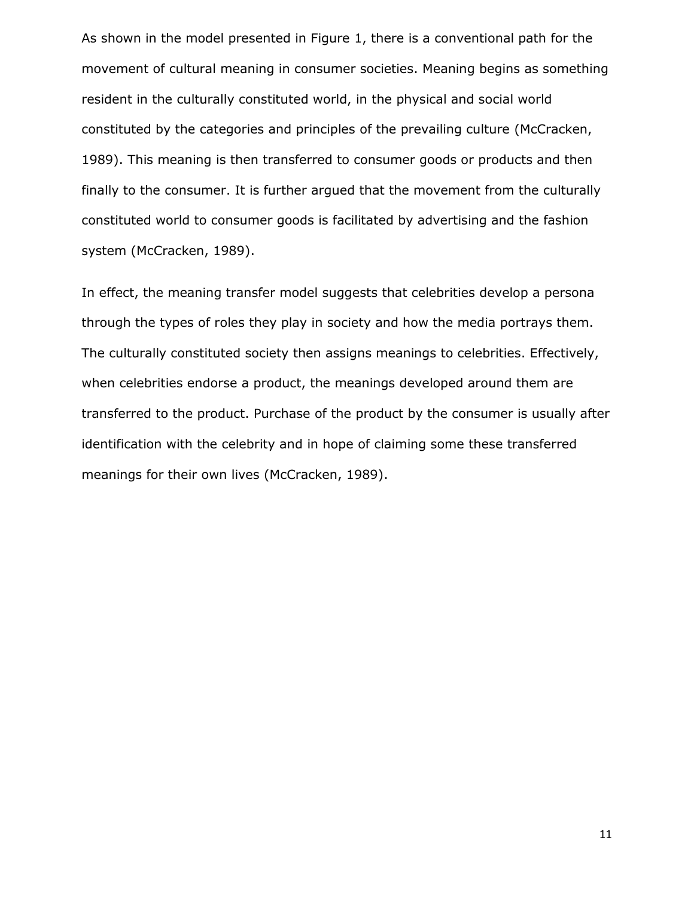As shown in the model presented in Figure 1, there is a conventional path for the movement of cultural meaning in consumer societies. Meaning begins as something resident in the culturally constituted world, in the physical and social world constituted by the categories and principles of the prevailing culture (McCracken, 1989). This meaning is then transferred to consumer goods or products and then finally to the consumer. It is further argued that the movement from the culturally constituted world to consumer goods is facilitated by advertising and the fashion system (McCracken, 1989).

In effect, the meaning transfer model suggests that celebrities develop a persona through the types of roles they play in society and how the media portrays them. The culturally constituted society then assigns meanings to celebrities. Effectively, when celebrities endorse a product, the meanings developed around them are transferred to the product. Purchase of the product by the consumer is usually after identification with the celebrity and in hope of claiming some these transferred meanings for their own lives (McCracken, 1989).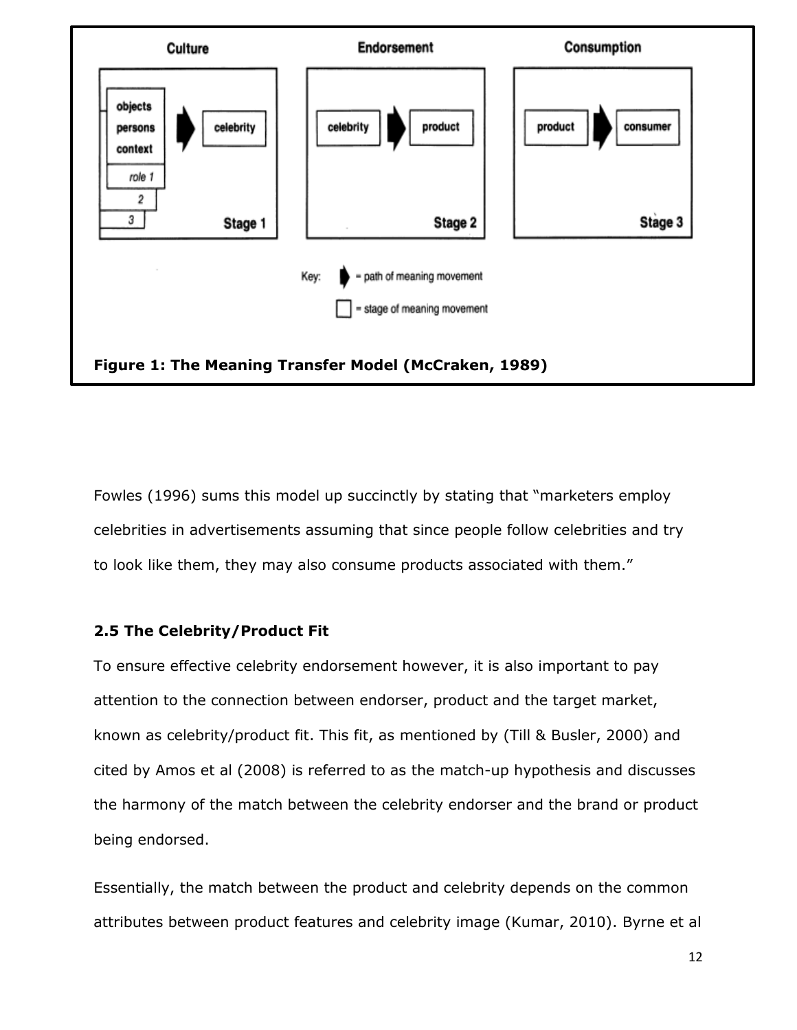**Figure 1: The Meaning Transfer Model (McCraken, 1989)**

Fowles (1996) sums this model up succinctly by stating that "marketers employ celebrities in advertisements assuming that since people follow celebrities and try to look like them, they may also consume products associated with them."

### 2.5 The Celebrity/Product Fit

To ensure effective celebrity endorsement however, it is also important to pay attention to the connection between endorser, product and the target market, known as celebrity/product fit. This fit, as mentioned by (Till & Busler, 2000) and cited by Amos et al (2008) is referred to as the match-up hypothesis and discusses the harmony of the match between the celebrity endorser and the brand or product being endorsed.

Essentially, the match between the product and celebrity depends on the common attributes between product features and celebrity image (Kumar, 2010). Byrne et al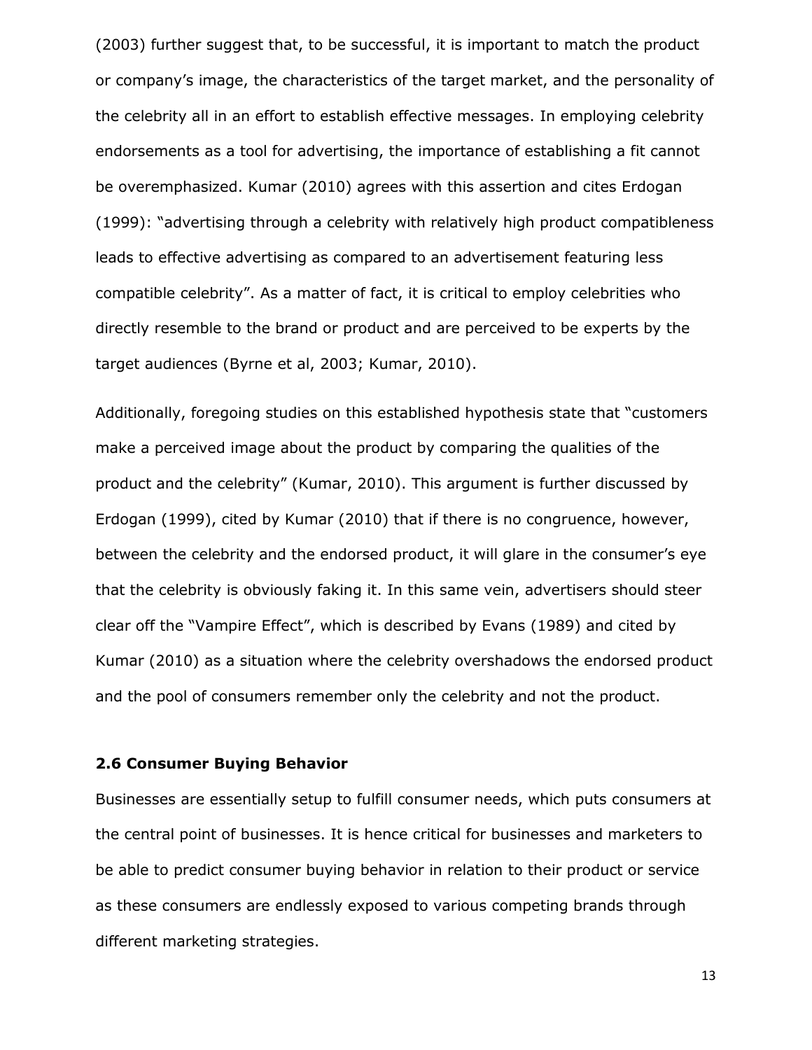(2003) further suggest that, to be successful, it is important to match the product or company's image, the characteristics of the target market, and the personality of the celebrity all in an effort to establish effective messages. In employing celebrity endorsements as a tool for advertising, the importance of establishing a fit cannot be overemphasized. Kumar (2010) agrees with this assertion and cites Erdogan (1999): "advertising through a celebrity with relatively high product compatibleness leads to effective advertising as compared to an advertisement featuring less compatible celebrity". As a matter of fact, it is critical to employ celebrities who directly resemble to the brand or product and are perceived to be experts by the target audiences (Byrne et al, 2003; Kumar, 2010).

Additionally, foregoing studies on this established hypothesis state that "customers make a perceived image about the product by comparing the qualities of the product and the celebrity" (Kumar, 2010). This argument is further discussed by Erdogan (1999), cited by Kumar (2010) that if there is no congruence, however, between the celebrity and the endorsed product, it will glare in the consumer's eye that the celebrity is obviously faking it. In this same vein, advertisers should steer clear off the "Vampire Effect", which is described by Evans (1989) and cited by Kumar (2010) as a situation where the celebrity overshadows the endorsed product and the pool of consumers remember only the celebrity and not the product.

### 2.6 Consumer Buying Behavior

Businesses are essentially setup to fulfill consumer needs, which puts consumers at the central point of businesses. It is hence critical for businesses and marketers to be able to predict consumer buying behavior in relation to their product or service as these consumers are endlessly exposed to various competing brands through different marketing strategies.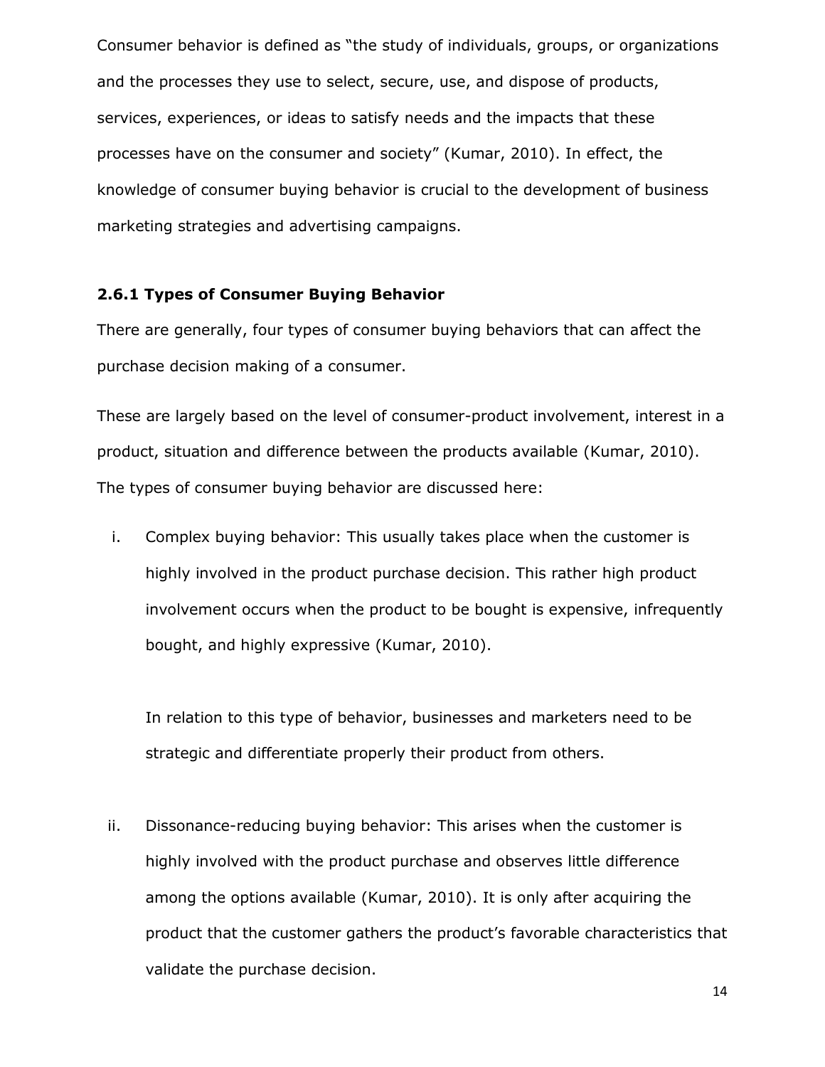Consumer behavior is defined as "the study of individuals, groups, or organizations and the processes they use to select, secure, use, and dispose of products, services, experiences, or ideas to satisfy needs and the impacts that these processes have on the consumer and society" (Kumar, 2010). In effect, the knowledge of consumer buying behavior is crucial to the development of business marketing strategies and advertising campaigns.

### 2.6.1 Types of Consumer Buying Behavior

There are generally, four types of consumer buying behaviors that can affect the purchase decision making of a consumer.

These are largely based on the level of consumer-product involvement, interest in a product, situation and difference between the products available (Kumar, 2010). The types of consumer buying behavior are discussed here:

i. Complex buying behavior: This usually takes place when the customer is highly involved in the product purchase decision. This rather high product involvement occurs when the product to be bought is expensive, infrequently bought, and highly expressive (Kumar, 2010).

   In relation to this type of behavior, businesses and marketers need to be strategic and differentiate properly their product from others.

ii. Dissonance-reducing buying behavior: This arises when the customer is highly involved with the product purchase and observes little difference among the options available (Kumar, 2010). It is only after acquiring the product that the customer gathers the product's favorable characteristics that validate the purchase decision.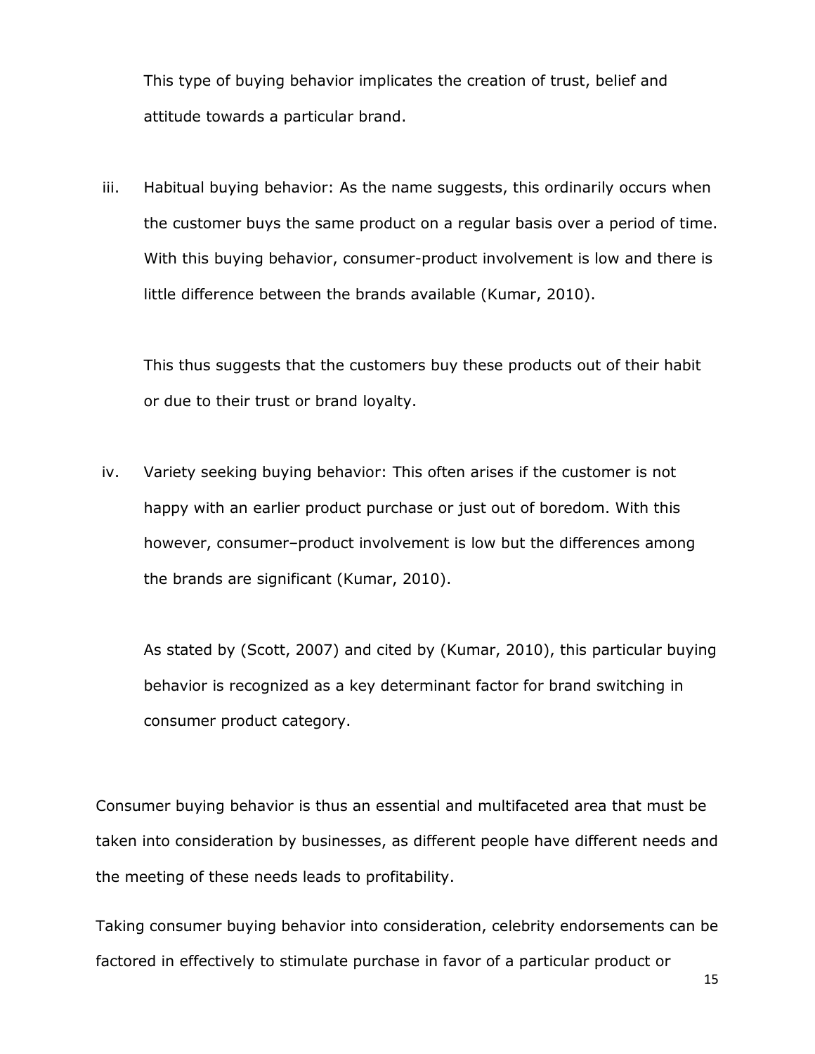This type of buying behavior implicates the creation of trust, belief and attitude towards a particular brand.

iii. Habitual buying behavior: As the name suggests, this ordinarily occurs when the customer buys the same product on a regular basis over a period of time. With this buying behavior, consumer-product involvement is low and there is little difference between the brands available (Kumar, 2010).

    This thus suggests that the customers buy these products out of their habit or due to their trust or brand loyalty.

iv. Variety seeking buying behavior: This often arises if the customer is not happy with an earlier product purchase or just out of boredom. With this however, consumer–product involvement is low but the differences among the brands are significant (Kumar, 2010).

    As stated by (Scott, 2007) and cited by (Kumar, 2010), this particular buying behavior is recognized as a key determinant factor for brand switching in consumer product category.

Consumer buying behavior is thus an essential and multifaceted area that must be taken into consideration by businesses, as different people have different needs and the meeting of these needs leads to profitability.

Taking consumer buying behavior into consideration, celebrity endorsements can be factored in effectively to stimulate purchase in favor of a particular product or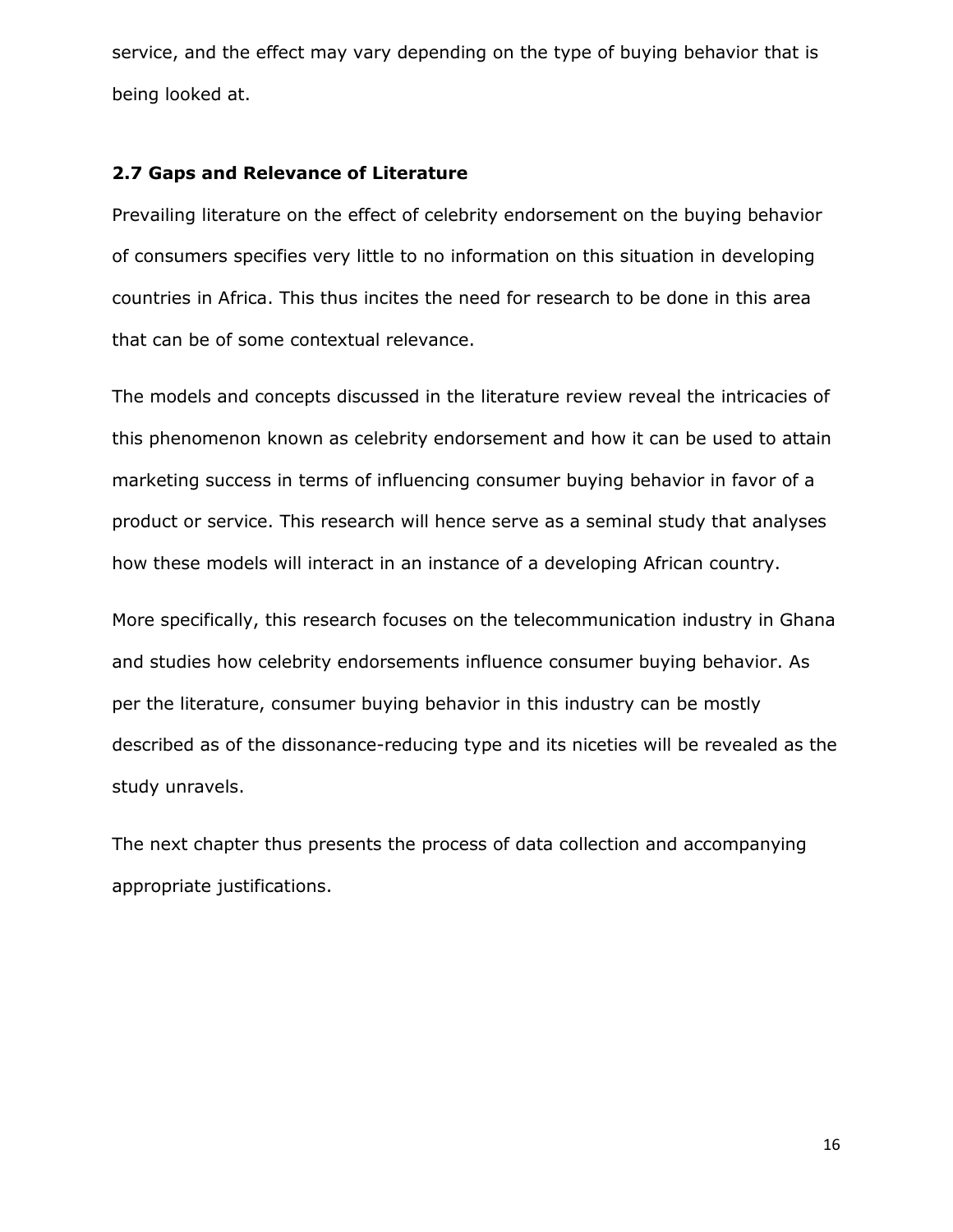service, and the effect may vary depending on the type of buying behavior that is being looked at.

### 2.7 Gaps and Relevance of Literature

Prevailing literature on the effect of celebrity endorsement on the buying behavior of consumers specifies very little to no information on this situation in developing countries in Africa. This thus incites the need for research to be done in this area that can be of some contextual relevance.

The models and concepts discussed in the literature review reveal the intricacies of this phenomenon known as celebrity endorsement and how it can be used to attain marketing success in terms of influencing consumer buying behavior in favor of a product or service. This research will hence serve as a seminal study that analyses how these models will interact in an instance of a developing African country.

More specifically, this research focuses on the telecommunication industry in Ghana and studies how celebrity endorsements influence consumer buying behavior. As per the literature, consumer buying behavior in this industry can be mostly described as of the dissonance-reducing type and its niceties will be revealed as the study unravels.

The next chapter thus presents the process of data collection and accompanying appropriate justifications.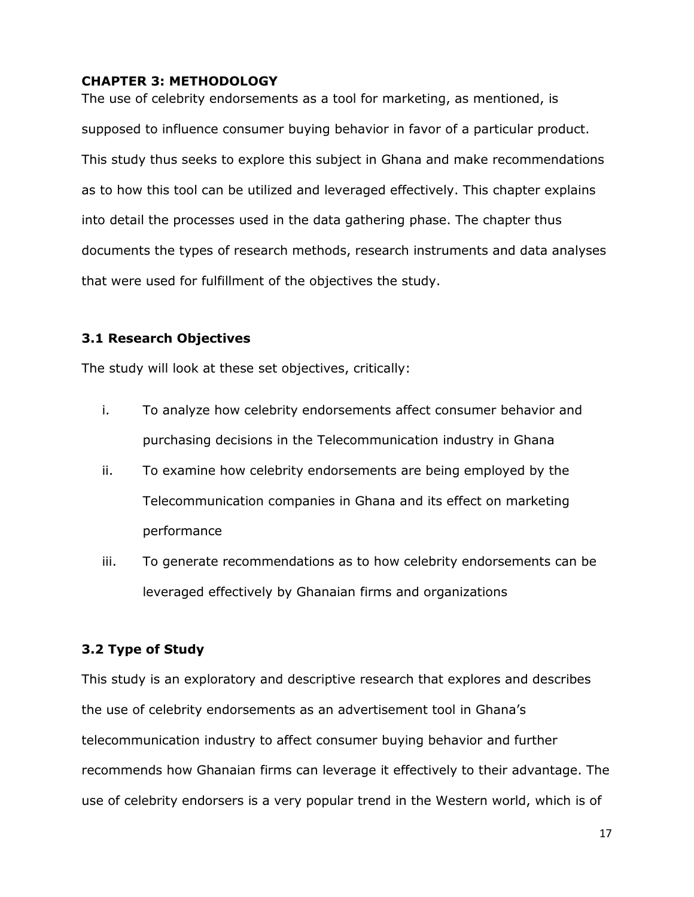## CHAPTER 3: METHODOLOGY

The use of celebrity endorsements as a tool for marketing, as mentioned, is supposed to influence consumer buying behavior in favor of a particular product. This study thus seeks to explore this subject in Ghana and make recommendations as to how this tool can be utilized and leveraged effectively. This chapter explains into detail the processes used in the data gathering phase. The chapter thus documents the types of research methods, research instruments and data analyses that were used for fulfillment of the objectives the study.

### 3.1 Research Objectives

The study will look at these set objectives, critically:

i. To analyze how celebrity endorsements affect consumer behavior and purchasing decisions in the Telecommunication industry in Ghana
ii. To examine how celebrity endorsements are being employed by the Telecommunication companies in Ghana and its effect on marketing performance
iii. To generate recommendations as to how celebrity endorsements can be leveraged effectively by Ghanaian firms and organizations

### 3.2 Type of Study

This study is an exploratory and descriptive research that explores and describes the use of celebrity endorsements as an advertisement tool in Ghana's telecommunication industry to affect consumer buying behavior and further recommends how Ghanaian firms can leverage it effectively to their advantage. The use of celebrity endorsers is a very popular trend in the Western world, which is of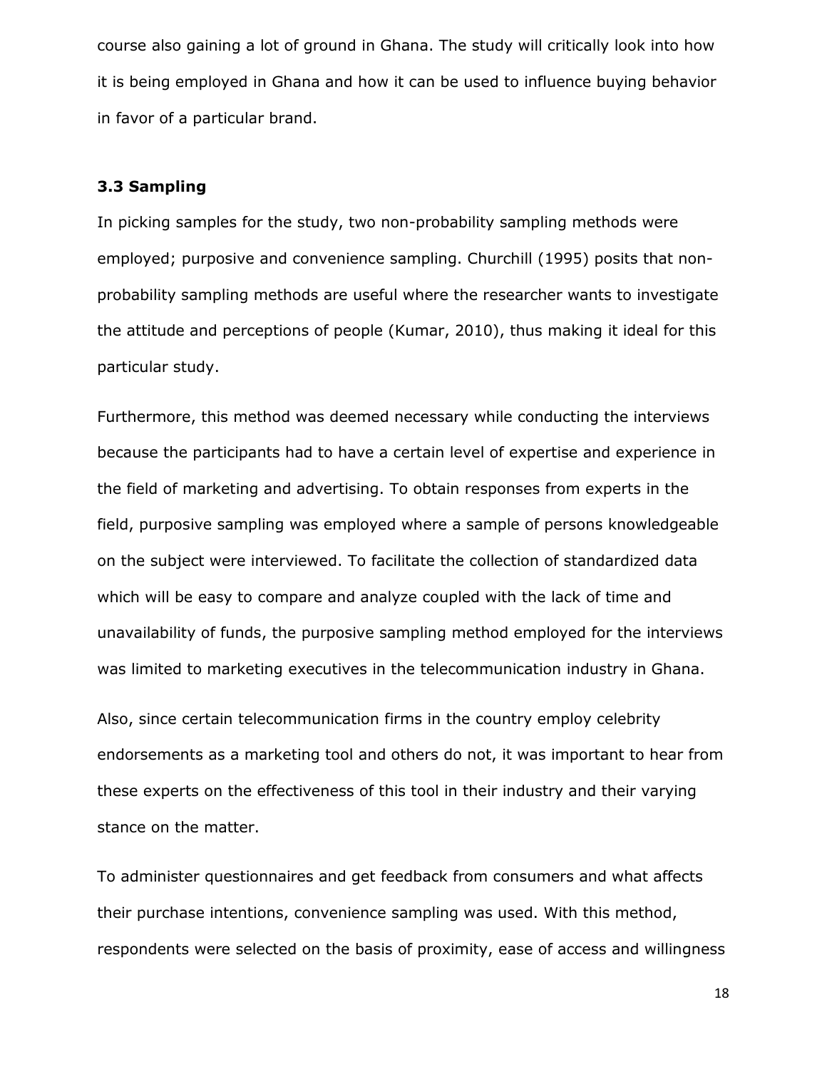course also gaining a lot of ground in Ghana. The study will critically look into how it is being employed in Ghana and how it can be used to influence buying behavior in favor of a particular brand.

### 3.3 Sampling

In picking samples for the study, two non-probability sampling methods were employed; purposive and convenience sampling. Churchill (1995) posits that non-probability sampling methods are useful where the researcher wants to investigate the attitude and perceptions of people (Kumar, 2010), thus making it ideal for this particular study.

Furthermore, this method was deemed necessary while conducting the interviews because the participants had to have a certain level of expertise and experience in the field of marketing and advertising. To obtain responses from experts in the field, purposive sampling was employed where a sample of persons knowledgeable on the subject were interviewed. To facilitate the collection of standardized data which will be easy to compare and analyze coupled with the lack of time and unavailability of funds, the purposive sampling method employed for the interviews was limited to marketing executives in the telecommunication industry in Ghana.

Also, since certain telecommunication firms in the country employ celebrity endorsements as a marketing tool and others do not, it was important to hear from these experts on the effectiveness of this tool in their industry and their varying stance on the matter.

To administer questionnaires and get feedback from consumers and what affects their purchase intentions, convenience sampling was used. With this method, respondents were selected on the basis of proximity, ease of access and willingness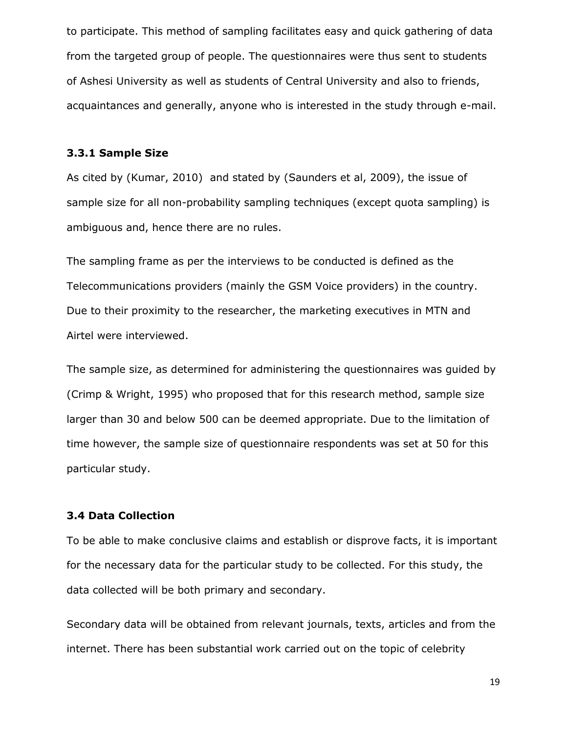to participate. This method of sampling facilitates easy and quick gathering of data from the targeted group of people. The questionnaires were thus sent to students of Ashesi University as well as students of Central University and also to friends, acquaintances and generally, anyone who is interested in the study through e-mail.

### 3.3.1 Sample Size

As cited by (Kumar, 2010) and stated by (Saunders et al, 2009), the issue of sample size for all non-probability sampling techniques (except quota sampling) is ambiguous and, hence there are no rules.

The sampling frame as per the interviews to be conducted is defined as the Telecommunications providers (mainly the GSM Voice providers) in the country. Due to their proximity to the researcher, the marketing executives in MTN and Airtel were interviewed.

The sample size, as determined for administering the questionnaires was guided by (Crimp & Wright, 1995) who proposed that for this research method, sample size larger than 30 and below 500 can be deemed appropriate. Due to the limitation of time however, the sample size of questionnaire respondents was set at 50 for this particular study.

## 3.4 Data Collection

To be able to make conclusive claims and establish or disprove facts, it is important for the necessary data for the particular study to be collected. For this study, the data collected will be both primary and secondary.

Secondary data will be obtained from relevant journals, texts, articles and from the internet. There has been substantial work carried out on the topic of celebrity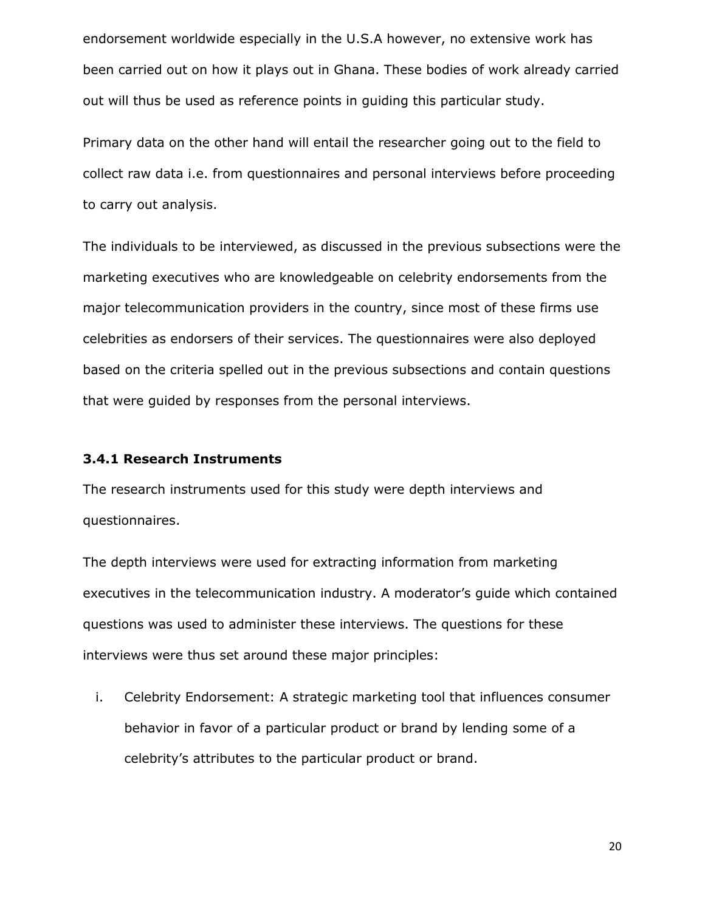endorsement worldwide especially in the U.S.A however, no extensive work has been carried out on how it plays out in Ghana. These bodies of work already carried out will thus be used as reference points in guiding this particular study.

Primary data on the other hand will entail the researcher going out to the field to collect raw data i.e. from questionnaires and personal interviews before proceeding to carry out analysis.

The individuals to be interviewed, as discussed in the previous subsections were the marketing executives who are knowledgeable on celebrity endorsements from the major telecommunication providers in the country, since most of these firms use celebrities as endorsers of their services. The questionnaires were also deployed based on the criteria spelled out in the previous subsections and contain questions that were guided by responses from the personal interviews.

### 3.4.1 Research Instruments

The research instruments used for this study were depth interviews and questionnaires.

The depth interviews were used for extracting information from marketing executives in the telecommunication industry. A moderator's guide which contained questions was used to administer these interviews. The questions for these interviews were thus set around these major principles:

i. Celebrity Endorsement: A strategic marketing tool that influences consumer behavior in favor of a particular product or brand by lending some of a celebrity's attributes to the particular product or brand.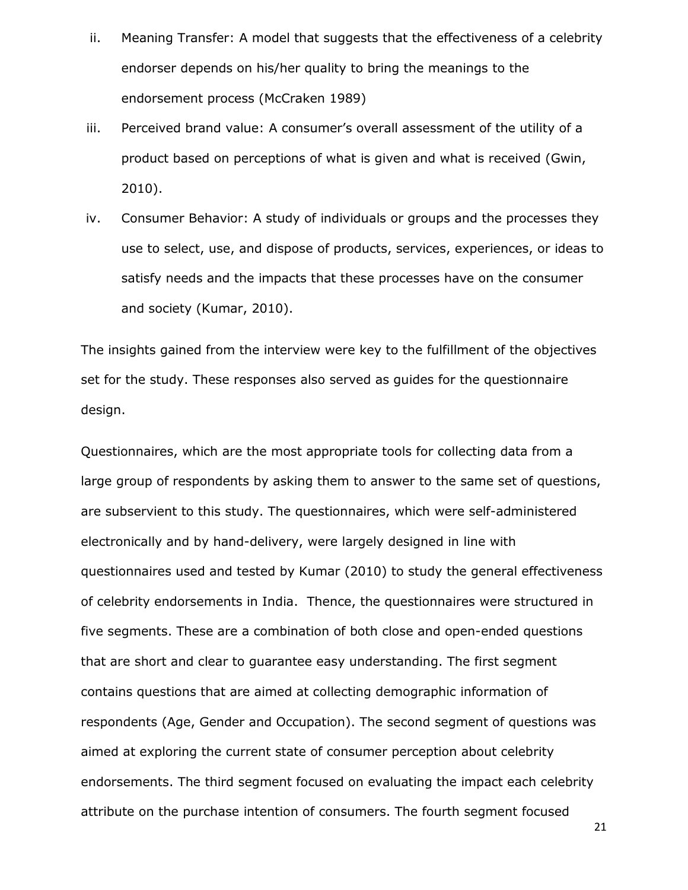ii. Meaning Transfer: A model that suggests that the effectiveness of a celebrity endorser depends on his/her quality to bring the meanings to the endorsement process (McCraken 1989)

iii. Perceived brand value: A consumer's overall assessment of the utility of a product based on perceptions of what is given and what is received (Gwin, 2010).

iv. Consumer Behavior: A study of individuals or groups and the processes they use to select, use, and dispose of products, services, experiences, or ideas to satisfy needs and the impacts that these processes have on the consumer and society (Kumar, 2010).

The insights gained from the interview were key to the fulfillment of the objectives set for the study. These responses also served as guides for the questionnaire design.

Questionnaires, which are the most appropriate tools for collecting data from a large group of respondents by asking them to answer to the same set of questions, are subservient to this study. The questionnaires, which were self-administered electronically and by hand-delivery, were largely designed in line with questionnaires used and tested by Kumar (2010) to study the general effectiveness of celebrity endorsements in India. Thence, the questionnaires were structured in five segments. These are a combination of both close and open-ended questions that are short and clear to guarantee easy understanding. The first segment contains questions that are aimed at collecting demographic information of respondents (Age, Gender and Occupation). The second segment of questions was aimed at exploring the current state of consumer perception about celebrity endorsements. The third segment focused on evaluating the impact each celebrity attribute on the purchase intention of consumers. The fourth segment focused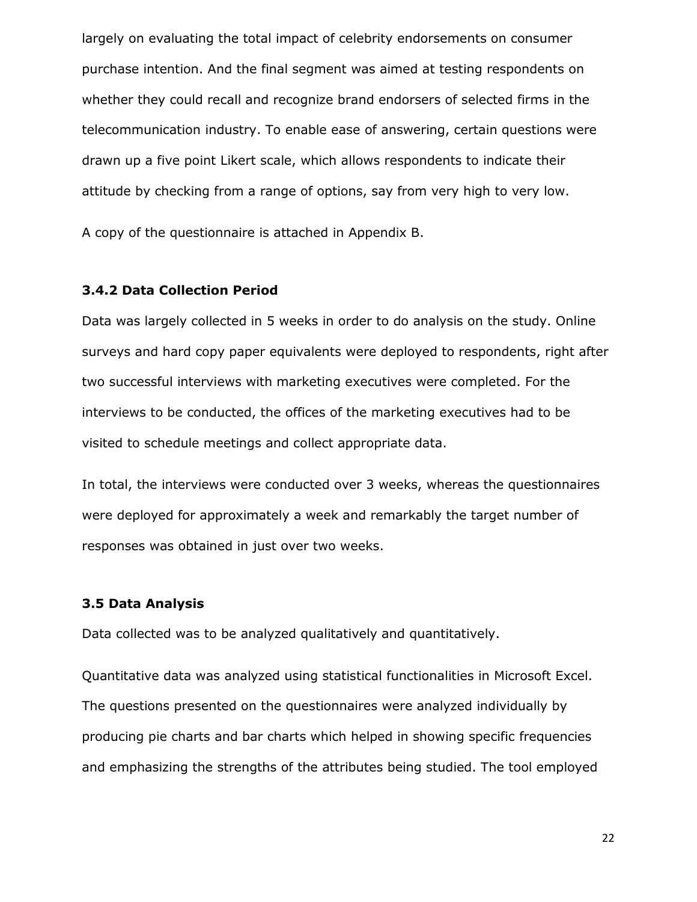largely on evaluating the total impact of celebrity endorsements on consumer purchase intention. And the final segment was aimed at testing respondents on whether they could recall and recognize brand endorsers of selected firms in the telecommunication industry. To enable ease of answering, certain questions were drawn up a five point Likert scale, which allows respondents to indicate their attitude by checking from a range of options, say from very high to very low.

A copy of the questionnaire is attached in Appendix B.

### 3.4.2 Data Collection Period

Data was largely collected in 5 weeks in order to do analysis on the study. Online surveys and hard copy paper equivalents were deployed to respondents, right after two successful interviews with marketing executives were completed. For the interviews to be conducted, the offices of the marketing executives had to be visited to schedule meetings and collect appropriate data.

In total, the interviews were conducted over 3 weeks, whereas the questionnaires were deployed for approximately a week and remarkably the target number of responses was obtained in just over two weeks.

## 3.5 Data Analysis

Data collected was to be analyzed qualitatively and quantitatively.

Quantitative data was analyzed using statistical functionalities in Microsoft Excel. The questions presented on the questionnaires were analyzed individually by producing pie charts and bar charts which helped in showing specific frequencies and emphasizing the strengths of the attributes being studied. The tool employed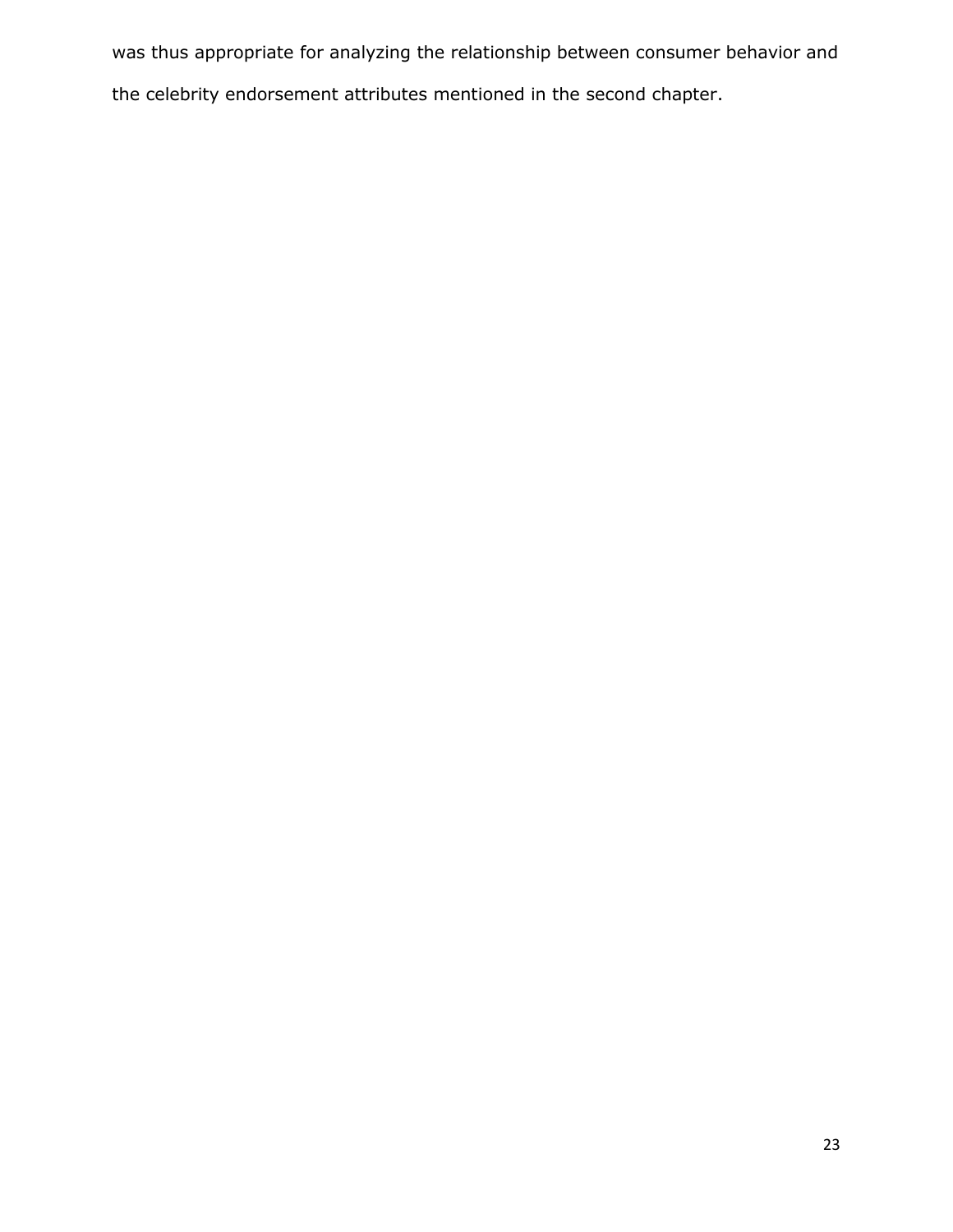was thus appropriate for analyzing the relationship between consumer behavior and the celebrity endorsement attributes mentioned in the second chapter.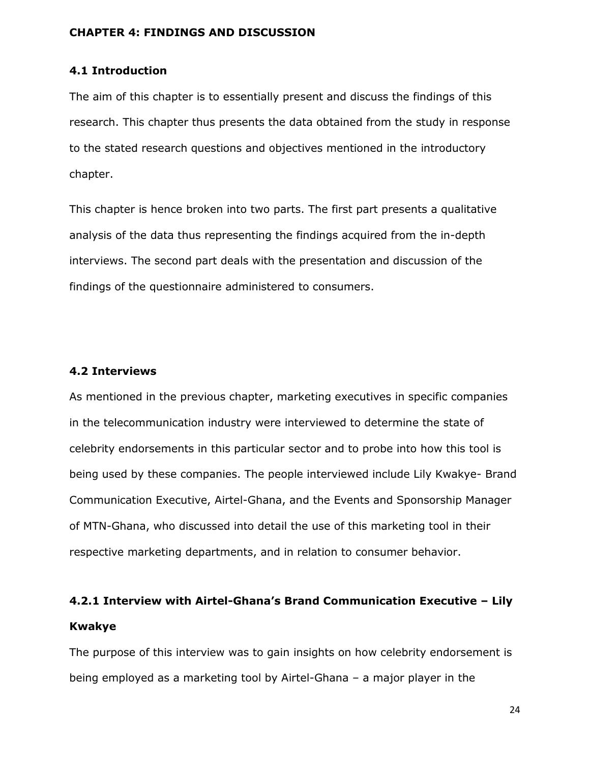# CHAPTER 4: FINDINGS AND DISCUSSION

## 4.1 Introduction

The aim of this chapter is to essentially present and discuss the findings of this research. This chapter thus presents the data obtained from the study in response to the stated research questions and objectives mentioned in the introductory chapter.

This chapter is hence broken into two parts. The first part presents a qualitative analysis of the data thus representing the findings acquired from the in-depth interviews. The second part deals with the presentation and discussion of the findings of the questionnaire administered to consumers.

## 4.2 Interviews

As mentioned in the previous chapter, marketing executives in specific companies in the telecommunication industry were interviewed to determine the state of celebrity endorsements in this particular sector and to probe into how this tool is being used by these companies. The people interviewed include Lily Kwakye- Brand Communication Executive, Airtel-Ghana, and the Events and Sponsorship Manager of MTN-Ghana, who discussed into detail the use of this marketing tool in their respective marketing departments, and in relation to consumer behavior.

### 4.2.1 Interview with Airtel-Ghana's Brand Communication Executive – Lily Kwakye

The purpose of this interview was to gain insights on how celebrity endorsement is being employed as a marketing tool by Airtel-Ghana – a major player in the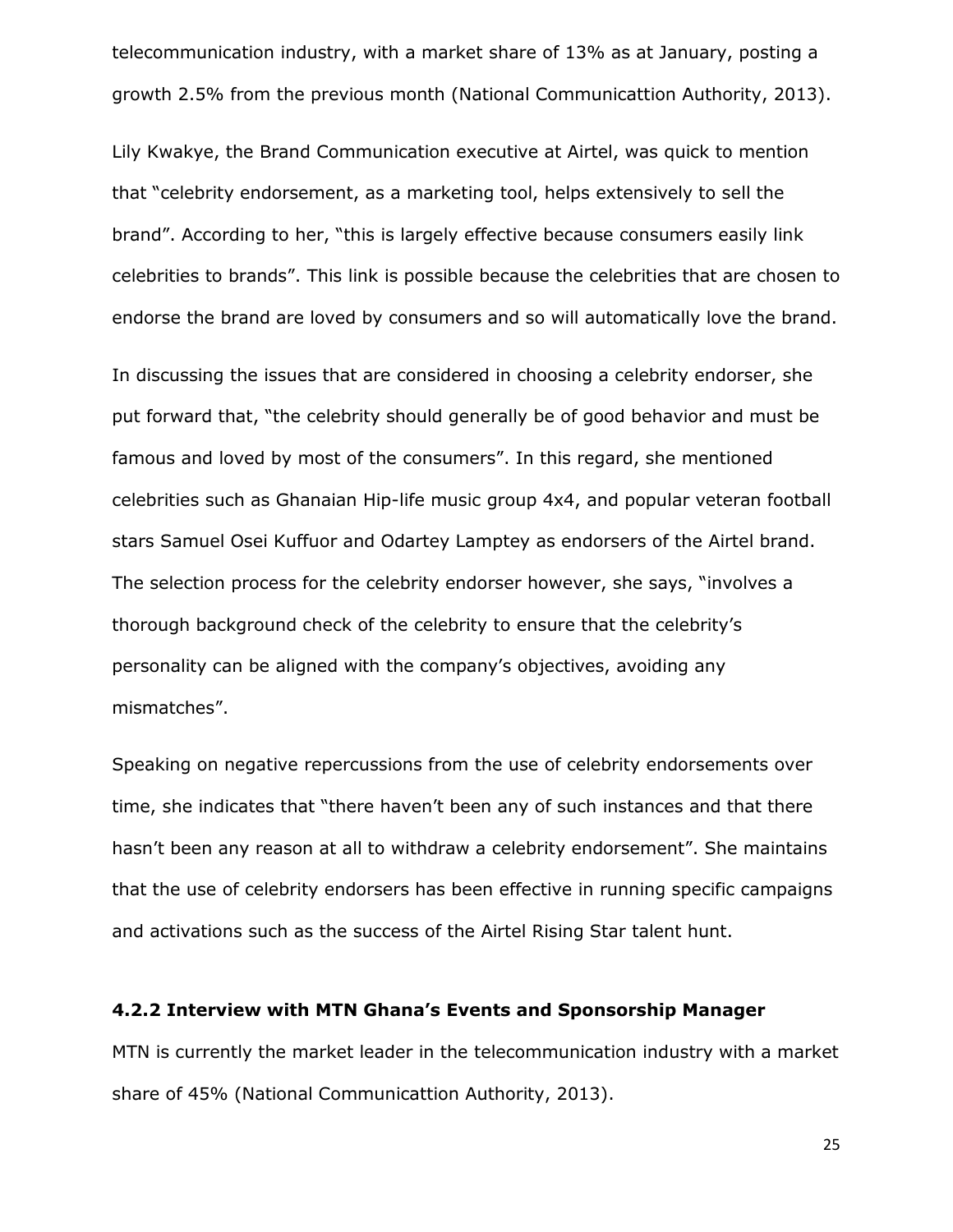telecommunication industry, with a market share of 13% as at January, posting a growth 2.5% from the previous month (National Communicattion Authority, 2013).

Lily Kwakye, the Brand Communication executive at Airtel, was quick to mention that "celebrity endorsement, as a marketing tool, helps extensively to sell the brand". According to her, "this is largely effective because consumers easily link celebrities to brands". This link is possible because the celebrities that are chosen to endorse the brand are loved by consumers and so will automatically love the brand.

In discussing the issues that are considered in choosing a celebrity endorser, she put forward that, "the celebrity should generally be of good behavior and must be famous and loved by most of the consumers". In this regard, she mentioned celebrities such as Ghanaian Hip-life music group 4x4, and popular veteran football stars Samuel Osei Kuffuor and Odartey Lamptey as endorsers of the Airtel brand. The selection process for the celebrity endorser however, she says, "involves a thorough background check of the celebrity to ensure that the celebrity's personality can be aligned with the company's objectives, avoiding any mismatches".

Speaking on negative repercussions from the use of celebrity endorsements over time, she indicates that "there haven't been any of such instances and that there hasn't been any reason at all to withdraw a celebrity endorsement". She maintains that the use of celebrity endorsers has been effective in running specific campaigns and activations such as the success of the Airtel Rising Star talent hunt.

### 4.2.2 Interview with MTN Ghana's Events and Sponsorship Manager

MTN is currently the market leader in the telecommunication industry with a market share of 45% (National Communicattion Authority, 2013).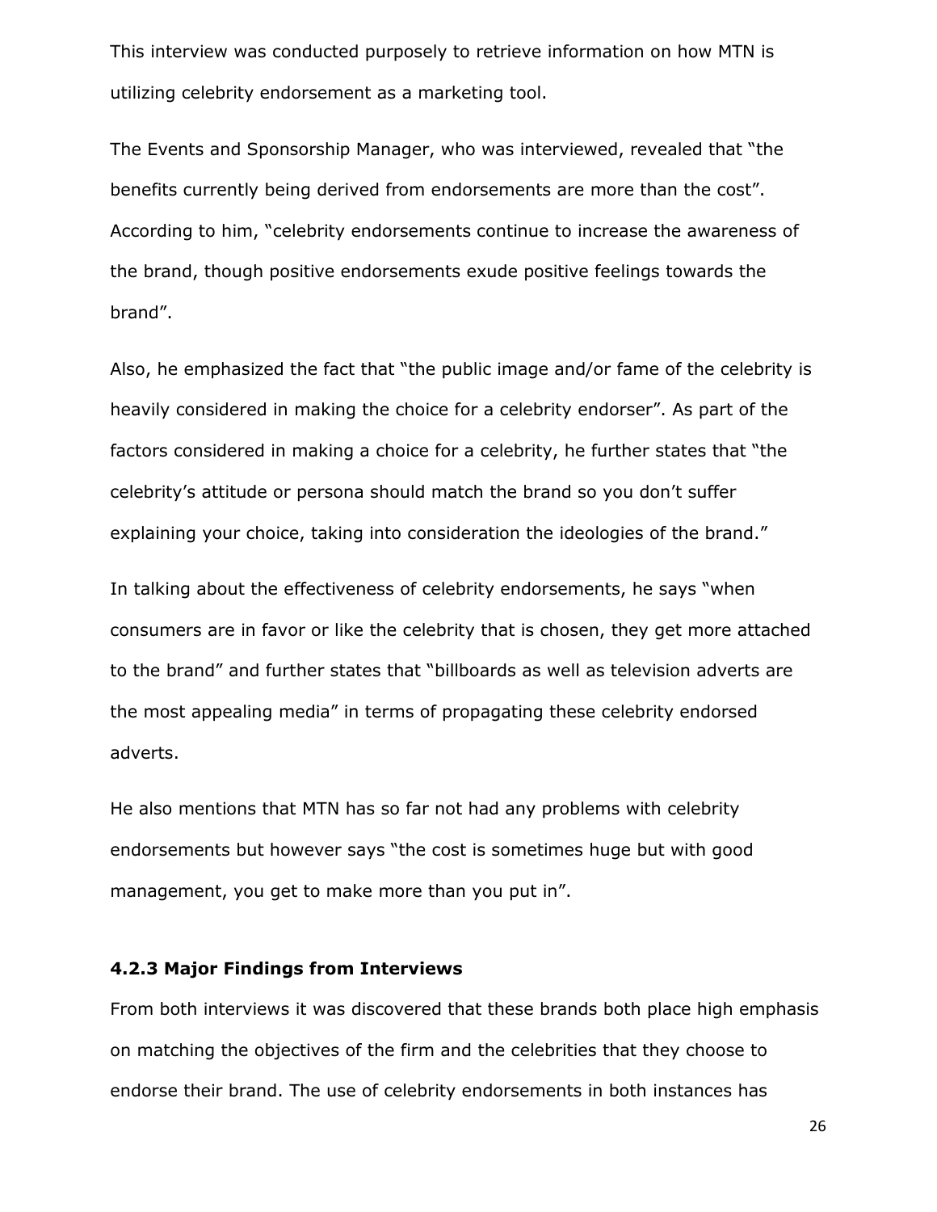This interview was conducted purposely to retrieve information on how MTN is utilizing celebrity endorsement as a marketing tool.

The Events and Sponsorship Manager, who was interviewed, revealed that "the benefits currently being derived from endorsements are more than the cost". According to him, "celebrity endorsements continue to increase the awareness of the brand, though positive endorsements exude positive feelings towards the brand".

Also, he emphasized the fact that "the public image and/or fame of the celebrity is heavily considered in making the choice for a celebrity endorser". As part of the factors considered in making a choice for a celebrity, he further states that "the celebrity's attitude or persona should match the brand so you don't suffer explaining your choice, taking into consideration the ideologies of the brand."

In talking about the effectiveness of celebrity endorsements, he says "when consumers are in favor or like the celebrity that is chosen, they get more attached to the brand" and further states that "billboards as well as television adverts are the most appealing media" in terms of propagating these celebrity endorsed adverts.

He also mentions that MTN has so far not had any problems with celebrity endorsements but however says "the cost is sometimes huge but with good management, you get to make more than you put in".

### 4.2.3 Major Findings from Interviews

From both interviews it was discovered that these brands both place high emphasis on matching the objectives of the firm and the celebrities that they choose to endorse their brand. The use of celebrity endorsements in both instances has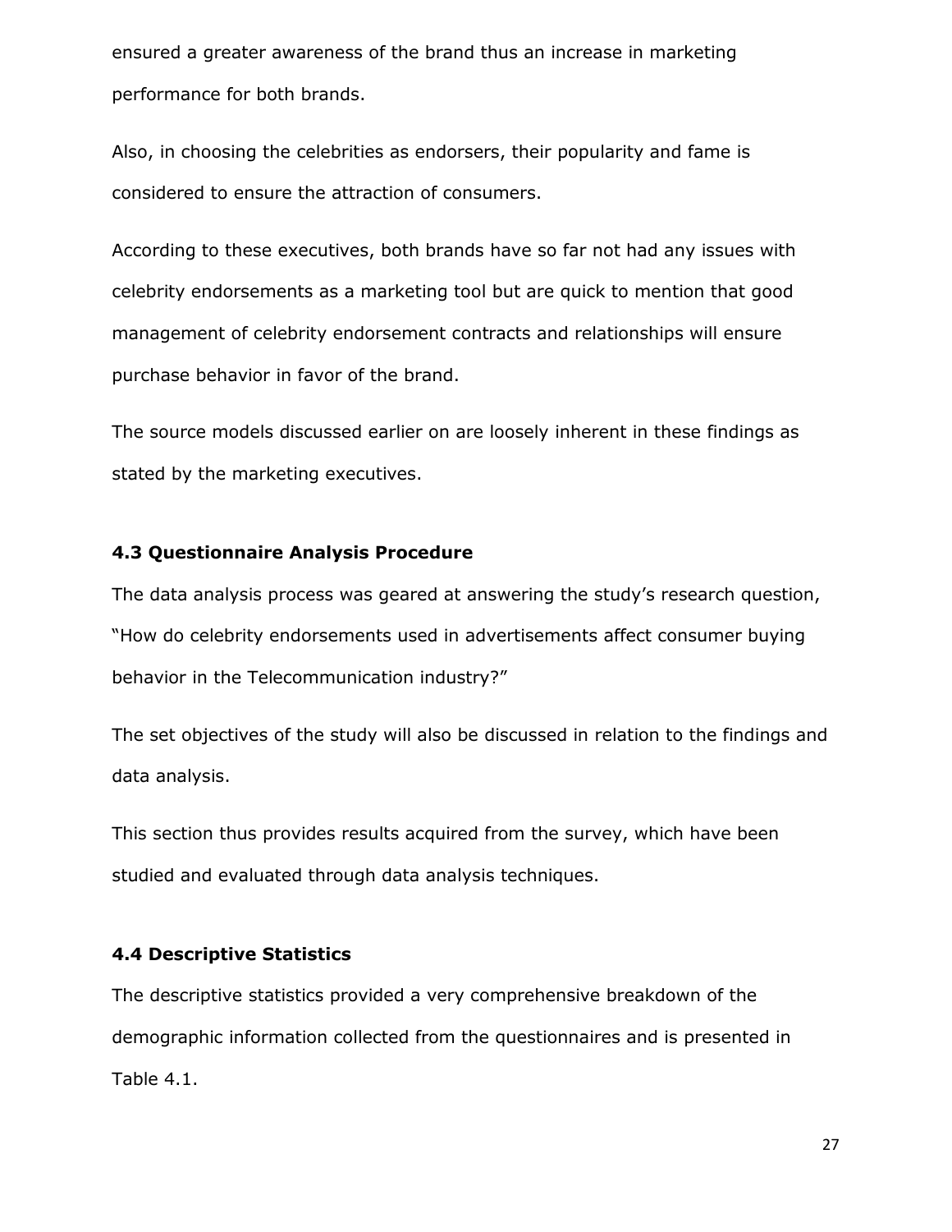ensured a greater awareness of the brand thus an increase in marketing performance for both brands.

Also, in choosing the celebrities as endorsers, their popularity and fame is considered to ensure the attraction of consumers.

According to these executives, both brands have so far not had any issues with celebrity endorsements as a marketing tool but are quick to mention that good management of celebrity endorsement contracts and relationships will ensure purchase behavior in favor of the brand.

The source models discussed earlier on are loosely inherent in these findings as stated by the marketing executives.

### 4.3 Questionnaire Analysis Procedure

The data analysis process was geared at answering the study's research question, "How do celebrity endorsements used in advertisements affect consumer buying behavior in the Telecommunication industry?"

The set objectives of the study will also be discussed in relation to the findings and data analysis.

This section thus provides results acquired from the survey, which have been studied and evaluated through data analysis techniques.

### 4.4 Descriptive Statistics

The descriptive statistics provided a very comprehensive breakdown of the demographic information collected from the questionnaires and is presented in Table 4.1.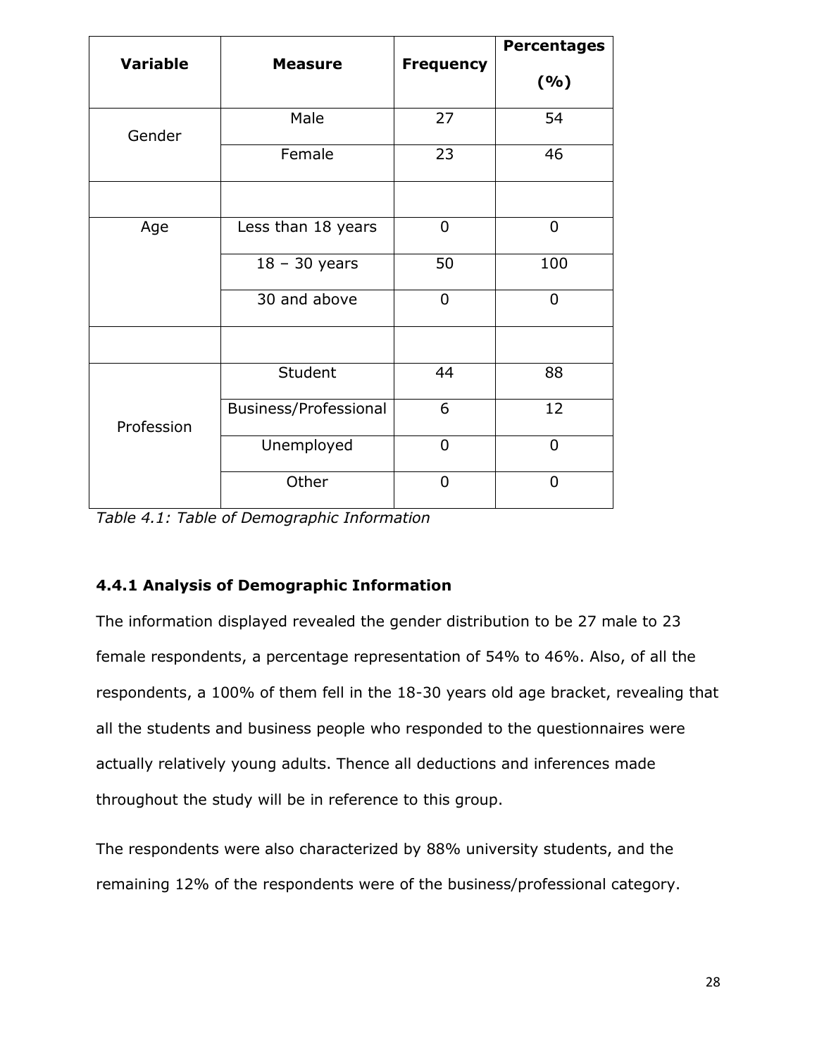| Variable | Measure | Frequency | Percentages (%) |
|---|---|---|---|
| Gender | Male | 27 | 54 |
| | Female | 23 | 46 |
| | | | |
| Age | Less than 18 years | 0 | 0 |
| | 18 – 30 years | 50 | 100 |
| | 30 and above | 0 | 0 |
| | | | |
| Profession | Student | 44 | 88 |
| | Business/Professional | 6 | 12 |
| | Unemployed | 0 | 0 |
| | Other | 0 | 0 |

*Table 4.1: Table of Demographic Information*

### 4.4.1 Analysis of Demographic Information

The information displayed revealed the gender distribution to be 27 male to 23 female respondents, a percentage representation of 54% to 46%. Also, of all the respondents, a 100% of them fell in the 18-30 years old age bracket, revealing that all the students and business people who responded to the questionnaires were actually relatively young adults. Thence all deductions and inferences made throughout the study will be in reference to this group.

The respondents were also characterized by 88% university students, and the remaining 12% of the respondents were of the business/professional category.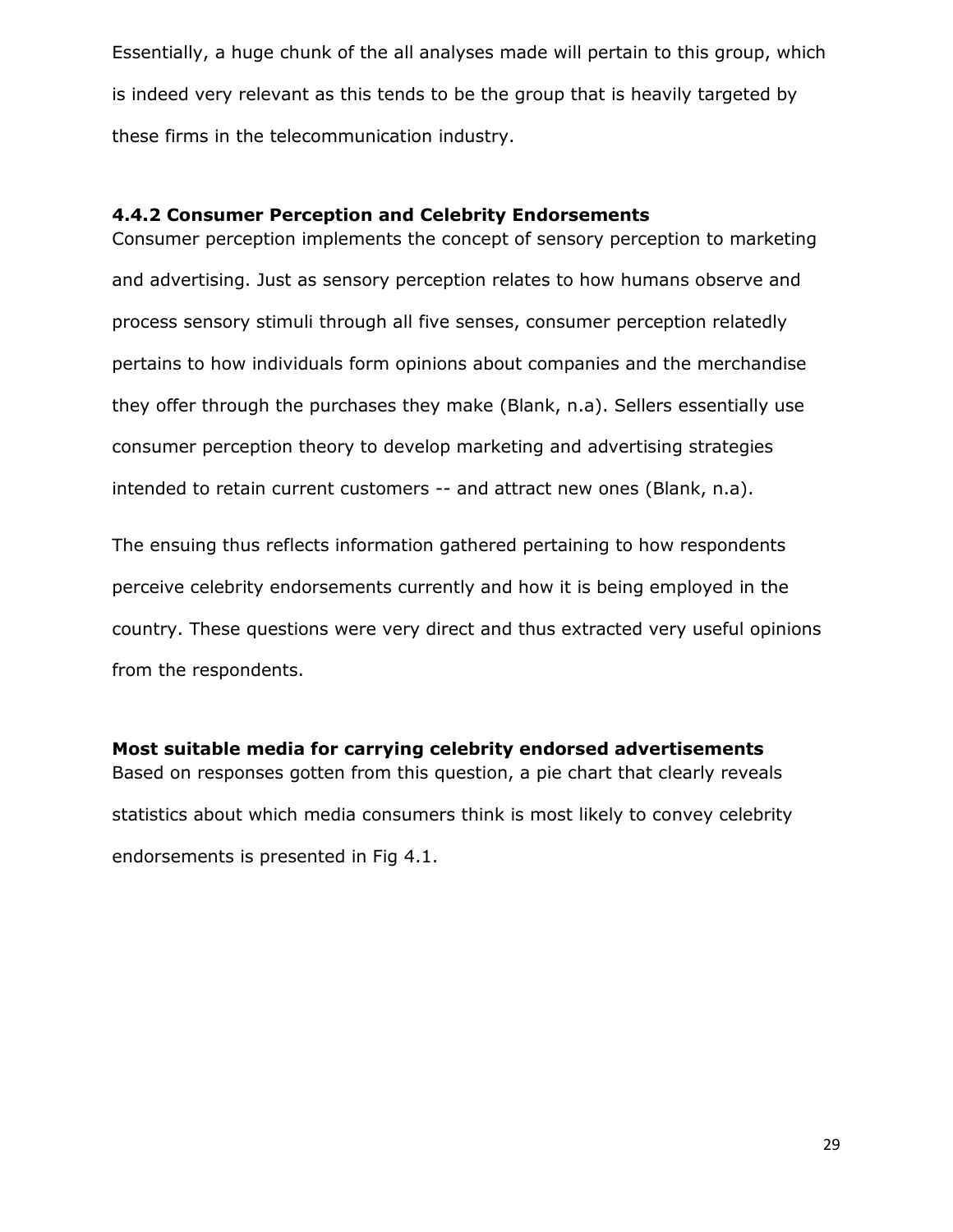Essentially, a huge chunk of the all analyses made will pertain to this group, which is indeed very relevant as this tends to be the group that is heavily targeted by these firms in the telecommunication industry.

### 4.4.2 Consumer Perception and Celebrity Endorsements

Consumer perception implements the concept of sensory perception to marketing and advertising. Just as sensory perception relates to how humans observe and process sensory stimuli through all five senses, consumer perception relatedly pertains to how individuals form opinions about companies and the merchandise they offer through the purchases they make (Blank, n.a). Sellers essentially use consumer perception theory to develop marketing and advertising strategies intended to retain current customers -- and attract new ones (Blank, n.a).

The ensuing thus reflects information gathered pertaining to how respondents perceive celebrity endorsements currently and how it is being employed in the country. These questions were very direct and thus extracted very useful opinions from the respondents.

**Most suitable media for carrying celebrity endorsed advertisements**

Based on responses gotten from this question, a pie chart that clearly reveals statistics about which media consumers think is most likely to convey celebrity endorsements is presented in Fig 4.1.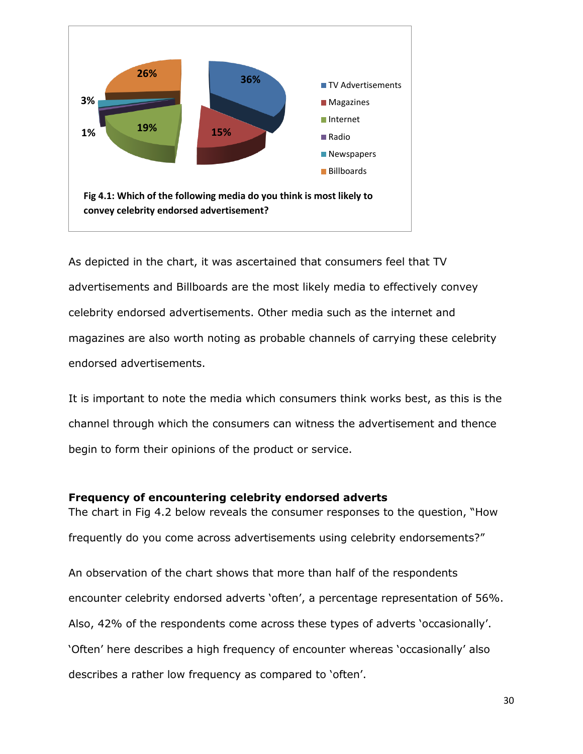Fig 4.1: Which of the following media do you think is most likely to convey celebrity endorsed advertisement?

As depicted in the chart, it was ascertained that consumers feel that TV advertisements and Billboards are the most likely media to effectively convey celebrity endorsed advertisements. Other media such as the internet and magazines are also worth noting as probable channels of carrying these celebrity endorsed advertisements.

It is important to note the media which consumers think works best, as this is the channel through which the consumers can witness the advertisement and thence begin to form their opinions of the product or service.

**Frequency of encountering celebrity endorsed adverts**

The chart in Fig 4.2 below reveals the consumer responses to the question, "How frequently do you come across advertisements using celebrity endorsements?"

An observation of the chart shows that more than half of the respondents encounter celebrity endorsed adverts 'often', a percentage representation of 56%. Also, 42% of the respondents come across these types of adverts 'occasionally'. 'Often' here describes a high frequency of encounter whereas 'occasionally' also describes a rather low frequency as compared to 'often'.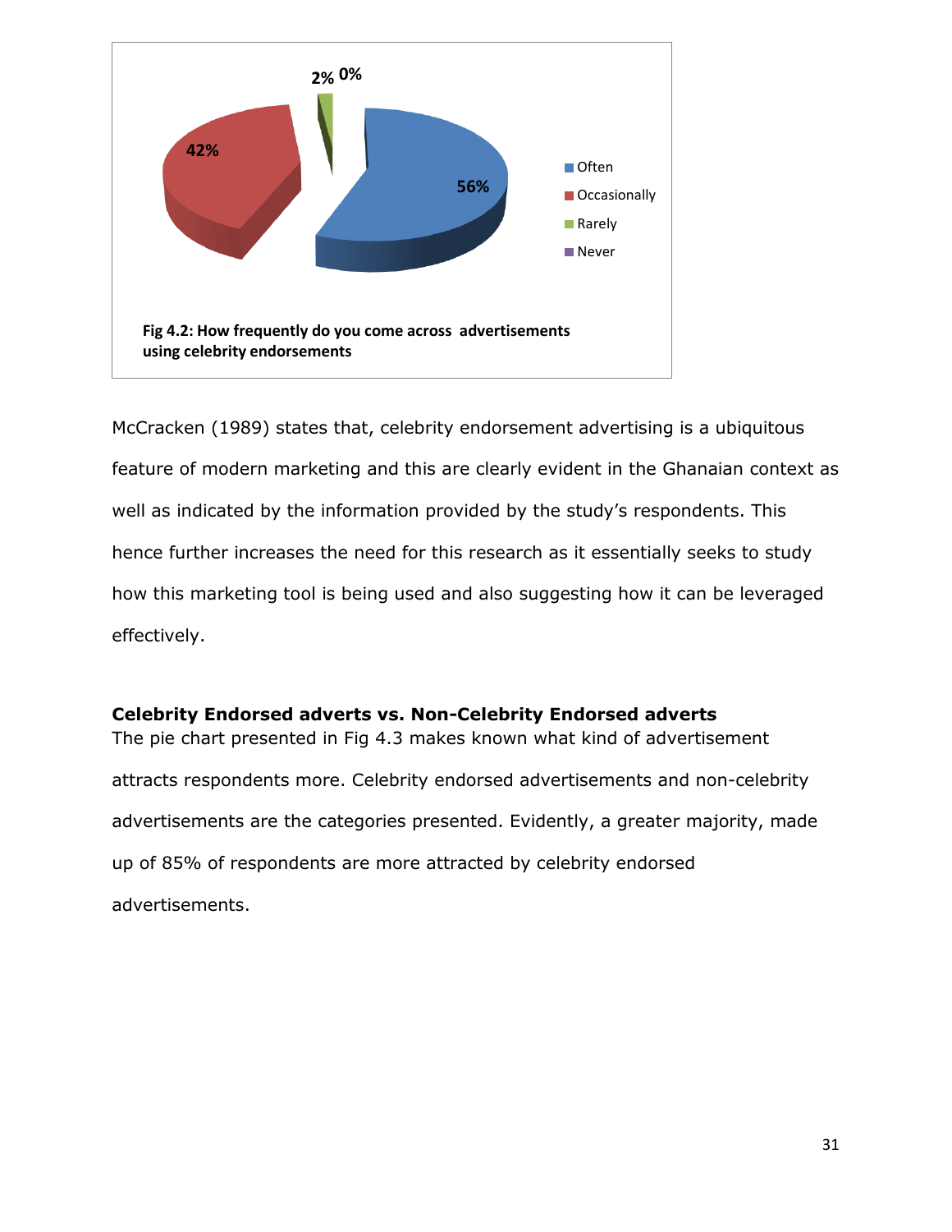Fig 4.2: How frequently do you come across advertisements using celebrity endorsements

McCracken (1989) states that, celebrity endorsement advertising is a ubiquitous feature of modern marketing and this are clearly evident in the Ghanaian context as well as indicated by the information provided by the study's respondents. This hence further increases the need for this research as it essentially seeks to study how this marketing tool is being used and also suggesting how it can be leveraged effectively.

**Celebrity Endorsed adverts vs. Non-Celebrity Endorsed adverts**

The pie chart presented in Fig 4.3 makes known what kind of advertisement attracts respondents more. Celebrity endorsed advertisements and non-celebrity advertisements are the categories presented. Evidently, a greater majority, made up of 85% of respondents are more attracted by celebrity endorsed advertisements.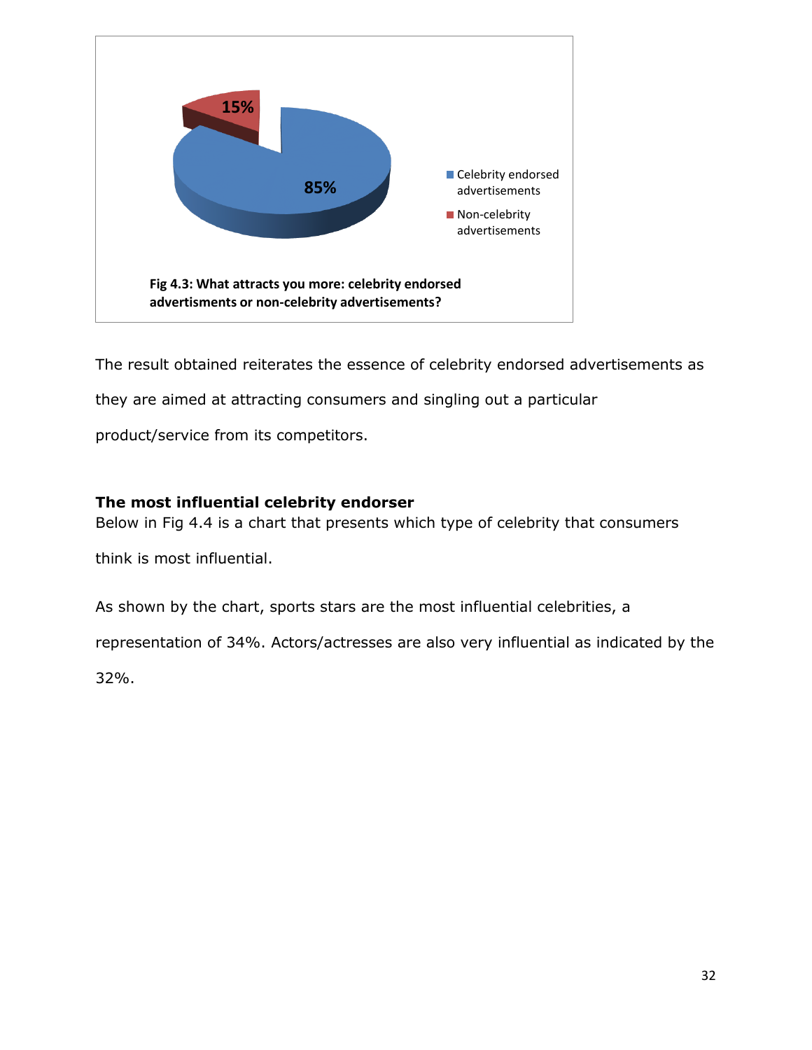15%

85%

Celebrity endorsed advertisements

Non-celebrity advertisements

**Fig 4.3: What attracts you more: celebrity endorsed advertisments or non-celebrity advertisements?**

The result obtained reiterates the essence of celebrity endorsed advertisements as they are aimed at attracting consumers and singling out a particular product/service from its competitors.

### The most influential celebrity endorser

Below in Fig 4.4 is a chart that presents which type of celebrity that consumers think is most influential.

As shown by the chart, sports stars are the most influential celebrities, a representation of 34%. Actors/actresses are also very influential as indicated by the 32%.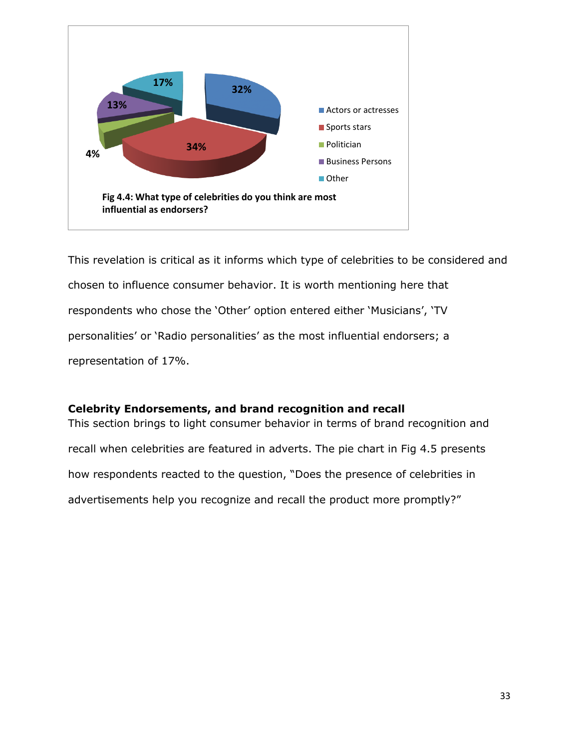Fig 4.4: What type of celebrities do you think are most influential as endorsers?

This revelation is critical as it informs which type of celebrities to be considered and chosen to influence consumer behavior. It is worth mentioning here that respondents who chose the 'Other' option entered either 'Musicians', 'TV personalities' or 'Radio personalities' as the most influential endorsers; a representation of 17%.

**Celebrity Endorsements, and brand recognition and recall**

This section brings to light consumer behavior in terms of brand recognition and recall when celebrities are featured in adverts. The pie chart in Fig 4.5 presents how respondents reacted to the question, "Does the presence of celebrities in advertisements help you recognize and recall the product more promptly?"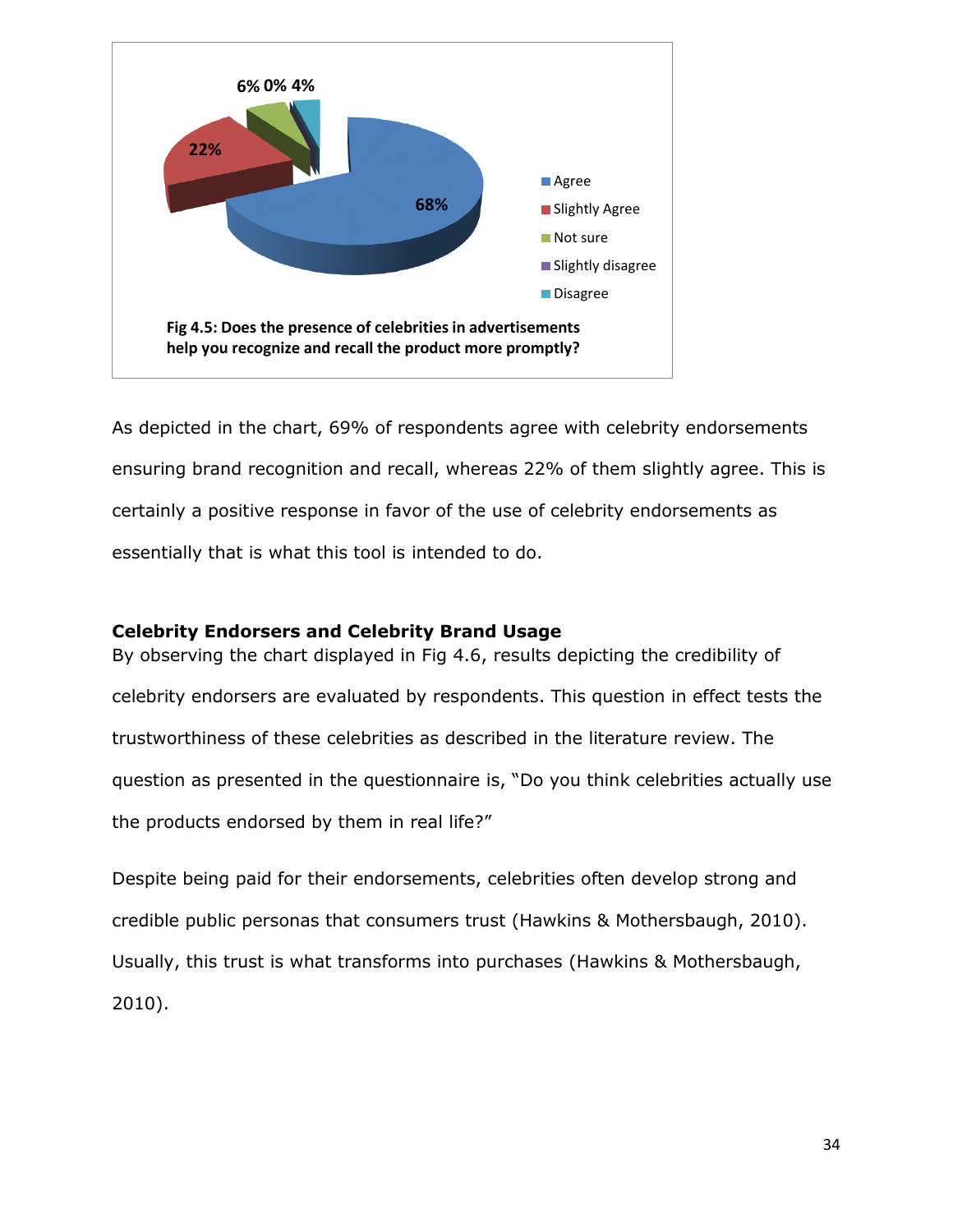6% 0% 4%

22%

68%

- Agree
- Slightly Agree
- Not sure
- Slightly disagree
- Disagree

**Fig 4.5: Does the presence of celebrities in advertisements help you recognize and recall the product more promptly?**

As depicted in the chart, 69% of respondents agree with celebrity endorsements ensuring brand recognition and recall, whereas 22% of them slightly agree. This is certainly a positive response in favor of the use of celebrity endorsements as essentially that is what this tool is intended to do.

**Celebrity Endorsers and Celebrity Brand Usage**

By observing the chart displayed in Fig 4.6, results depicting the credibility of celebrity endorsers are evaluated by respondents. This question in effect tests the trustworthiness of these celebrities as described in the literature review. The question as presented in the questionnaire is, "Do you think celebrities actually use the products endorsed by them in real life?"

Despite being paid for their endorsements, celebrities often develop strong and credible public personas that consumers trust (Hawkins & Mothersbaugh, 2010). Usually, this trust is what transforms into purchases (Hawkins & Mothersbaugh, 2010).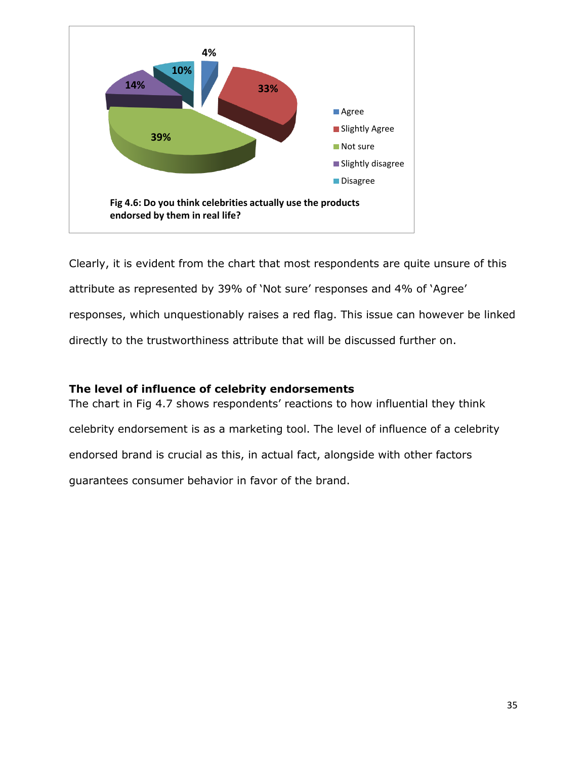Fig 4.6: Do you think celebrities actually use the products endorsed by them in real life?

Clearly, it is evident from the chart that most respondents are quite unsure of this attribute as represented by 39% of 'Not sure' responses and 4% of 'Agree' responses, which unquestionably raises a red flag. This issue can however be linked directly to the trustworthiness attribute that will be discussed further on.

**The level of influence of celebrity endorsements**

The chart in Fig 4.7 shows respondents' reactions to how influential they think celebrity endorsement is as a marketing tool. The level of influence of a celebrity endorsed brand is crucial as this, in actual fact, alongside with other factors guarantees consumer behavior in favor of the brand.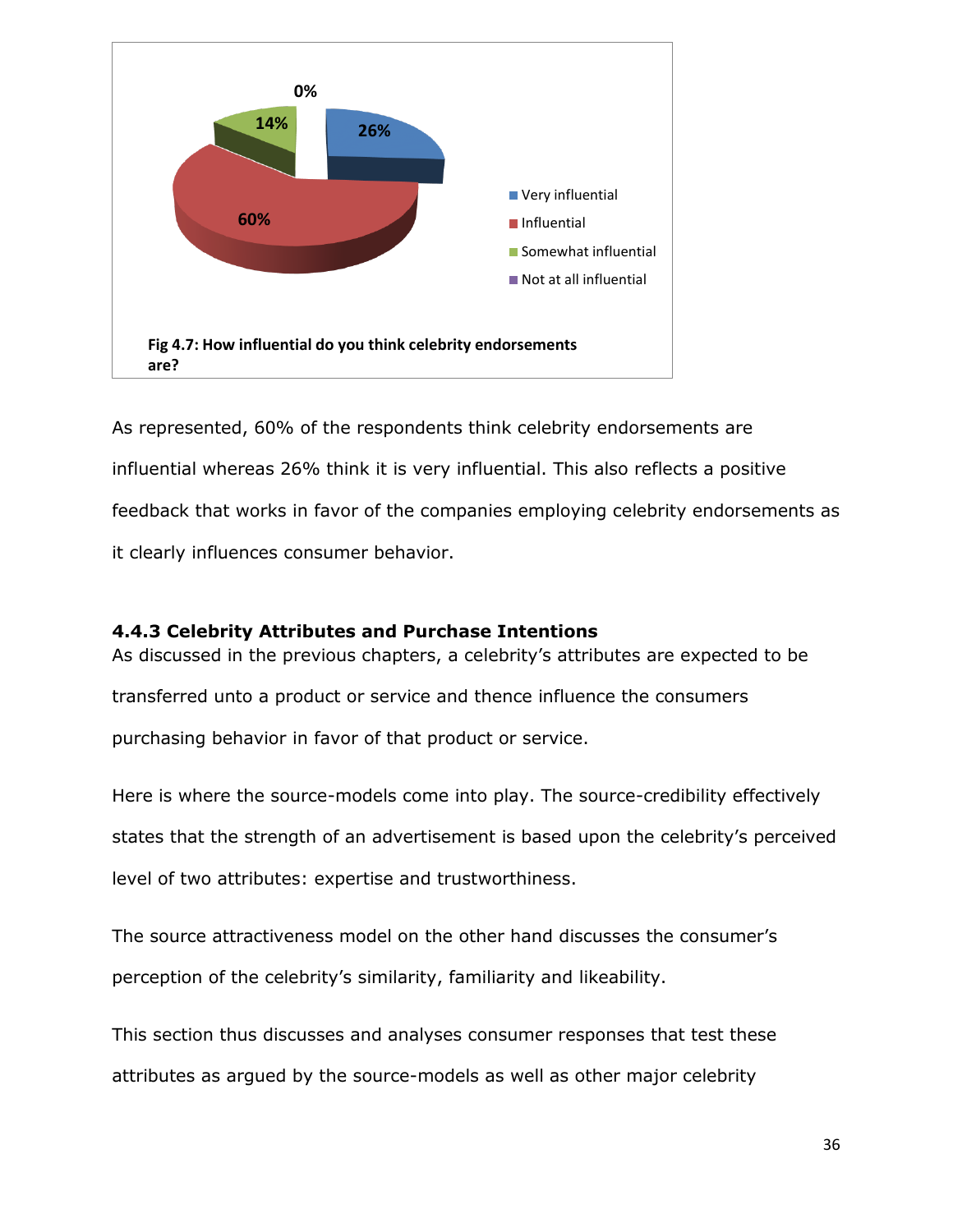0%

14%

26%

60%

- Very influential
- Influential
- Somewhat influential
- Not at all influential

**Fig 4.7: How influential do you think celebrity endorsements are?**

As represented, 60% of the respondents think celebrity endorsements are influential whereas 26% think it is very influential. This also reflects a positive feedback that works in favor of the companies employing celebrity endorsements as it clearly influences consumer behavior.

### 4.4.3 Celebrity Attributes and Purchase Intentions

As discussed in the previous chapters, a celebrity's attributes are expected to be transferred unto a product or service and thence influence the consumers purchasing behavior in favor of that product or service.

Here is where the source-models come into play. The source-credibility effectively states that the strength of an advertisement is based upon the celebrity's perceived level of two attributes: expertise and trustworthiness.

The source attractiveness model on the other hand discusses the consumer's perception of the celebrity's similarity, familiarity and likeability.

This section thus discusses and analyses consumer responses that test these attributes as argued by the source-models as well as other major celebrity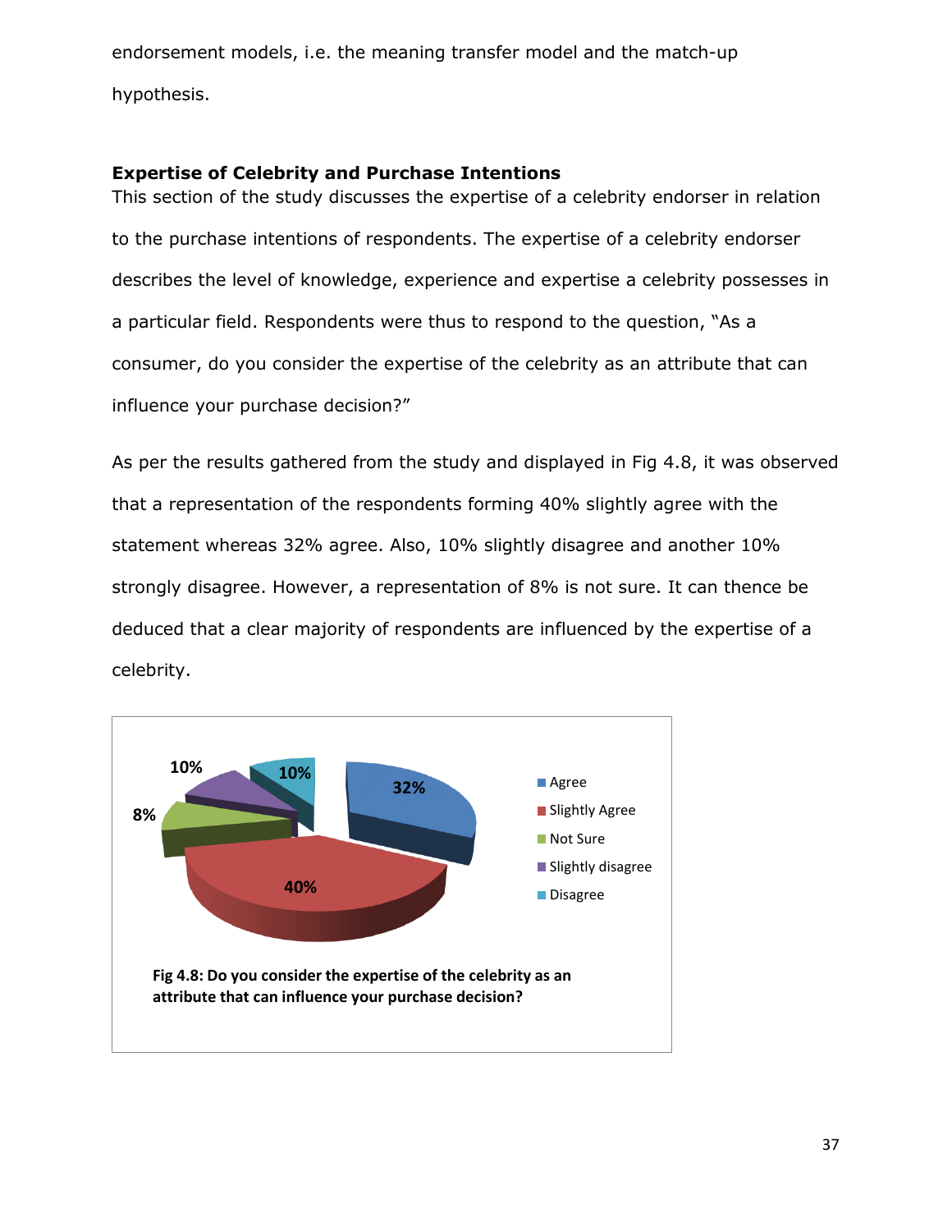endorsement models, i.e. the meaning transfer model and the match-up hypothesis.

**Expertise of Celebrity and Purchase Intentions**

This section of the study discusses the expertise of a celebrity endorser in relation to the purchase intentions of respondents. The expertise of a celebrity endorser describes the level of knowledge, experience and expertise a celebrity possesses in a particular field. Respondents were thus to respond to the question, "As a consumer, do you consider the expertise of the celebrity as an attribute that can influence your purchase decision?"

As per the results gathered from the study and displayed in Fig 4.8, it was observed that a representation of the respondents forming 40% slightly agree with the statement whereas 32% agree. Also, 10% slightly disagree and another 10% strongly disagree. However, a representation of 8% is not sure. It can thence be deduced that a clear majority of respondents are influenced by the expertise of a celebrity.

| Response | Percentage |
| --- | --- |
| Agree | 32% |
| Slightly Agree | 40% |
| Not Sure | 8% |
| Slightly disagree | 10% |
| Disagree | 10% |

**Fig 4.8: Do you consider the expertise of the celebrity as an attribute that can influence your purchase decision?**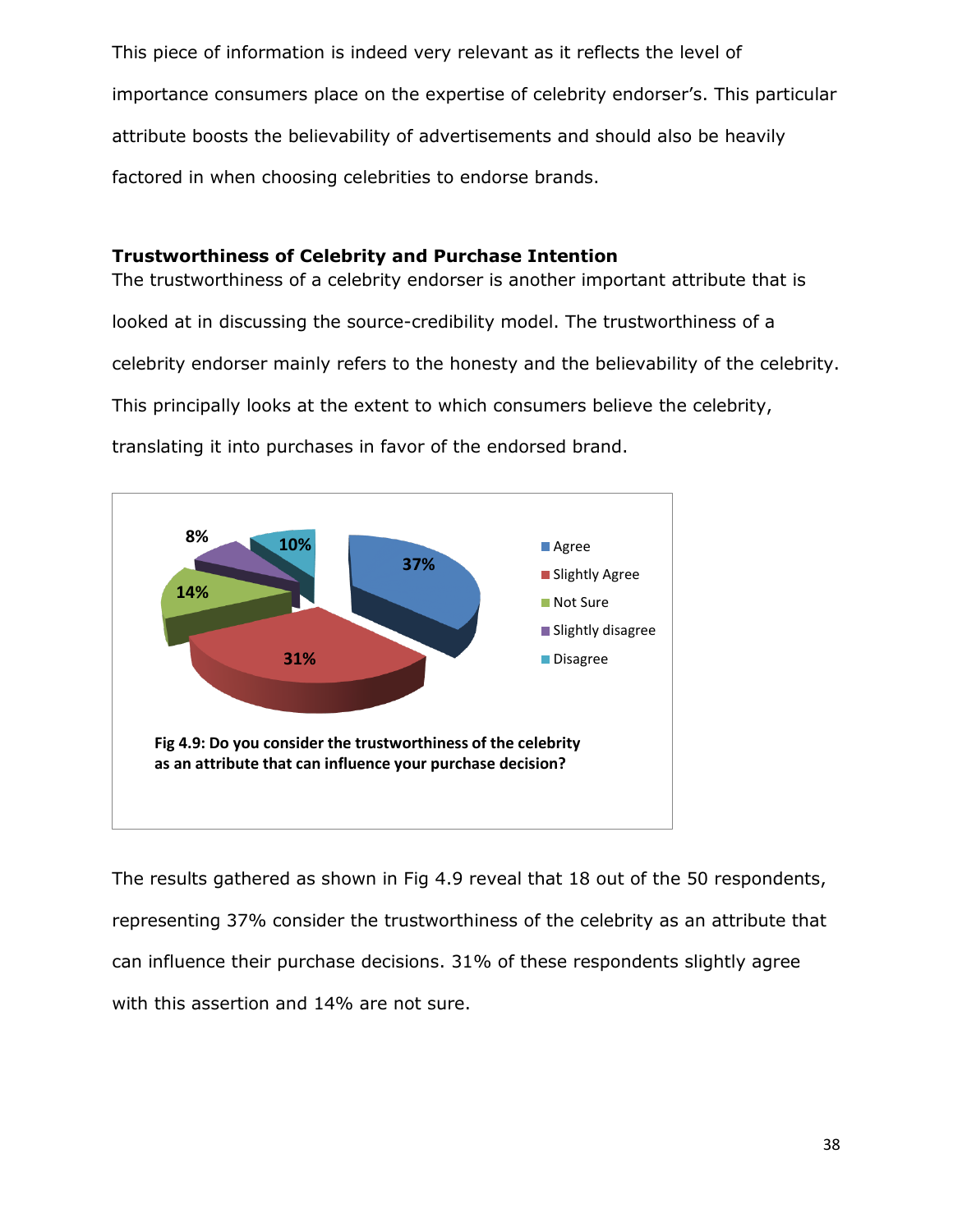This piece of information is indeed very relevant as it reflects the level of importance consumers place on the expertise of celebrity endorser's. This particular attribute boosts the believability of advertisements and should also be heavily factored in when choosing celebrities to endorse brands.

**Trustworthiness of Celebrity and Purchase Intention**

The trustworthiness of a celebrity endorser is another important attribute that is looked at in discussing the source-credibility model. The trustworthiness of a celebrity endorser mainly refers to the honesty and the believability of the celebrity. This principally looks at the extent to which consumers believe the celebrity, translating it into purchases in favor of the endorsed brand.

| Response | Percentage |
|---|---|
| Agree | 37% |
| Slightly Agree | 31% |
| Not Sure | 14% |
| Slightly disagree | 8% |
| Disagree | 10% |

**Fig 4.9: Do you consider the trustworthiness of the celebrity as an attribute that can influence your purchase decision?**

The results gathered as shown in Fig 4.9 reveal that 18 out of the 50 respondents, representing 37% consider the trustworthiness of the celebrity as an attribute that can influence their purchase decisions. 31% of these respondents slightly agree with this assertion and 14% are not sure.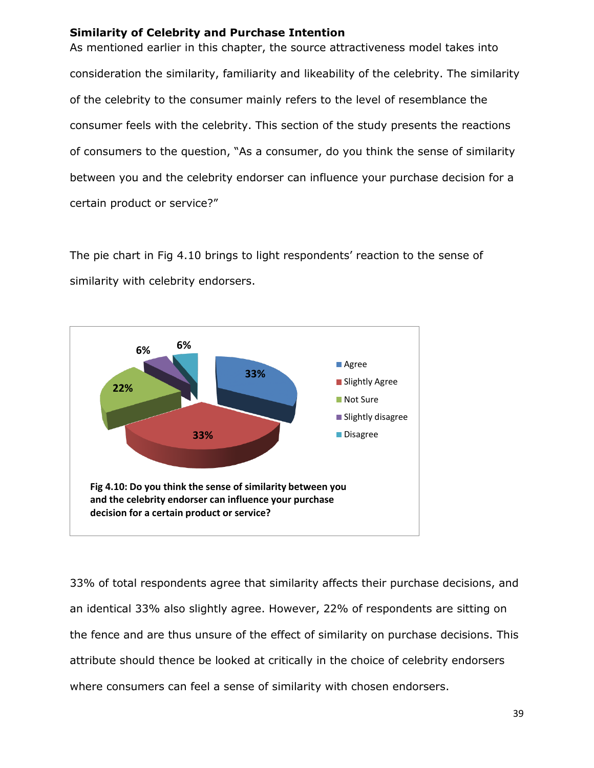**Similarity of Celebrity and Purchase Intention**

As mentioned earlier in this chapter, the source attractiveness model takes into consideration the similarity, familiarity and likeability of the celebrity. The similarity of the celebrity to the consumer mainly refers to the level of resemblance the consumer feels with the celebrity. This section of the study presents the reactions of consumers to the question, "As a consumer, do you think the sense of similarity between you and the celebrity endorser can influence your purchase decision for a certain product or service?"

The pie chart in Fig 4.10 brings to light respondents' reaction to the sense of similarity with celebrity endorsers.

| Response | Percentage |
|---|---|
| Agree | 33% |
| Slightly Agree | 33% |
| Not Sure | 22% |
| Slightly disagree | 6% |
| Disagree | 6% |

**Fig 4.10: Do you think the sense of similarity between you and the celebrity endorser can influence your purchase decision for a certain product or service?**

33% of total respondents agree that similarity affects their purchase decisions, and an identical 33% also slightly agree. However, 22% of respondents are sitting on the fence and are thus unsure of the effect of similarity on purchase decisions. This attribute should thence be looked at critically in the choice of celebrity endorsers where consumers can feel a sense of similarity with chosen endorsers.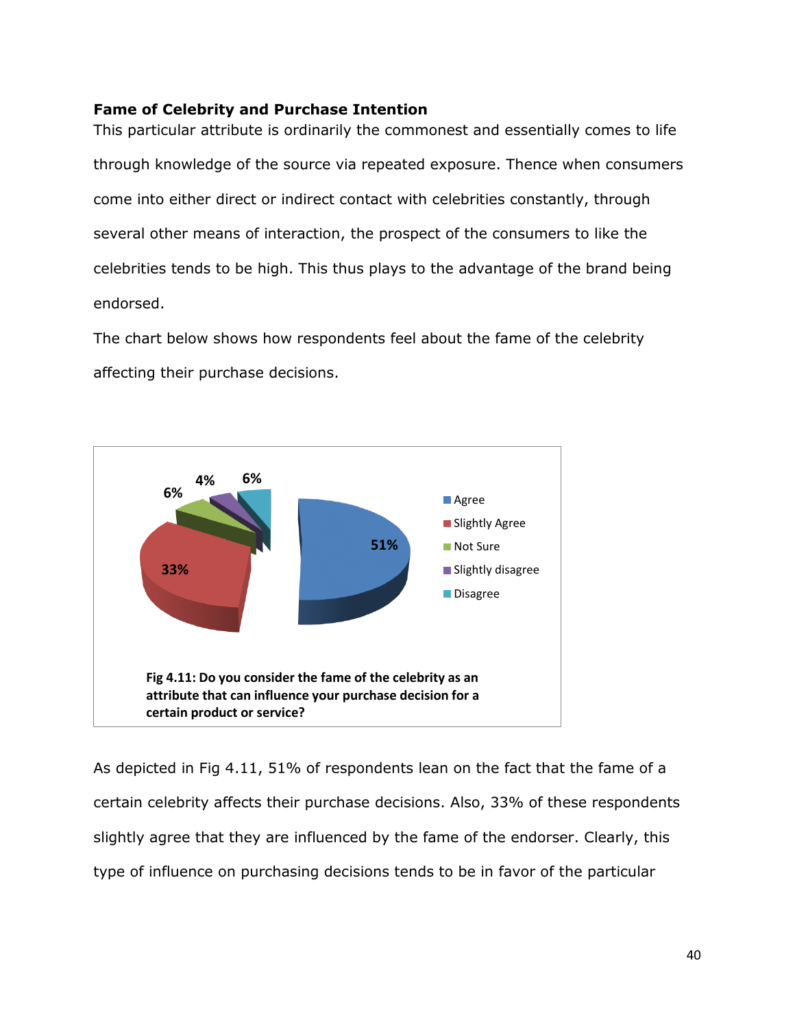**Fame of Celebrity and Purchase Intention**

This particular attribute is ordinarily the commonest and essentially comes to life through knowledge of the source via repeated exposure. Thence when consumers come into either direct or indirect contact with celebrities constantly, through several other means of interaction, the prospect of the consumers to like the celebrities tends to be high. This thus plays to the advantage of the brand being endorsed.

The chart below shows how respondents feel about the fame of the celebrity affecting their purchase decisions.

**Fig 4.11: Do you consider the fame of the celebrity as an attribute that can influence your purchase decision for a certain product or service?**

As depicted in Fig 4.11, 51% of respondents lean on the fact that the fame of a certain celebrity affects their purchase decisions. Also, 33% of these respondents slightly agree that they are influenced by the fame of the endorser. Clearly, this type of influence on purchasing decisions tends to be in favor of the particular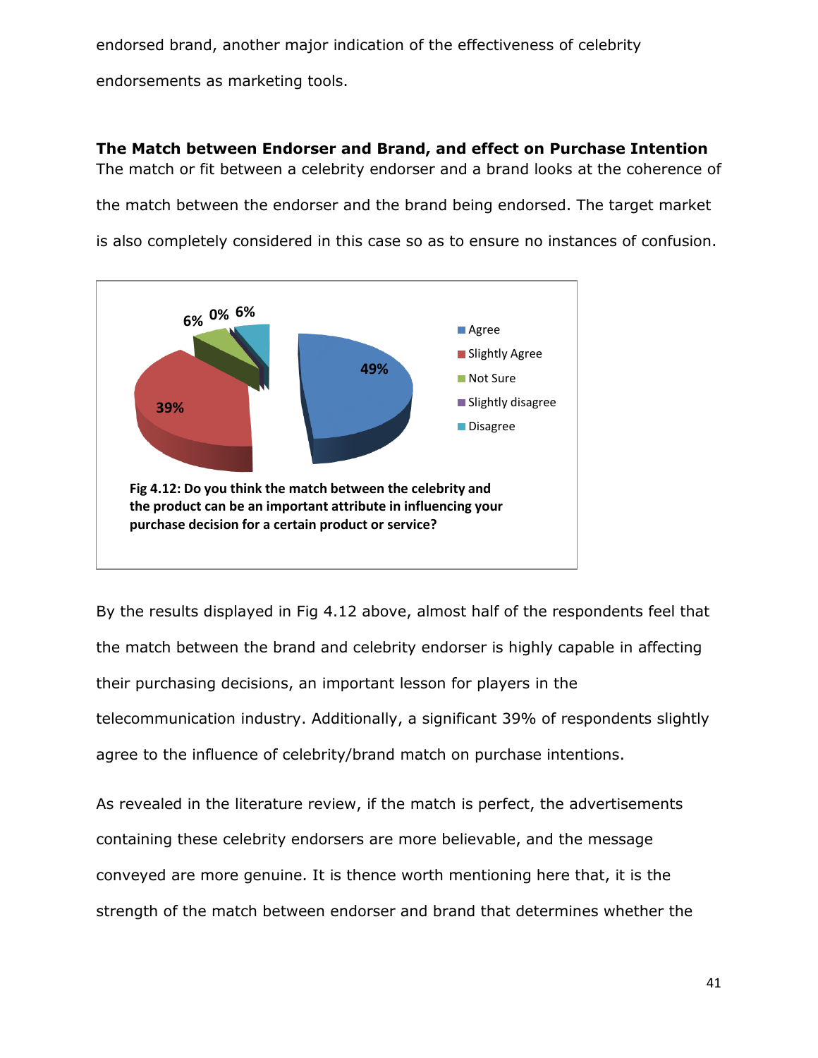endorsed brand, another major indication of the effectiveness of celebrity endorsements as marketing tools.

**The Match between Endorser and Brand, and effect on Purchase Intention**

The match or fit between a celebrity endorser and a brand looks at the coherence of the match between the endorser and the brand being endorsed. The target market is also completely considered in this case so as to ensure no instances of confusion.

| Response | Percentage |
| --- | --- |
| Agree | 49% |
| Slightly Agree | 39% |
| Not Sure | 6% |
| Slightly disagree | 0% |
| Disagree | 6% |

**Fig 4.12: Do you think the match between the celebrity and the product can be an important attribute in influencing your purchase decision for a certain product or service?**

By the results displayed in Fig 4.12 above, almost half of the respondents feel that the match between the brand and celebrity endorser is highly capable in affecting their purchasing decisions, an important lesson for players in the telecommunication industry. Additionally, a significant 39% of respondents slightly agree to the influence of celebrity/brand match on purchase intentions.

As revealed in the literature review, if the match is perfect, the advertisements containing these celebrity endorsers are more believable, and the message conveyed are more genuine. It is thence worth mentioning here that, it is the strength of the match between endorser and brand that determines whether the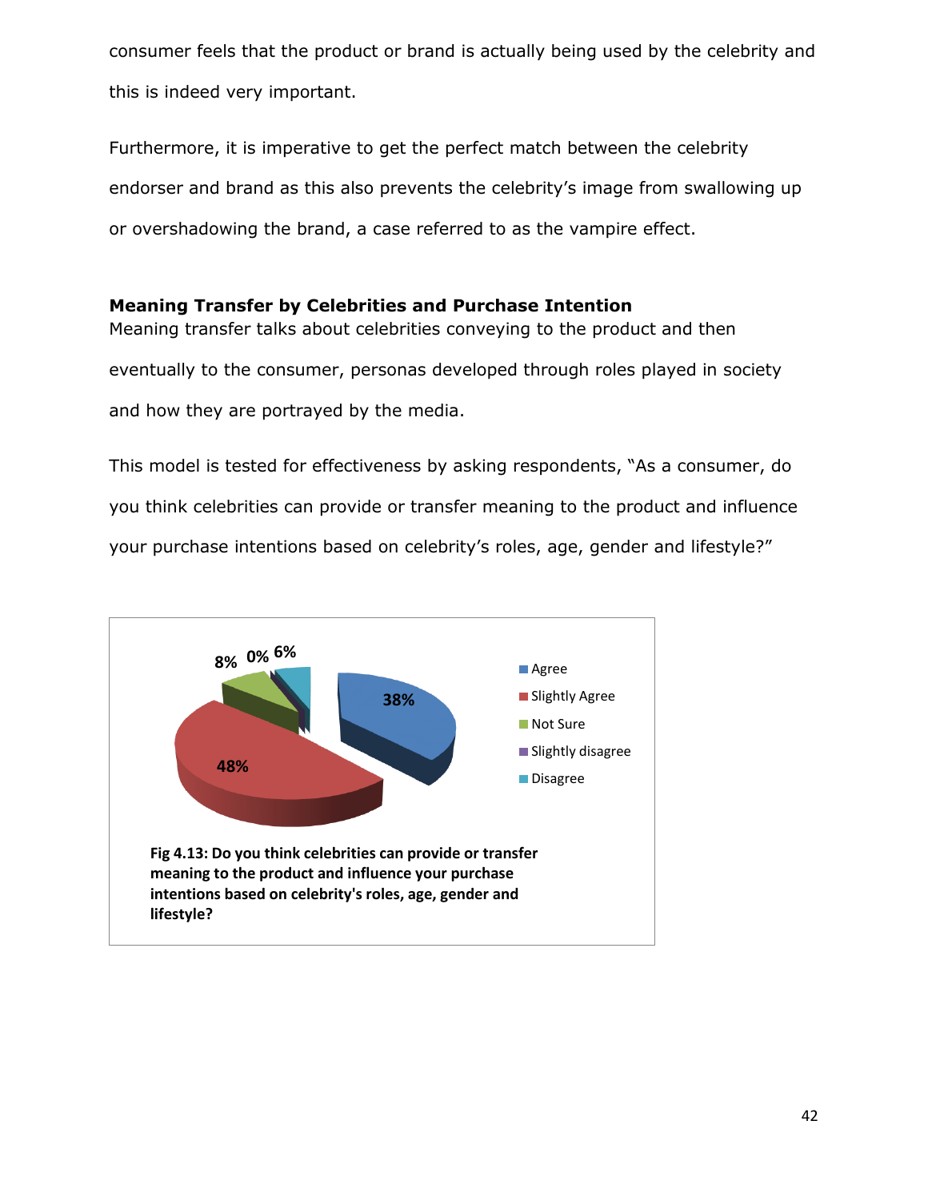consumer feels that the product or brand is actually being used by the celebrity and this is indeed very important.

Furthermore, it is imperative to get the perfect match between the celebrity endorser and brand as this also prevents the celebrity's image from swallowing up or overshadowing the brand, a case referred to as the vampire effect.

### Meaning Transfer by Celebrities and Purchase Intention

Meaning transfer talks about celebrities conveying to the product and then eventually to the consumer, personas developed through roles played in society and how they are portrayed by the media.

This model is tested for effectiveness by asking respondents, "As a consumer, do you think celebrities can provide or transfer meaning to the product and influence your purchase intentions based on celebrity's roles, age, gender and lifestyle?"

| Response | Percentage |
|---|---|
| Agree | 38% |
| Slightly Agree | 48% |
| Not Sure | 8% |
| Slightly disagree | 0% |
| Disagree | 6% |

**Fig 4.13: Do you think celebrities can provide or transfer meaning to the product and influence your purchase intentions based on celebrity's roles, age, gender and lifestyle?**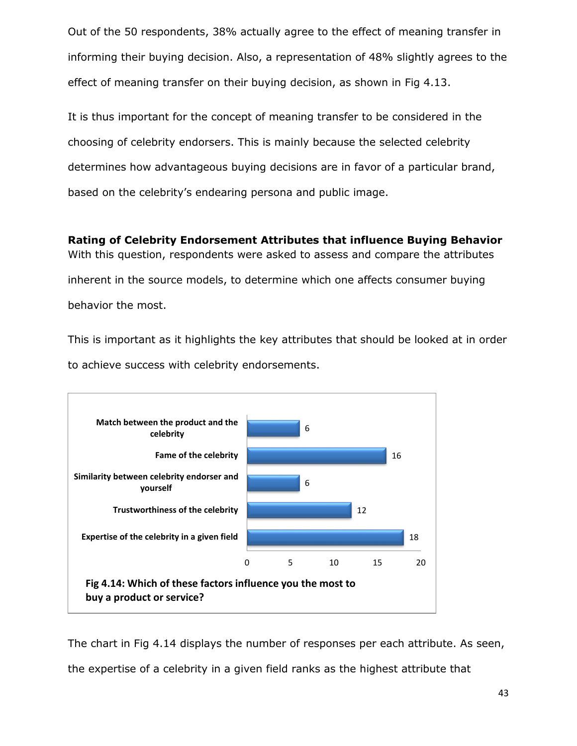Out of the 50 respondents, 38% actually agree to the effect of meaning transfer in informing their buying decision. Also, a representation of 48% slightly agrees to the effect of meaning transfer on their buying decision, as shown in Fig 4.13.

It is thus important for the concept of meaning transfer to be considered in the choosing of celebrity endorsers. This is mainly because the selected celebrity determines how advantageous buying decisions are in favor of a particular brand, based on the celebrity's endearing persona and public image.

**Rating of Celebrity Endorsement Attributes that influence Buying Behavior**

With this question, respondents were asked to assess and compare the attributes inherent in the source models, to determine which one affects consumer buying behavior the most.

This is important as it highlights the key attributes that should be looked at in order to achieve success with celebrity endorsements.

| Attribute | Responses |
|---|---|
| Match between the product and the celebrity | 6 |
| Fame of the celebrity | 16 |
| Similarity between celebrity endorser and yourself | 6 |
| Trustworthiness of the celebrity | 12 |
| Expertise of the celebrity in a given field | 18 |

**Fig 4.14: Which of these factors influence you the most to buy a product or service?**

The chart in Fig 4.14 displays the number of responses per each attribute. As seen, the expertise of a celebrity in a given field ranks as the highest attribute that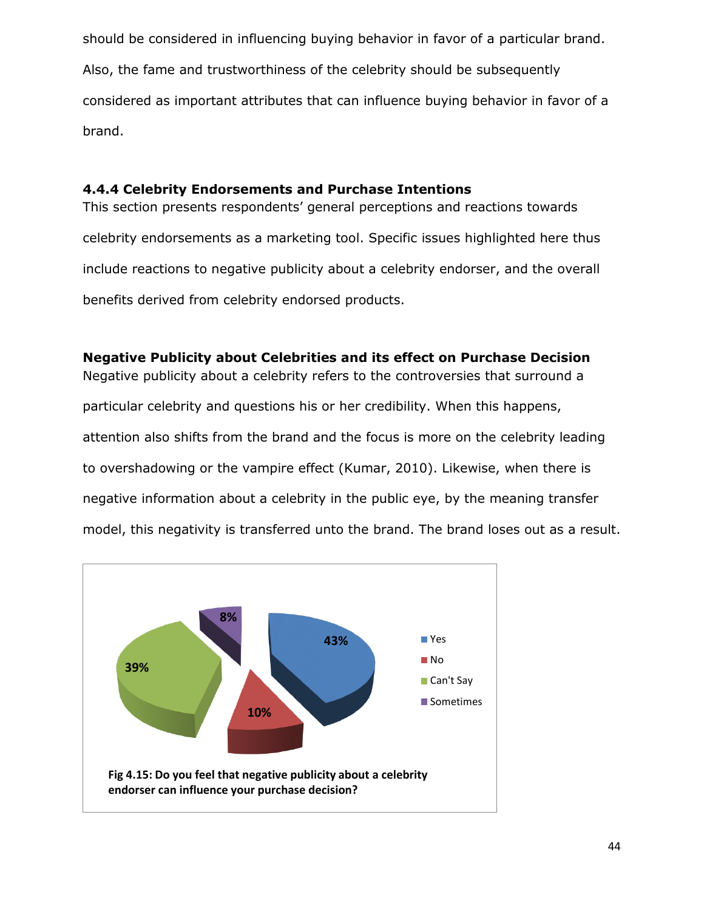should be considered in influencing buying behavior in favor of a particular brand. Also, the fame and trustworthiness of the celebrity should be subsequently considered as important attributes that can influence buying behavior in favor of a brand.

### 4.4.4 Celebrity Endorsements and Purchase Intentions

This section presents respondents' general perceptions and reactions towards celebrity endorsements as a marketing tool. Specific issues highlighted here thus include reactions to negative publicity about a celebrity endorser, and the overall benefits derived from celebrity endorsed products.

#### Negative Publicity about Celebrities and its effect on Purchase Decision

Negative publicity about a celebrity refers to the controversies that surround a particular celebrity and questions his or her credibility. When this happens, attention also shifts from the brand and the focus is more on the celebrity leading to overshadowing or the vampire effect (Kumar, 2010). Likewise, when there is negative information about a celebrity in the public eye, by the meaning transfer model, this negativity is transferred unto the brand. The brand loses out as a result.

| Response | Percentage |
|---|---|
| Yes | 43% |
| No | 10% |
| Can't Say | 39% |
| Sometimes | 8% |

**Fig 4.15: Do you feel that negative publicity about a celebrity endorser can influence your purchase decision?**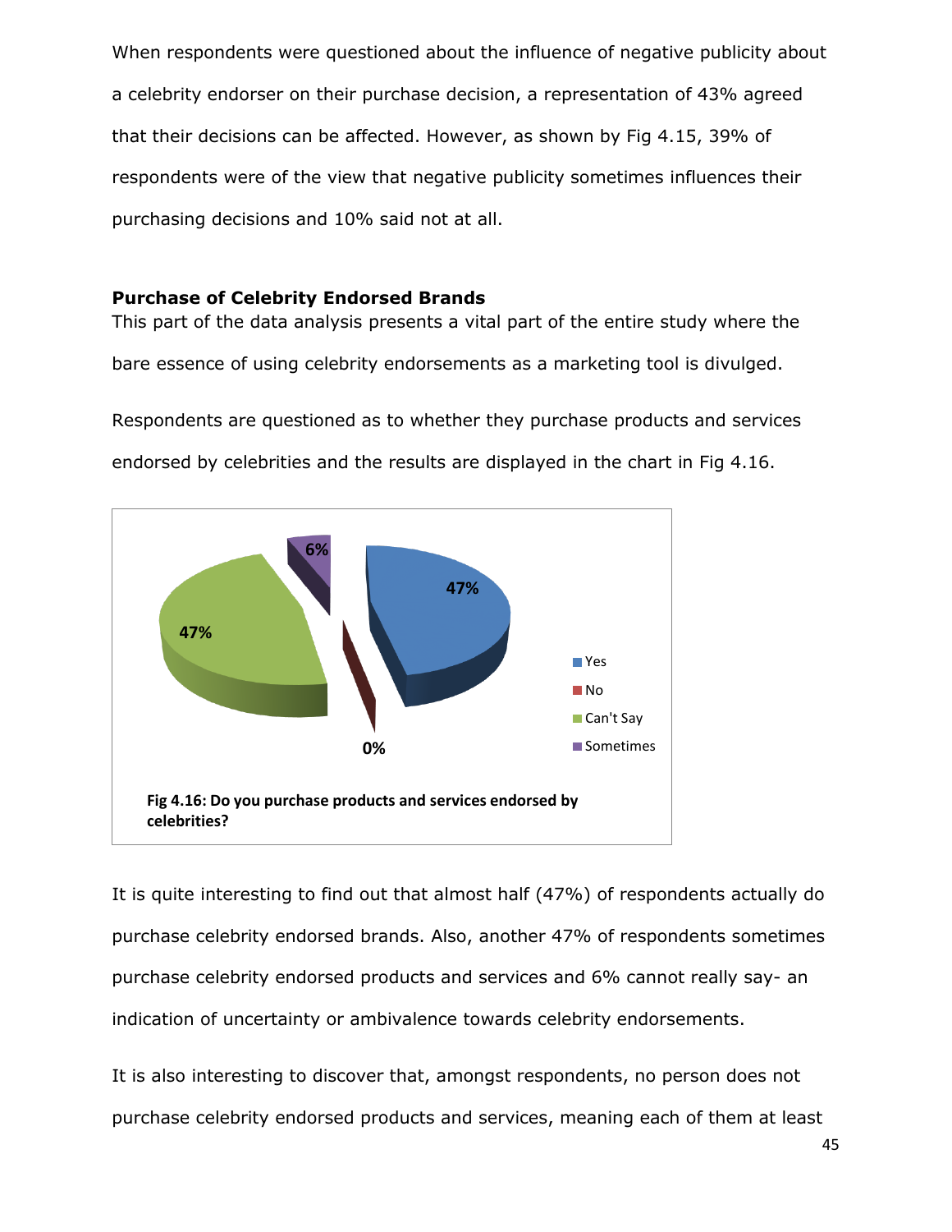When respondents were questioned about the influence of negative publicity about a celebrity endorser on their purchase decision, a representation of 43% agreed that their decisions can be affected. However, as shown by Fig 4.15, 39% of respondents were of the view that negative publicity sometimes influences their purchasing decisions and 10% said not at all.

**Purchase of Celebrity Endorsed Brands**

This part of the data analysis presents a vital part of the entire study where the bare essence of using celebrity endorsements as a marketing tool is divulged.

Respondents are questioned as to whether they purchase products and services endorsed by celebrities and the results are displayed in the chart in Fig 4.16.

**Fig 4.16: Do you purchase products and services endorsed by celebrities?**

It is quite interesting to find out that almost half (47%) of respondents actually do purchase celebrity endorsed brands. Also, another 47% of respondents sometimes purchase celebrity endorsed products and services and 6% cannot really say- an indication of uncertainty or ambivalence towards celebrity endorsements.

It is also interesting to discover that, amongst respondents, no person does not purchase celebrity endorsed products and services, meaning each of them at least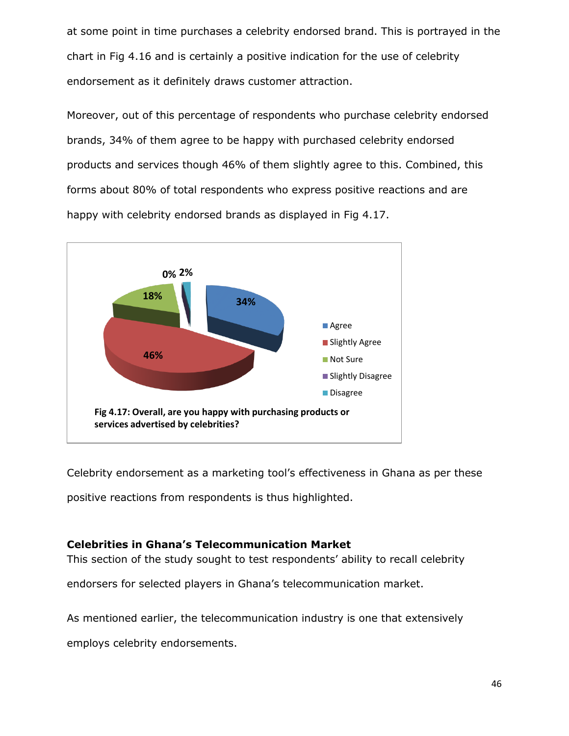at some point in time purchases a celebrity endorsed brand. This is portrayed in the chart in Fig 4.16 and is certainly a positive indication for the use of celebrity endorsement as it definitely draws customer attraction.

Moreover, out of this percentage of respondents who purchase celebrity endorsed brands, 34% of them agree to be happy with purchased celebrity endorsed products and services though 46% of them slightly agree to this. Combined, this forms about 80% of total respondents who express positive reactions and are happy with celebrity endorsed brands as displayed in Fig 4.17.

| Response | Percentage |
| --- | --- |
| Agree | 34% |
| Slightly Agree | 46% |
| Not Sure | 18% |
| Slightly Disagree | 0% |
| Disagree | 2% |

**Fig 4.17: Overall, are you happy with purchasing products or services advertised by celebrities?**

Celebrity endorsement as a marketing tool's effectiveness in Ghana as per these positive reactions from respondents is thus highlighted.

### Celebrities in Ghana's Telecommunication Market

This section of the study sought to test respondents' ability to recall celebrity endorsers for selected players in Ghana's telecommunication market.

As mentioned earlier, the telecommunication industry is one that extensively employs celebrity endorsements.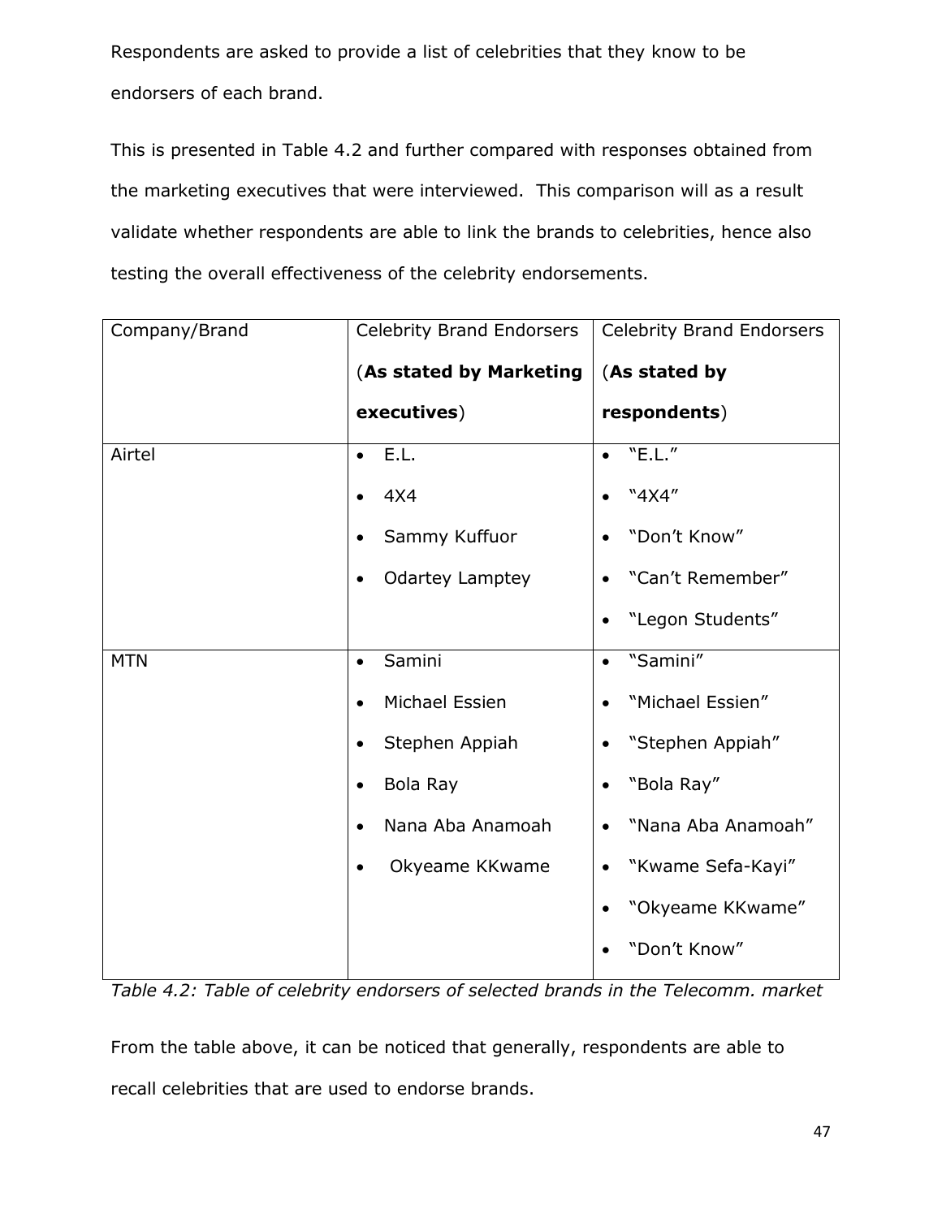Respondents are asked to provide a list of celebrities that they know to be endorsers of each brand.

This is presented in Table 4.2 and further compared with responses obtained from the marketing executives that were interviewed. This comparison will as a result validate whether respondents are able to link the brands to celebrities, hence also testing the overall effectiveness of the celebrity endorsements.

| Company/Brand | Celebrity Brand Endorsers (**As stated by Marketing executives**) | Celebrity Brand Endorsers (**As stated by respondents**) |
|---|---|---|
| Airtel | • E.L.<br>• 4X4<br>• Sammy Kuffuor<br>• Odartey Lamptey | • "E.L."<br>• "4X4"<br>• "Don't Know"<br>• "Can't Remember"<br>• "Legon Students" |
| MTN | • Samini<br>• Michael Essien<br>• Stephen Appiah<br>• Bola Ray<br>• Nana Aba Anamoah<br>• Okyeame KKwame | • "Samini"<br>• "Michael Essien"<br>• "Stephen Appiah"<br>• "Bola Ray"<br>• "Nana Aba Anamoah"<br>• "Kwame Sefa-Kayi"<br>• "Okyeame KKwame"<br>• "Don't Know" |

*Table 4.2: Table of celebrity endorsers of selected brands in the Telecomm. market*

From the table above, it can be noticed that generally, respondents are able to recall celebrities that are used to endorse brands.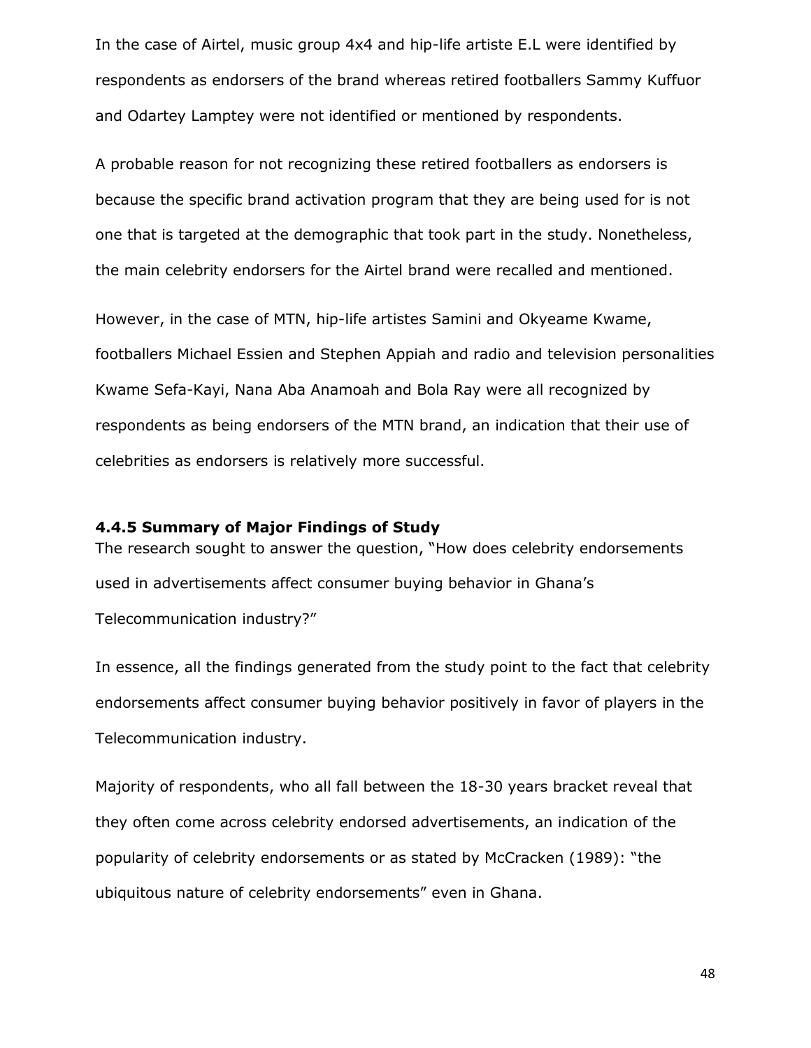In the case of Airtel, music group 4x4 and hip-life artiste E.L were identified by respondents as endorsers of the brand whereas retired footballers Sammy Kuffuor and Odartey Lamptey were not identified or mentioned by respondents.

A probable reason for not recognizing these retired footballers as endorsers is because the specific brand activation program that they are being used for is not one that is targeted at the demographic that took part in the study. Nonetheless, the main celebrity endorsers for the Airtel brand were recalled and mentioned.

However, in the case of MTN, hip-life artistes Samini and Okyeame Kwame, footballers Michael Essien and Stephen Appiah and radio and television personalities Kwame Sefa-Kayi, Nana Aba Anamoah and Bola Ray were all recognized by respondents as being endorsers of the MTN brand, an indication that their use of celebrities as endorsers is relatively more successful.

### 4.4.5 Summary of Major Findings of Study

The research sought to answer the question, "How does celebrity endorsements used in advertisements affect consumer buying behavior in Ghana's Telecommunication industry?"

In essence, all the findings generated from the study point to the fact that celebrity endorsements affect consumer buying behavior positively in favor of players in the Telecommunication industry.

Majority of respondents, who all fall between the 18-30 years bracket reveal that they often come across celebrity endorsed advertisements, an indication of the popularity of celebrity endorsements or as stated by McCracken (1989): "the ubiquitous nature of celebrity endorsements" even in Ghana.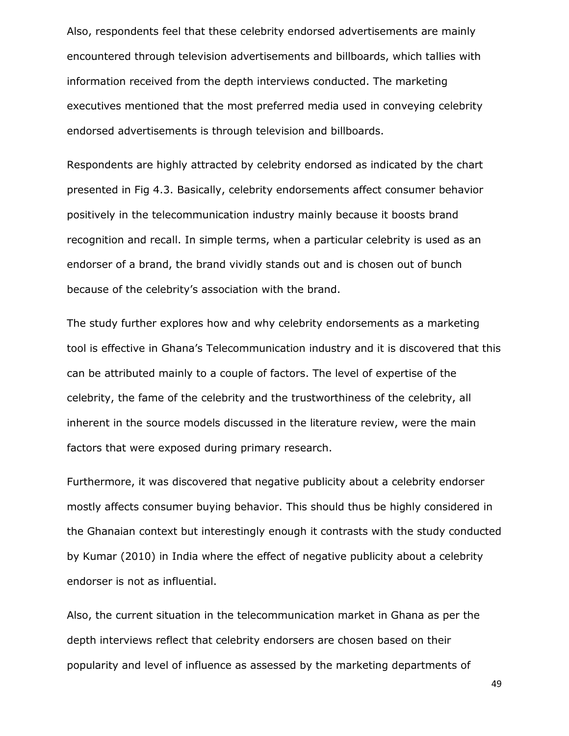Also, respondents feel that these celebrity endorsed advertisements are mainly encountered through television advertisements and billboards, which tallies with information received from the depth interviews conducted. The marketing executives mentioned that the most preferred media used in conveying celebrity endorsed advertisements is through television and billboards.

Respondents are highly attracted by celebrity endorsed as indicated by the chart presented in Fig 4.3. Basically, celebrity endorsements affect consumer behavior positively in the telecommunication industry mainly because it boosts brand recognition and recall. In simple terms, when a particular celebrity is used as an endorser of a brand, the brand vividly stands out and is chosen out of bunch because of the celebrity's association with the brand.

The study further explores how and why celebrity endorsements as a marketing tool is effective in Ghana's Telecommunication industry and it is discovered that this can be attributed mainly to a couple of factors. The level of expertise of the celebrity, the fame of the celebrity and the trustworthiness of the celebrity, all inherent in the source models discussed in the literature review, were the main factors that were exposed during primary research.

Furthermore, it was discovered that negative publicity about a celebrity endorser mostly affects consumer buying behavior. This should thus be highly considered in the Ghanaian context but interestingly enough it contrasts with the study conducted by Kumar (2010) in India where the effect of negative publicity about a celebrity endorser is not as influential.

Also, the current situation in the telecommunication market in Ghana as per the depth interviews reflect that celebrity endorsers are chosen based on their popularity and level of influence as assessed by the marketing departments of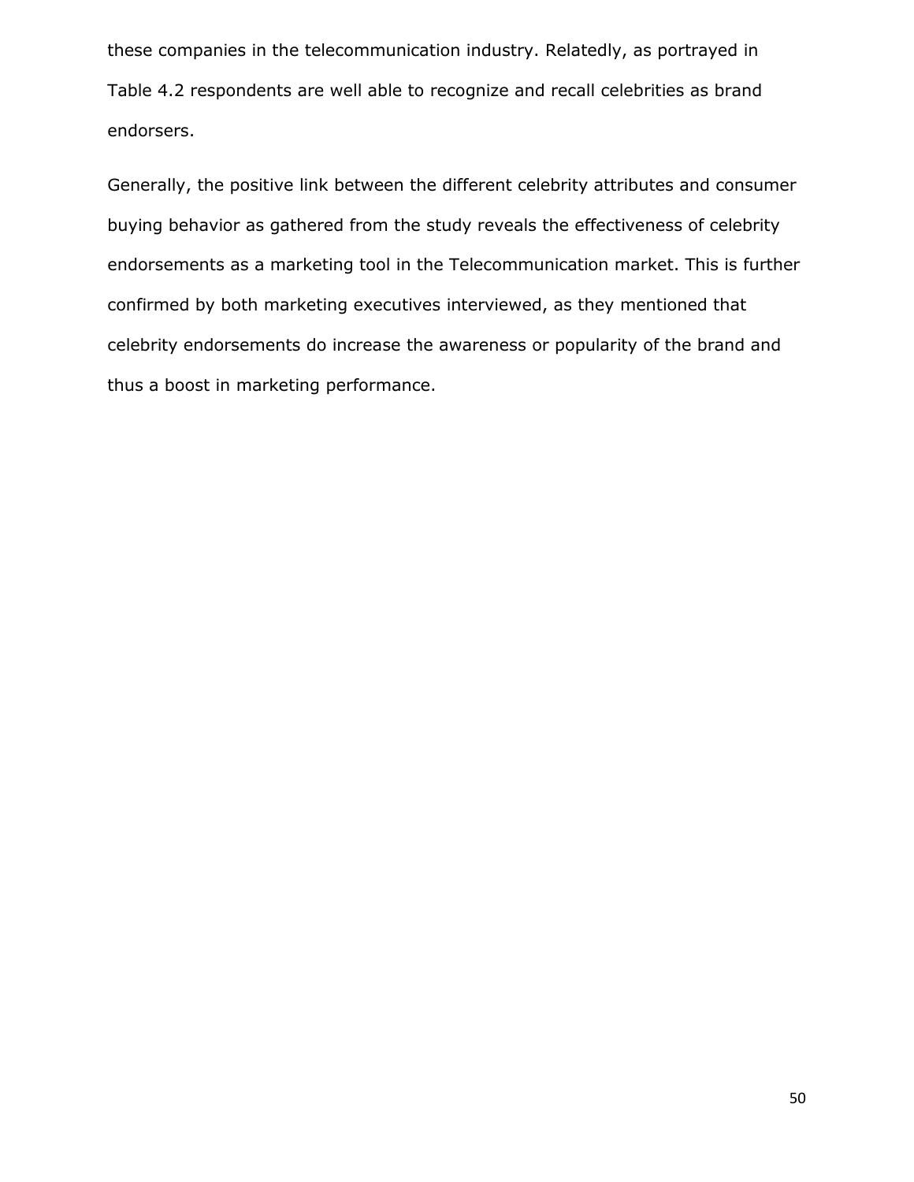these companies in the telecommunication industry. Relatedly, as portrayed in Table 4.2 respondents are well able to recognize and recall celebrities as brand endorsers.

Generally, the positive link between the different celebrity attributes and consumer buying behavior as gathered from the study reveals the effectiveness of celebrity endorsements as a marketing tool in the Telecommunication market. This is further confirmed by both marketing executives interviewed, as they mentioned that celebrity endorsements do increase the awareness or popularity of the brand and thus a boost in marketing performance.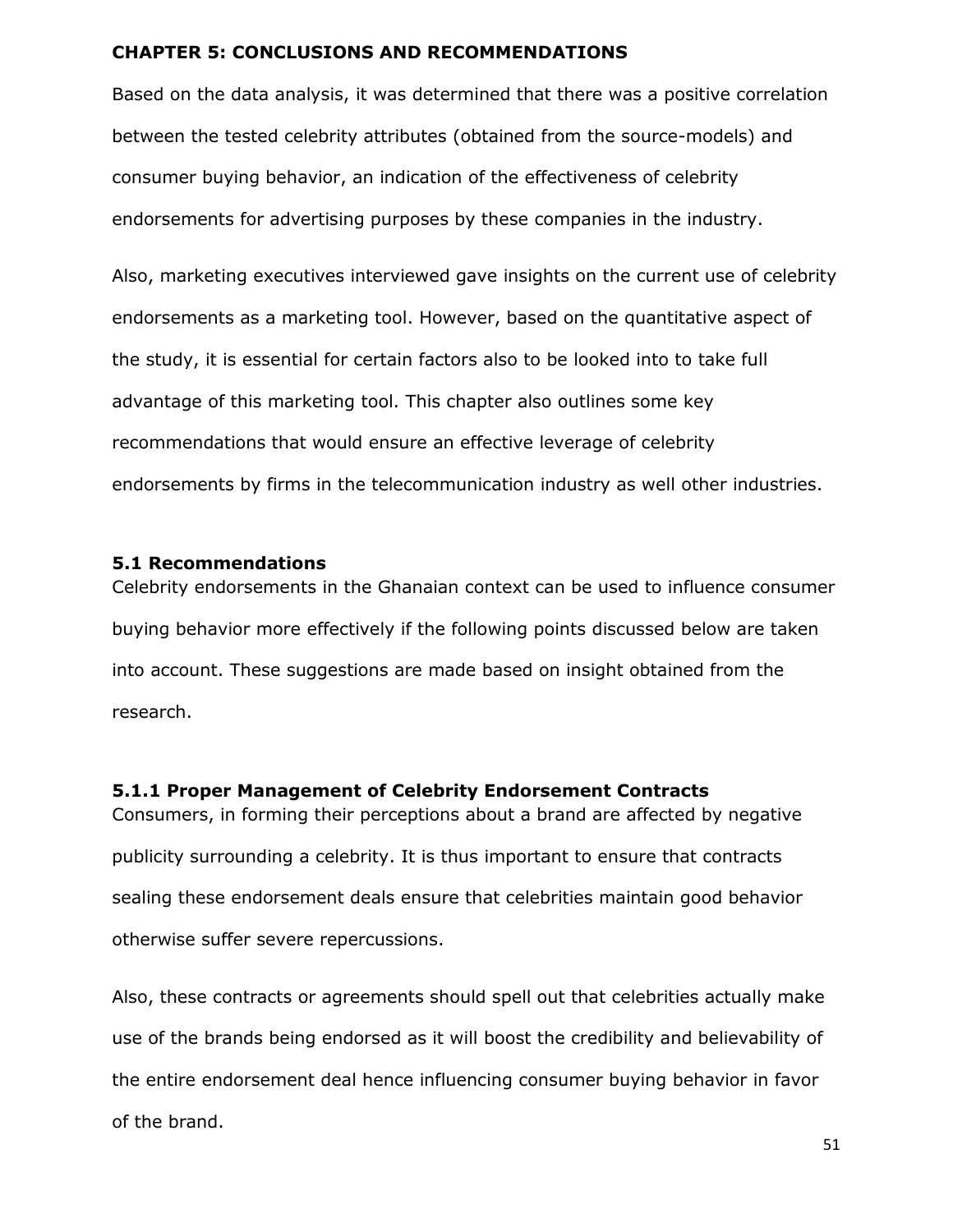# CHAPTER 5: CONCLUSIONS AND RECOMMENDATIONS

Based on the data analysis, it was determined that there was a positive correlation between the tested celebrity attributes (obtained from the source-models) and consumer buying behavior, an indication of the effectiveness of celebrity endorsements for advertising purposes by these companies in the industry.

Also, marketing executives interviewed gave insights on the current use of celebrity endorsements as a marketing tool. However, based on the quantitative aspect of the study, it is essential for certain factors also to be looked into to take full advantage of this marketing tool. This chapter also outlines some key recommendations that would ensure an effective leverage of celebrity endorsements by firms in the telecommunication industry as well other industries.

## 5.1 Recommendations

Celebrity endorsements in the Ghanaian context can be used to influence consumer buying behavior more effectively if the following points discussed below are taken into account. These suggestions are made based on insight obtained from the research.

### 5.1.1 Proper Management of Celebrity Endorsement Contracts

Consumers, in forming their perceptions about a brand are affected by negative publicity surrounding a celebrity. It is thus important to ensure that contracts sealing these endorsement deals ensure that celebrities maintain good behavior otherwise suffer severe repercussions.

Also, these contracts or agreements should spell out that celebrities actually make use of the brands being endorsed as it will boost the credibility and believability of the entire endorsement deal hence influencing consumer buying behavior in favor of the brand.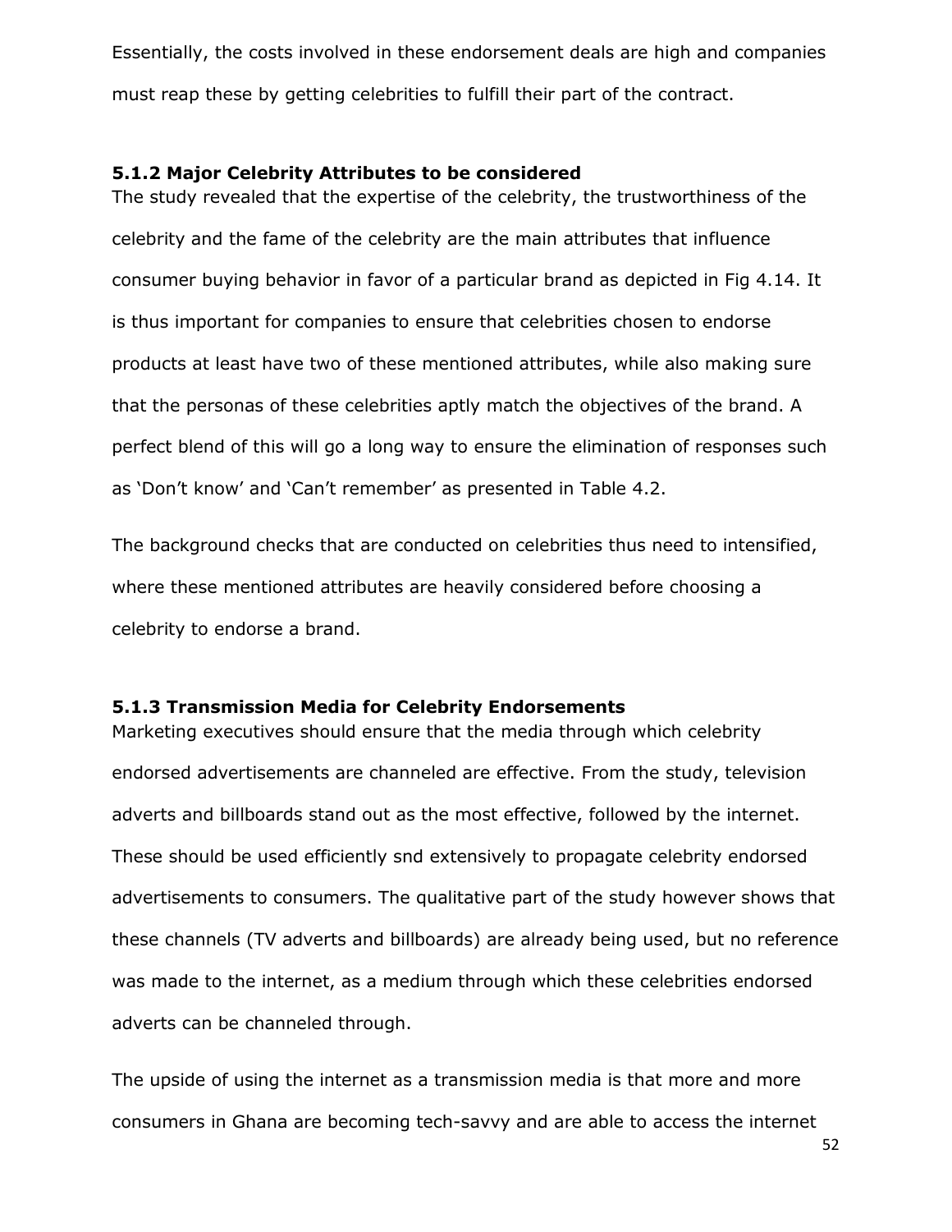Essentially, the costs involved in these endorsement deals are high and companies must reap these by getting celebrities to fulfill their part of the contract.

### 5.1.2 Major Celebrity Attributes to be considered

The study revealed that the expertise of the celebrity, the trustworthiness of the celebrity and the fame of the celebrity are the main attributes that influence consumer buying behavior in favor of a particular brand as depicted in Fig 4.14. It is thus important for companies to ensure that celebrities chosen to endorse products at least have two of these mentioned attributes, while also making sure that the personas of these celebrities aptly match the objectives of the brand. A perfect blend of this will go a long way to ensure the elimination of responses such as 'Don't know' and 'Can't remember' as presented in Table 4.2.

The background checks that are conducted on celebrities thus need to intensified, where these mentioned attributes are heavily considered before choosing a celebrity to endorse a brand.

### 5.1.3 Transmission Media for Celebrity Endorsements

Marketing executives should ensure that the media through which celebrity endorsed advertisements are channeled are effective. From the study, television adverts and billboards stand out as the most effective, followed by the internet. These should be used efficiently snd extensively to propagate celebrity endorsed advertisements to consumers. The qualitative part of the study however shows that these channels (TV adverts and billboards) are already being used, but no reference was made to the internet, as a medium through which these celebrities endorsed adverts can be channeled through.

The upside of using the internet as a transmission media is that more and more consumers in Ghana are becoming tech-savvy and are able to access the internet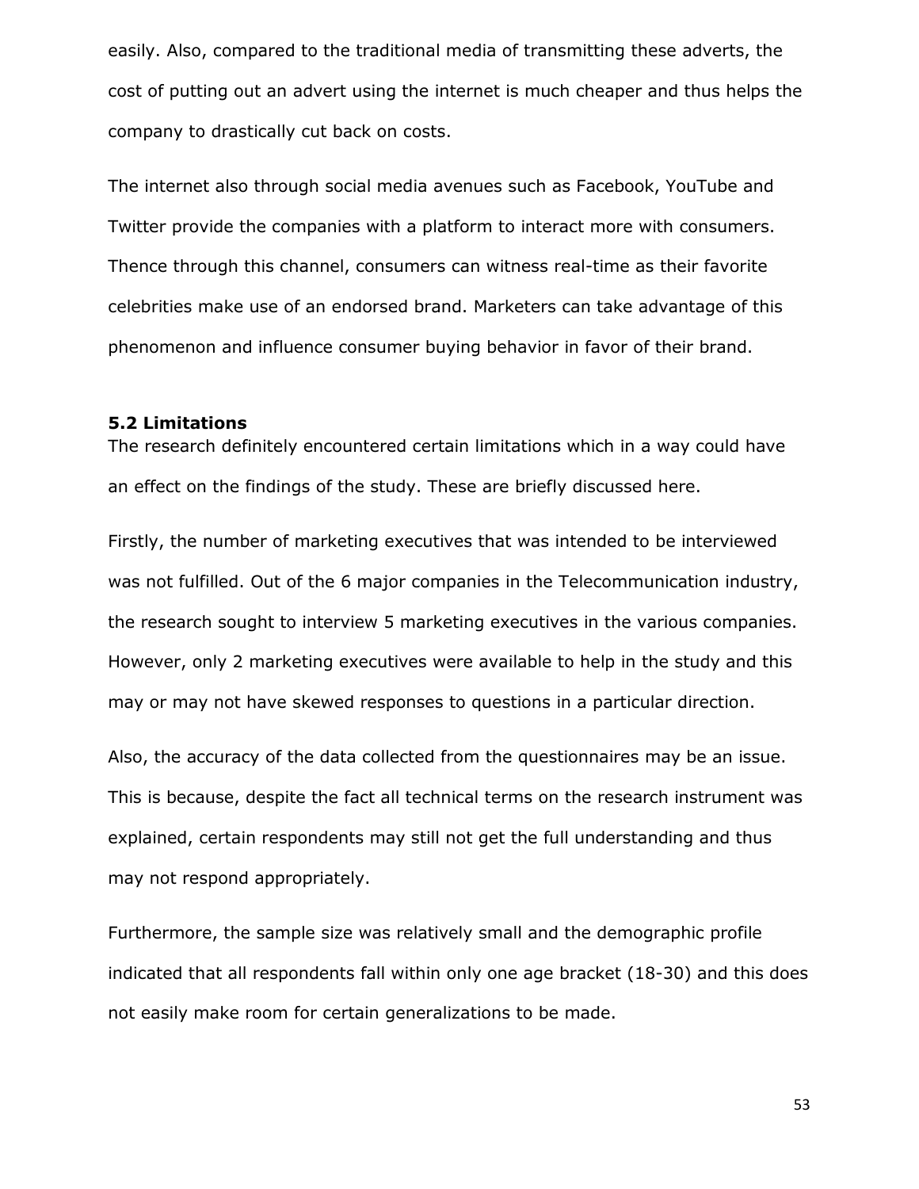easily. Also, compared to the traditional media of transmitting these adverts, the cost of putting out an advert using the internet is much cheaper and thus helps the company to drastically cut back on costs.

The internet also through social media avenues such as Facebook, YouTube and Twitter provide the companies with a platform to interact more with consumers. Thence through this channel, consumers can witness real-time as their favorite celebrities make use of an endorsed brand. Marketers can take advantage of this phenomenon and influence consumer buying behavior in favor of their brand.

### 5.2 Limitations

The research definitely encountered certain limitations which in a way could have an effect on the findings of the study. These are briefly discussed here.

Firstly, the number of marketing executives that was intended to be interviewed was not fulfilled. Out of the 6 major companies in the Telecommunication industry, the research sought to interview 5 marketing executives in the various companies. However, only 2 marketing executives were available to help in the study and this may or may not have skewed responses to questions in a particular direction.

Also, the accuracy of the data collected from the questionnaires may be an issue. This is because, despite the fact all technical terms on the research instrument was explained, certain respondents may still not get the full understanding and thus may not respond appropriately.

Furthermore, the sample size was relatively small and the demographic profile indicated that all respondents fall within only one age bracket (18-30) and this does not easily make room for certain generalizations to be made.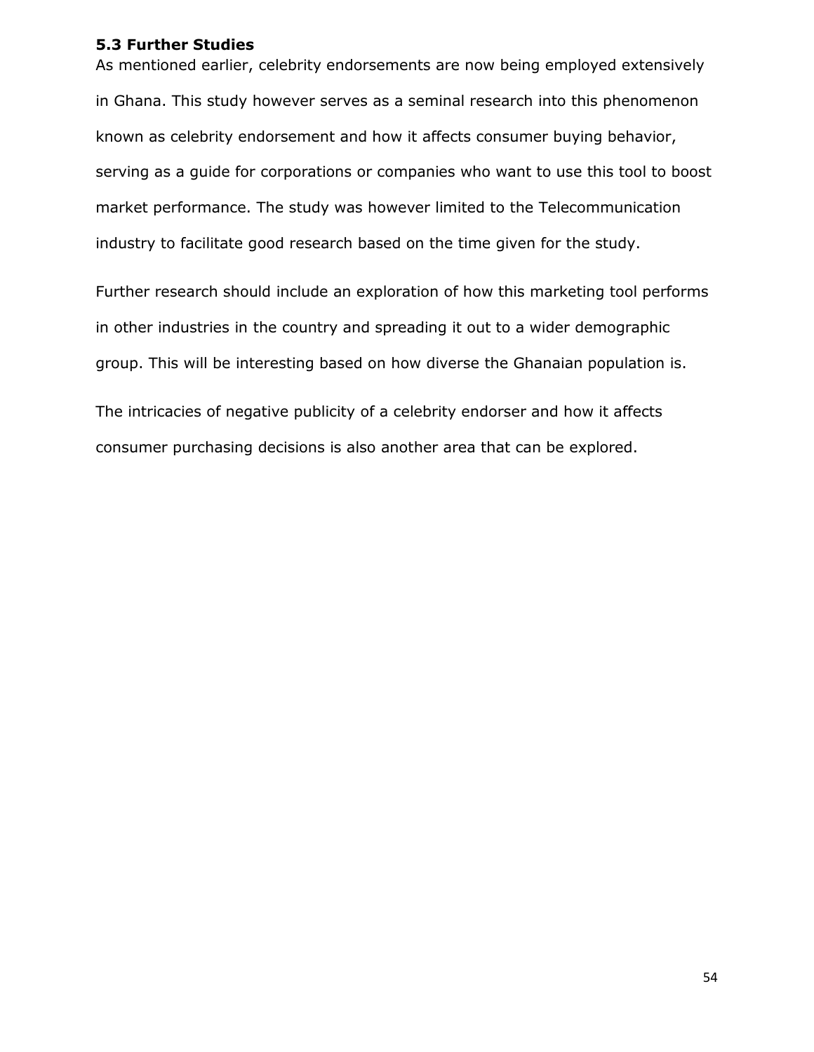### 5.3 Further Studies

As mentioned earlier, celebrity endorsements are now being employed extensively in Ghana. This study however serves as a seminal research into this phenomenon known as celebrity endorsement and how it affects consumer buying behavior, serving as a guide for corporations or companies who want to use this tool to boost market performance. The study was however limited to the Telecommunication industry to facilitate good research based on the time given for the study.

Further research should include an exploration of how this marketing tool performs in other industries in the country and spreading it out to a wider demographic group. This will be interesting based on how diverse the Ghanaian population is.

The intricacies of negative publicity of a celebrity endorser and how it affects consumer purchasing decisions is also another area that can be explored.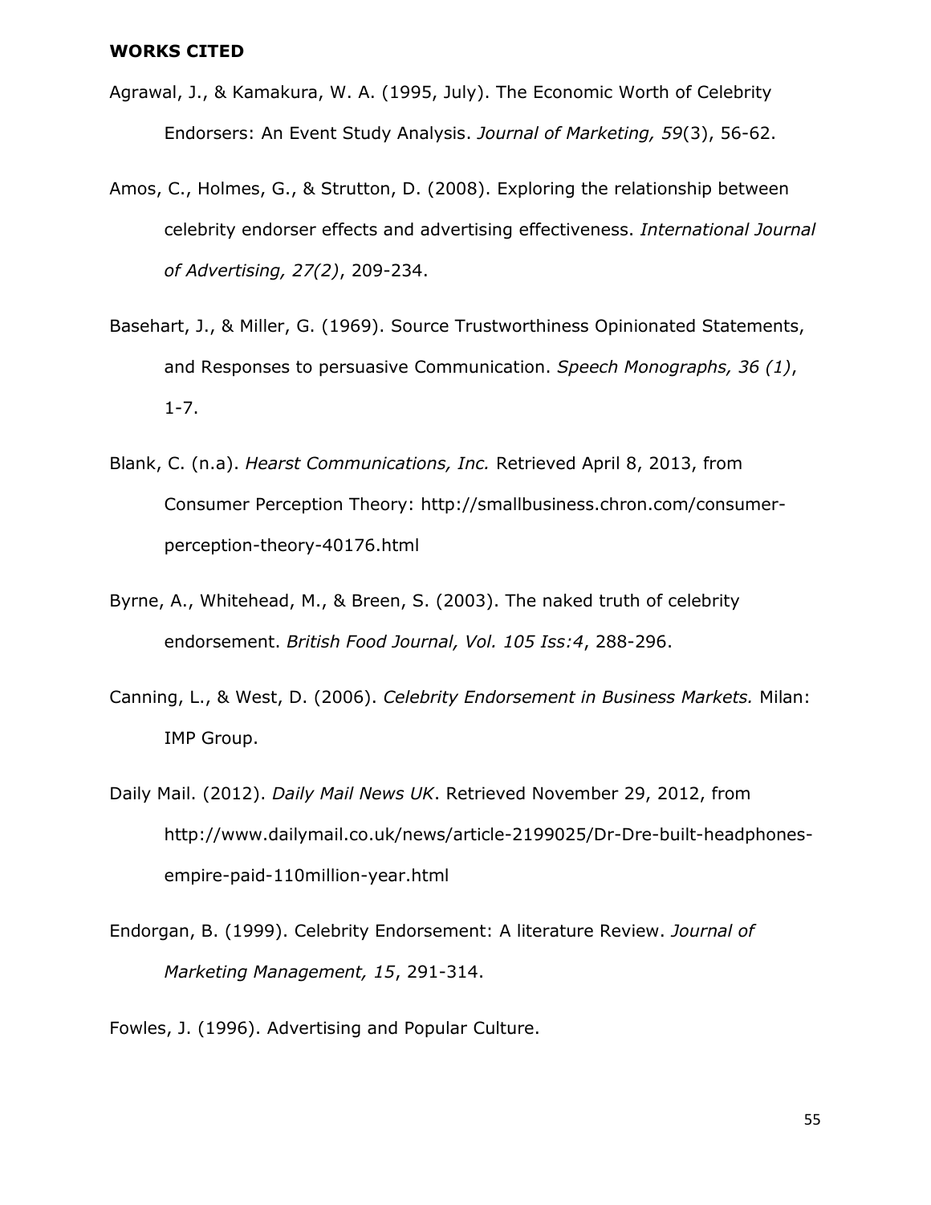## WORKS CITED

Agrawal, J., & Kamakura, W. A. (1995, July). The Economic Worth of Celebrity Endorsers: An Event Study Analysis. *Journal of Marketing, 59*(3), 56-62.

Amos, C., Holmes, G., & Strutton, D. (2008). Exploring the relationship between celebrity endorser effects and advertising effectiveness. *International Journal of Advertising, 27(2)*, 209-234.

Basehart, J., & Miller, G. (1969). Source Trustworthiness Opinionated Statements, and Responses to persuasive Communication. *Speech Monographs, 36 (1)*, 1-7.

Blank, C. (n.a). *Hearst Communications, Inc.* Retrieved April 8, 2013, from Consumer Perception Theory: http://smallbusiness.chron.com/consumer-perception-theory-40176.html

Byrne, A., Whitehead, M., & Breen, S. (2003). The naked truth of celebrity endorsement. *British Food Journal, Vol. 105 Iss:4*, 288-296.

Canning, L., & West, D. (2006). *Celebrity Endorsement in Business Markets.* Milan: IMP Group.

Daily Mail. (2012). *Daily Mail News UK*. Retrieved November 29, 2012, from http://www.dailymail.co.uk/news/article-2199025/Dr-Dre-built-headphones-empire-paid-110million-year.html

Endorgan, B. (1999). Celebrity Endorsement: A literature Review. *Journal of Marketing Management, 15*, 291-314.

Fowles, J. (1996). Advertising and Popular Culture.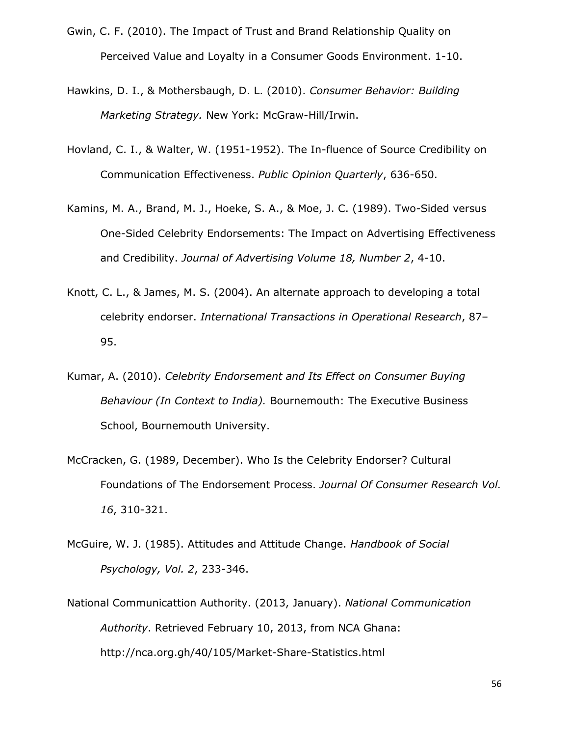Gwin, C. F. (2010). The Impact of Trust and Brand Relationship Quality on Perceived Value and Loyalty in a Consumer Goods Environment. 1-10.

Hawkins, D. I., & Mothersbaugh, D. L. (2010). *Consumer Behavior: Building Marketing Strategy.* New York: McGraw-Hill/Irwin.

Hovland, C. I., & Walter, W. (1951-1952). The In-fluence of Source Credibility on Communication Effectiveness. *Public Opinion Quarterly*, 636-650.

Kamins, M. A., Brand, M. J., Hoeke, S. A., & Moe, J. C. (1989). Two-Sided versus One-Sided Celebrity Endorsements: The Impact on Advertising Effectiveness and Credibility. *Journal of Advertising Volume 18, Number 2*, 4-10.

Knott, C. L., & James, M. S. (2004). An alternate approach to developing a total celebrity endorser. *International Transactions in Operational Research*, 87–95.

Kumar, A. (2010). *Celebrity Endorsement and Its Effect on Consumer Buying Behaviour (In Context to India).* Bournemouth: The Executive Business School, Bournemouth University.

McCracken, G. (1989, December). Who Is the Celebrity Endorser? Cultural Foundations of The Endorsement Process. *Journal Of Consumer Research Vol. 16*, 310-321.

McGuire, W. J. (1985). Attitudes and Attitude Change. *Handbook of Social Psychology, Vol. 2*, 233-346.

National Communicattion Authority. (2013, January). *National Communication Authority*. Retrieved February 10, 2013, from NCA Ghana: http://nca.org.gh/40/105/Market-Share-Statistics.html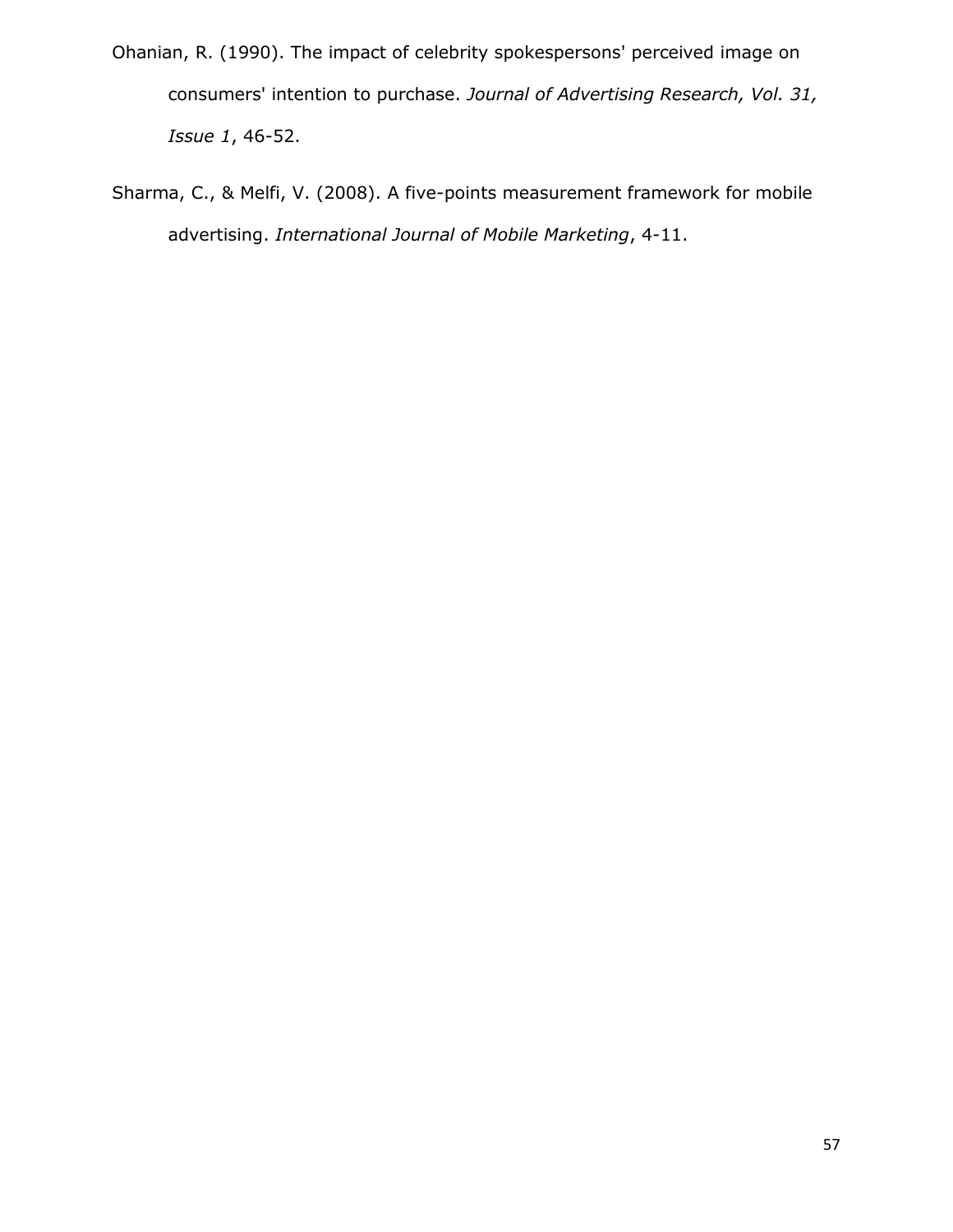Ohanian, R. (1990). The impact of celebrity spokespersons' perceived image on consumers' intention to purchase. *Journal of Advertising Research, Vol. 31, Issue 1*, 46-52.

Sharma, C., & Melfi, V. (2008). A five-points measurement framework for mobile advertising. *International Journal of Mobile Marketing*, 4-11.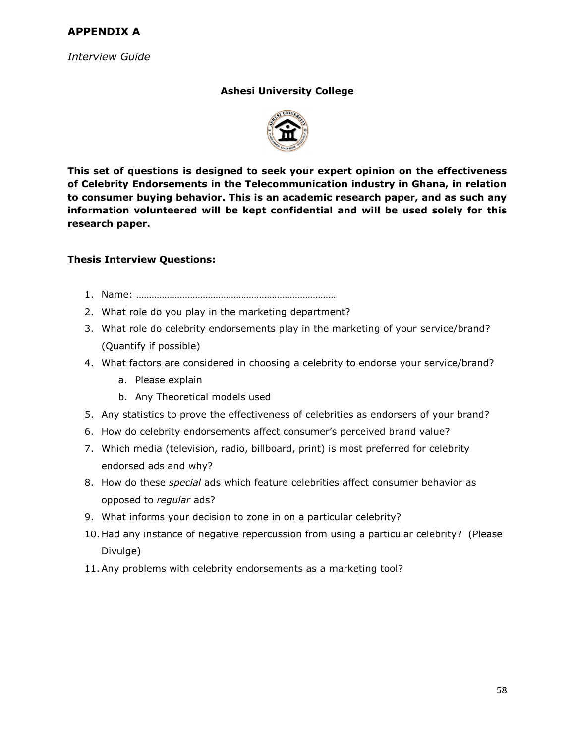# APPENDIX A

*Interview Guide*

**Ashesi University College**

**This set of questions is designed to seek your expert opinion on the effectiveness of Celebrity Endorsements in the Telecommunication industry in Ghana, in relation to consumer buying behavior. This is an academic research paper, and as such any information volunteered will be kept confidential and will be used solely for this research paper.**

**Thesis Interview Questions:**

1. Name: ……………………………………………………………………
2. What role do you play in the marketing department?
3. What role do celebrity endorsements play in the marketing of your service/brand? (Quantify if possible)
4. What factors are considered in choosing a celebrity to endorse your service/brand?
   a. Please explain
   b. Any Theoretical models used
5. Any statistics to prove the effectiveness of celebrities as endorsers of your brand?
6. How do celebrity endorsements affect consumer's perceived brand value?
7. Which media (television, radio, billboard, print) is most preferred for celebrity endorsed ads and why?
8. How do these *special* ads which feature celebrities affect consumer behavior as opposed to *regular* ads?
9. What informs your decision to zone in on a particular celebrity?
10. Had any instance of negative repercussion from using a particular celebrity? (Please Divulge)
11. Any problems with celebrity endorsements as a marketing tool?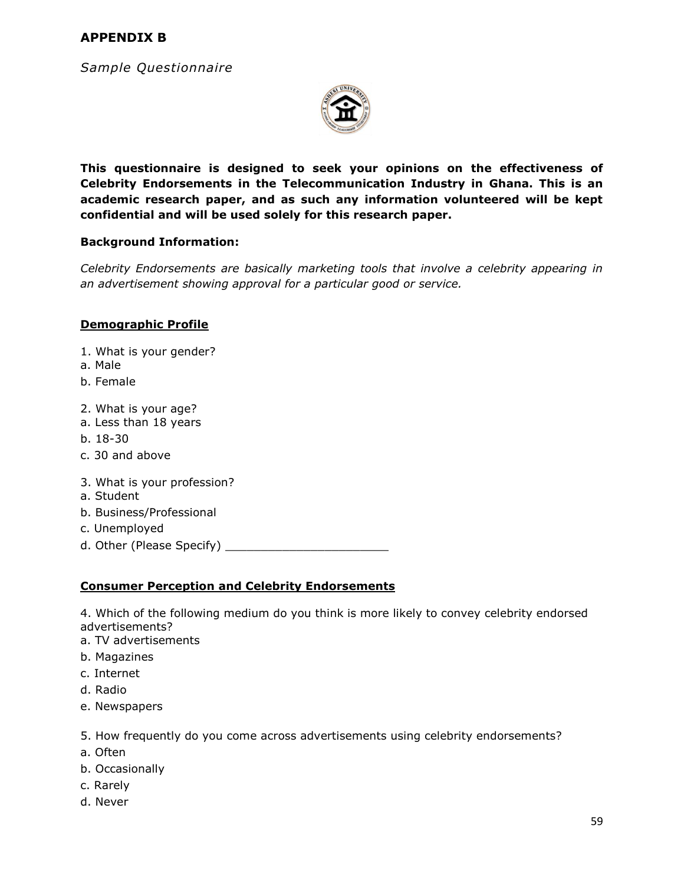## APPENDIX B

*Sample Questionnaire*

**This questionnaire is designed to seek your opinions on the effectiveness of Celebrity Endorsements in the Telecommunication Industry in Ghana. This is an academic research paper, and as such any information volunteered will be kept confidential and will be used solely for this research paper.**

**Background Information:**

*Celebrity Endorsements are basically marketing tools that involve a celebrity appearing in an advertisement showing approval for a particular good or service.*

**Demographic Profile**

1. What is your gender?
a. Male
b. Female

2. What is your age?
a. Less than 18 years
b. 18-30
c. 30 and above

3. What is your profession?
a. Student
b. Business/Professional
c. Unemployed
d. Other (Please Specify) _______________________

**Consumer Perception and Celebrity Endorsements**

4. Which of the following medium do you think is more likely to convey celebrity endorsed advertisements?
a. TV advertisements
b. Magazines
c. Internet
d. Radio
e. Newspapers

5. How frequently do you come across advertisements using celebrity endorsements?
a. Often
b. Occasionally
c. Rarely
d. Never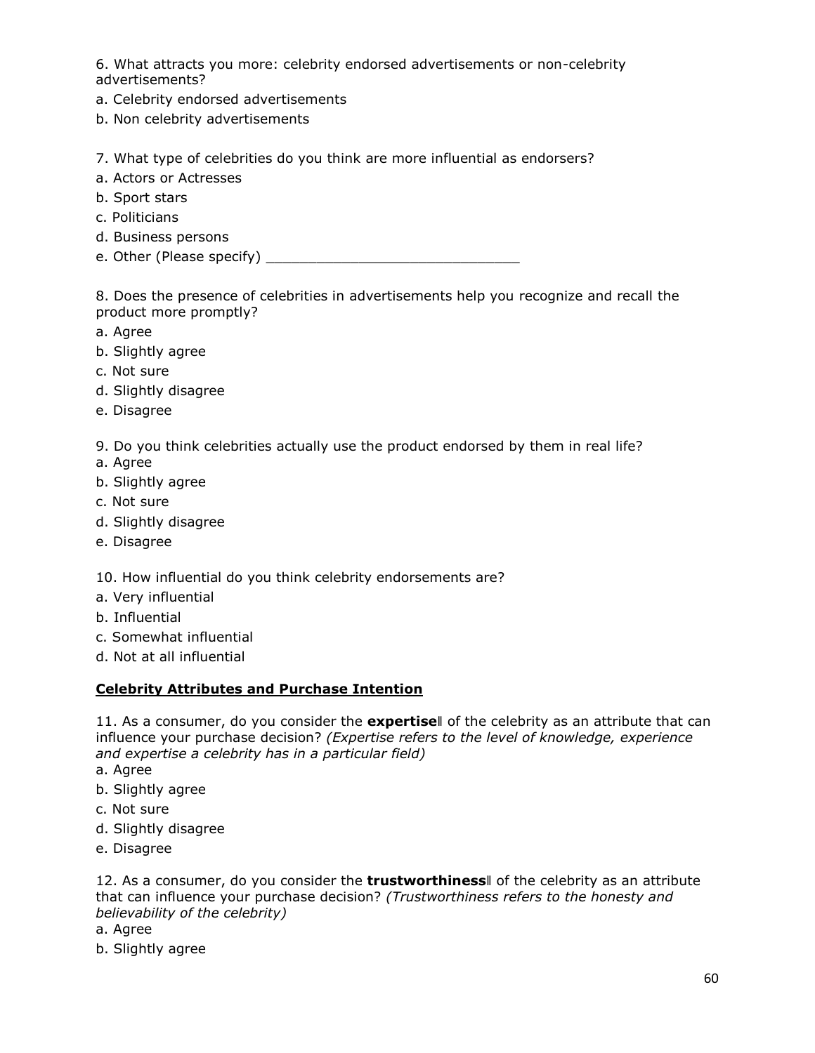6. What attracts you more: celebrity endorsed advertisements or non-celebrity advertisements?

a. Celebrity endorsed advertisements

b. Non celebrity advertisements

7. What type of celebrities do you think are more influential as endorsers?

a. Actors or Actresses

b. Sport stars

c. Politicians

d. Business persons

e. Other (Please specify) ______________________________

8. Does the presence of celebrities in advertisements help you recognize and recall the product more promptly?

a. Agree

b. Slightly agree

c. Not sure

d. Slightly disagree

e. Disagree

9. Do you think celebrities actually use the product endorsed by them in real life?

a. Agree

b. Slightly agree

c. Not sure

d. Slightly disagree

e. Disagree

10. How influential do you think celebrity endorsements are?

a. Very influential

b. Influential

c. Somewhat influential

d. Not at all influential

**<u>Celebrity Attributes and Purchase Intention</u>**

11. As a consumer, do you consider the **expertise‖** of the celebrity as an attribute that can influence your purchase decision? *(Expertise refers to the level of knowledge, experience and expertise a celebrity has in a particular field)*

a. Agree

b. Slightly agree

c. Not sure

d. Slightly disagree

e. Disagree

12. As a consumer, do you consider the **trustworthiness‖** of the celebrity as an attribute that can influence your purchase decision? *(Trustworthiness refers to the honesty and believability of the celebrity)*

a. Agree

b. Slightly agree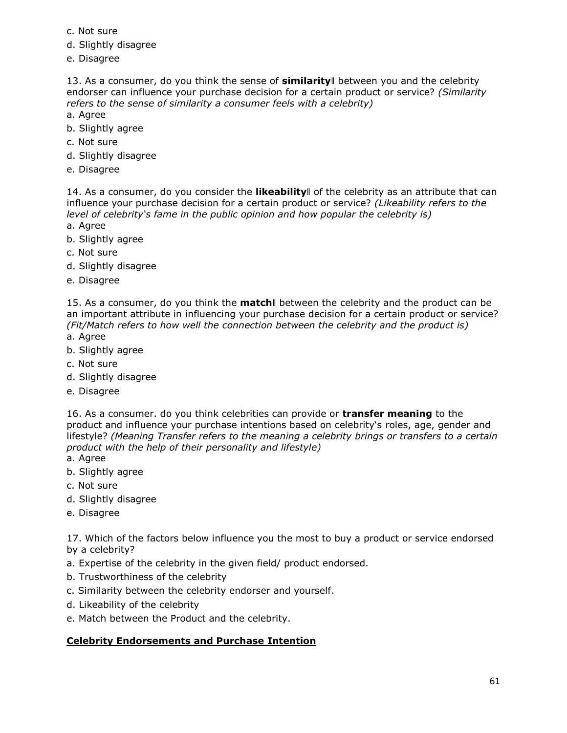c. Not sure
d. Slightly disagree
e. Disagree

13. As a consumer, do you think the sense of **similarity**‖ between you and the celebrity endorser can influence your purchase decision for a certain product or service? *(Similarity refers to the sense of similarity a consumer feels with a celebrity)*
a. Agree
b. Slightly agree
c. Not sure
d. Slightly disagree
e. Disagree

14. As a consumer, do you consider the **likeability**‖ of the celebrity as an attribute that can influence your purchase decision for a certain product or service? *(Likeability refers to the level of celebrity's fame in the public opinion and how popular the celebrity is)*
a. Agree
b. Slightly agree
c. Not sure
d. Slightly disagree
e. Disagree

15. As a consumer, do you think the **match**‖ between the celebrity and the product can be an important attribute in influencing your purchase decision for a certain product or service? *(Fit/Match refers to how well the connection between the celebrity and the product is)*
a. Agree
b. Slightly agree
c. Not sure
d. Slightly disagree
e. Disagree

16. As a consumer. do you think celebrities can provide or **transfer meaning** to the product and influence your purchase intentions based on celebrity's roles, age, gender and lifestyle? *(Meaning Transfer refers to the meaning a celebrity brings or transfers to a certain product with the help of their personality and lifestyle)*
a. Agree
b. Slightly agree
c. Not sure
d. Slightly disagree
e. Disagree

17. Which of the factors below influence you the most to buy a product or service endorsed by a celebrity?
a. Expertise of the celebrity in the given field/ product endorsed.
b. Trustworthiness of the celebrity
c. Similarity between the celebrity endorser and yourself.
d. Likeability of the celebrity
e. Match between the Product and the celebrity.

## **Celebrity Endorsements and Purchase Intention**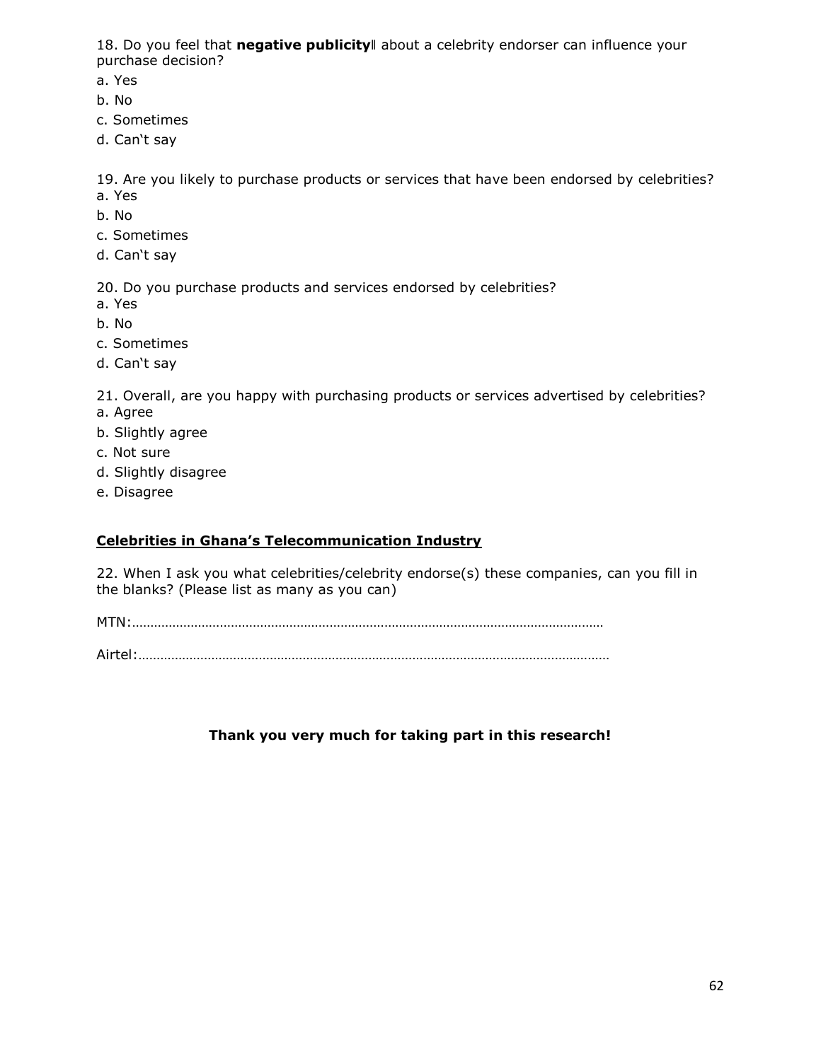18. Do you feel that **negative publicity‖** about a celebrity endorser can influence your purchase decision?

a. Yes  
b. No  
c. Sometimes  
d. Can‗t say

19. Are you likely to purchase products or services that have been endorsed by celebrities?

a. Yes  
b. No  
c. Sometimes  
d. Can‗t say

20. Do you purchase products and services endorsed by celebrities?

a. Yes  
b. No  
c. Sometimes  
d. Can‗t say

21. Overall, are you happy with purchasing products or services advertised by celebrities?

a. Agree  
b. Slightly agree  
c. Not sure  
d. Slightly disagree  
e. Disagree

## <u>Celebrities in Ghana's Telecommunication Industry</u>

22. When I ask you what celebrities/celebrity endorse(s) these companies, can you fill in the blanks? (Please list as many as you can)

MTN:…………………………………………………………………………………………………………

Airtel:…………………………………………………………………………………………………………

**Thank you very much for taking part in this research!**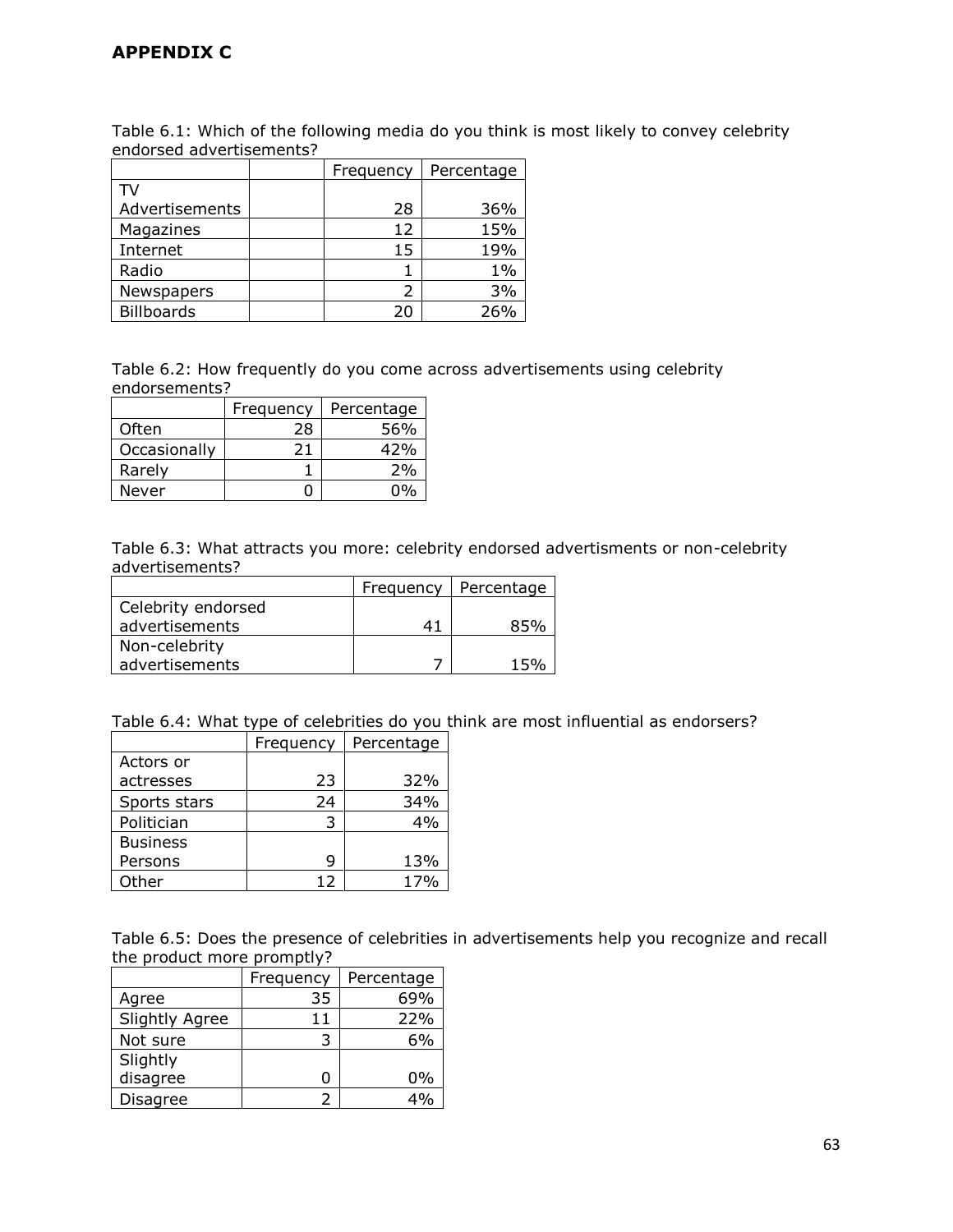# APPENDIX C

Table 6.1: Which of the following media do you think is most likely to convey celebrity endorsed advertisements?

| | | Frequency | Percentage |
|---|---|---|---|
| TV Advertisements | | 28 | 36% |
| Magazines | | 12 | 15% |
| Internet | | 15 | 19% |
| Radio | | 1 | 1% |
| Newspapers | | 2 | 3% |
| Billboards | | 20 | 26% |

Table 6.2: How frequently do you come across advertisements using celebrity endorsements?

| | Frequency | Percentage |
|---|---|---|
| Often | 28 | 56% |
| Occasionally | 21 | 42% |
| Rarely | 1 | 2% |
| Never | 0 | 0% |

Table 6.3: What attracts you more: celebrity endorsed advertisments or non-celebrity advertisements?

| | Frequency | Percentage |
|---|---|---|
| Celebrity endorsed advertisements | 41 | 85% |
| Non-celebrity advertisements | 7 | 15% |

Table 6.4: What type of celebrities do you think are most influential as endorsers?

| | Frequency | Percentage |
|---|---|---|
| Actors or actresses | 23 | 32% |
| Sports stars | 24 | 34% |
| Politician | 3 | 4% |
| Business Persons | 9 | 13% |
| Other | 12 | 17% |

Table 6.5: Does the presence of celebrities in advertisements help you recognize and recall the product more promptly?

| | Frequency | Percentage |
|---|---|---|
| Agree | 35 | 69% |
| Slightly Agree | 11 | 22% |
| Not sure | 3 | 6% |
| Slightly disagree | 0 | 0% |
| Disagree | 2 | 4% |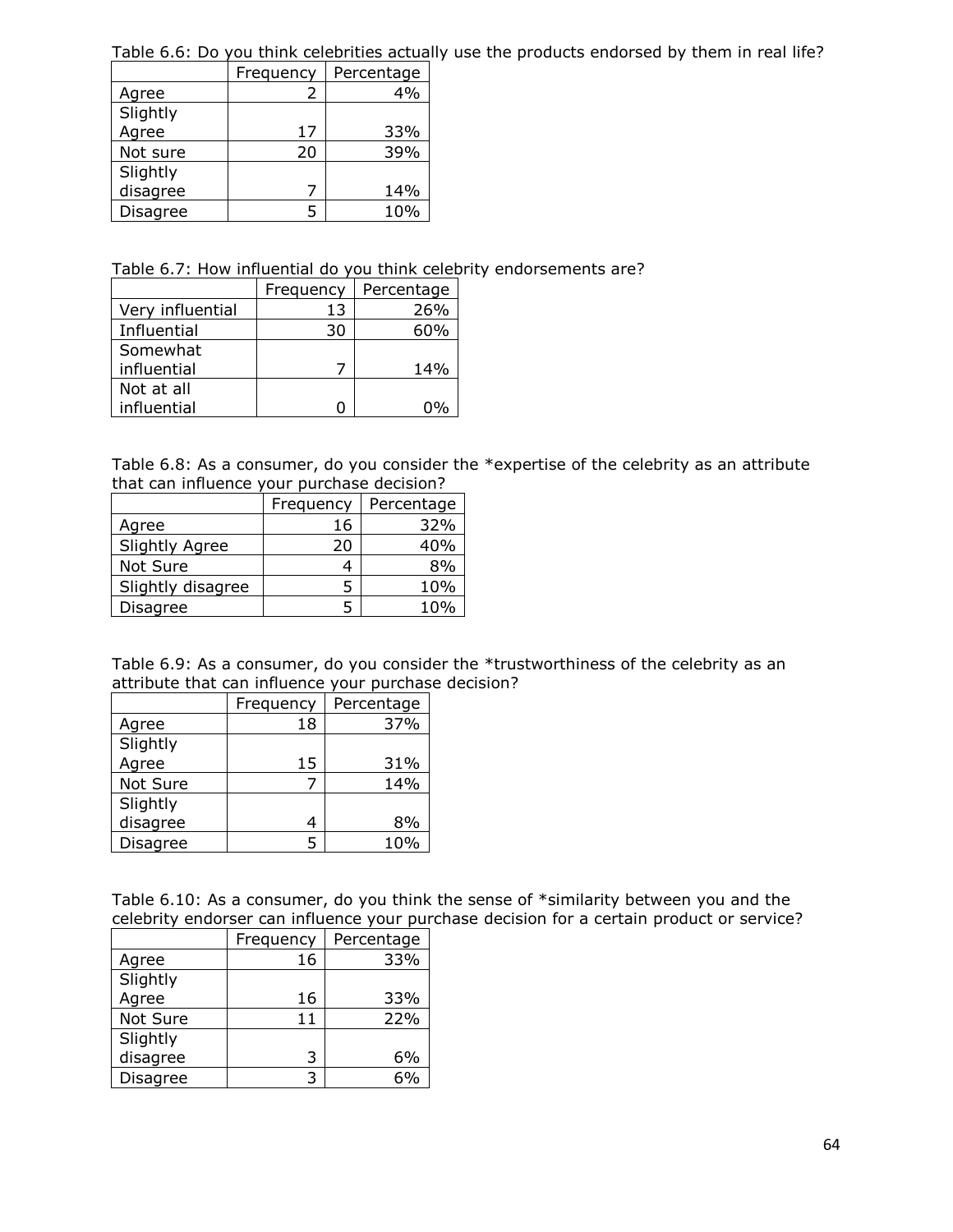Table 6.6: Do you think celebrities actually use the products endorsed by them in real life?

| | Frequency | Percentage |
|---|---|---|
| Agree | 2 | 4% |
| Slightly Agree | 17 | 33% |
| Not sure | 20 | 39% |
| Slightly disagree | 7 | 14% |
| Disagree | 5 | 10% |

Table 6.7: How influential do you think celebrity endorsements are?

| | Frequency | Percentage |
|---|---|---|
| Very influential | 13 | 26% |
| Influential | 30 | 60% |
| Somewhat influential | 7 | 14% |
| Not at all influential | 0 | 0% |

Table 6.8: As a consumer, do you consider the *expertise of the celebrity as an attribute that can influence your purchase decision?

| | Frequency | Percentage |
|---|---|---|
| Agree | 16 | 32% |
| Slightly Agree | 20 | 40% |
| Not Sure | 4 | 8% |
| Slightly disagree | 5 | 10% |
| Disagree | 5 | 10% |

Table 6.9: As a consumer, do you consider the *trustworthiness of the celebrity as an attribute that can influence your purchase decision?

| | Frequency | Percentage |
|---|---|---|
| Agree | 18 | 37% |
| Slightly Agree | 15 | 31% |
| Not Sure | 7 | 14% |
| Slightly disagree | 4 | 8% |
| Disagree | 5 | 10% |

Table 6.10: As a consumer, do you think the sense of *similarity between you and the celebrity endorser can influence your purchase decision for a certain product or service?

| | Frequency | Percentage |
|---|---|---|
| Agree | 16 | 33% |
| Slightly Agree | 16 | 33% |
| Not Sure | 11 | 22% |
| Slightly disagree | 3 | 6% |
| Disagree | 3 | 6% |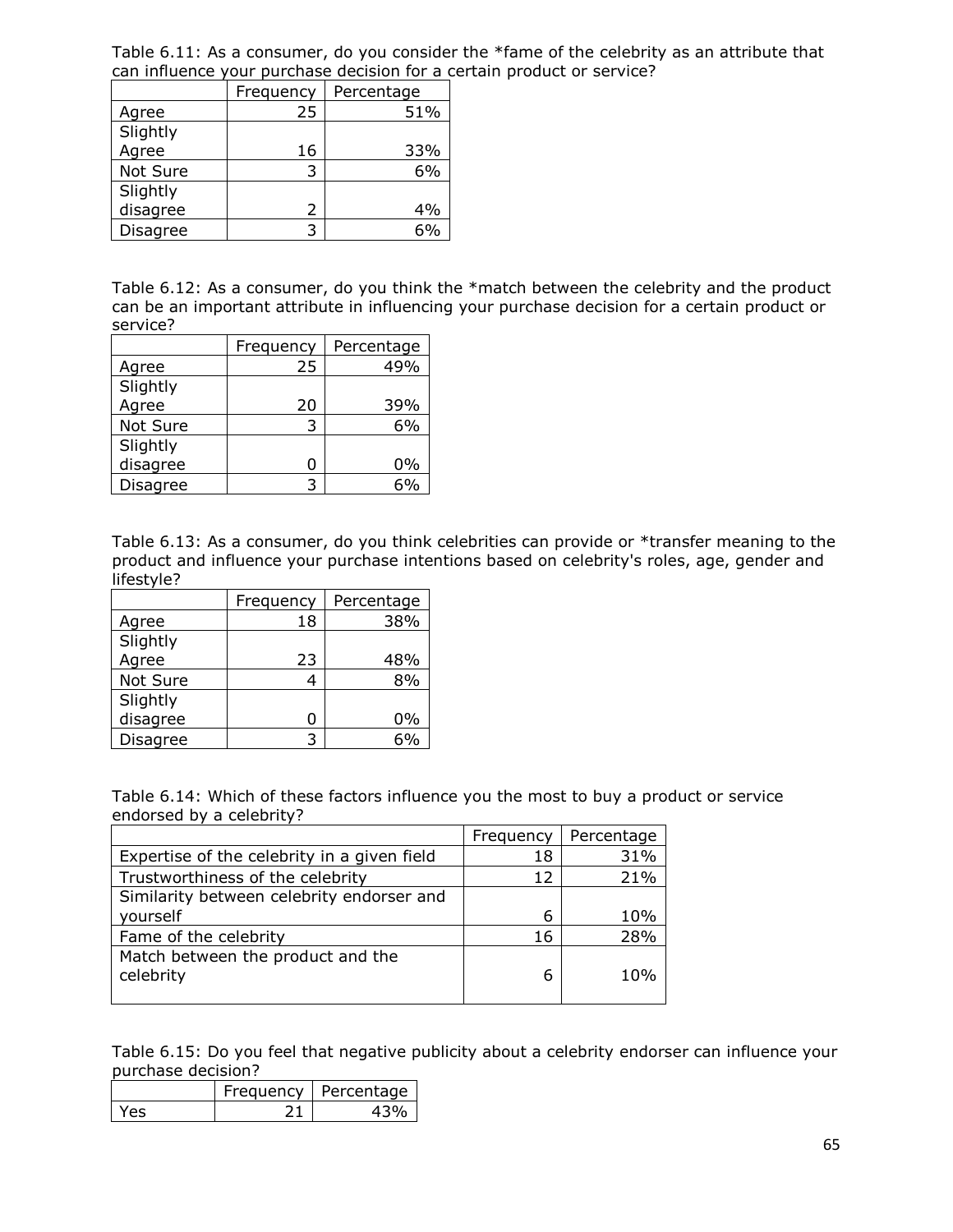Table 6.11: As a consumer, do you consider the *fame of the celebrity as an attribute that can influence your purchase decision for a certain product or service?

| | Frequency | Percentage |
|---|---|---|
| Agree | 25 | 51% |
| Slightly Agree | 16 | 33% |
| Not Sure | 3 | 6% |
| Slightly disagree | 2 | 4% |
| Disagree | 3 | 6% |

Table 6.12: As a consumer, do you think the *match between the celebrity and the product can be an important attribute in influencing your purchase decision for a certain product or service?

| | Frequency | Percentage |
|---|---|---|
| Agree | 25 | 49% |
| Slightly Agree | 20 | 39% |
| Not Sure | 3 | 6% |
| Slightly disagree | 0 | 0% |
| Disagree | 3 | 6% |

Table 6.13: As a consumer, do you think celebrities can provide or *transfer meaning to the product and influence your purchase intentions based on celebrity's roles, age, gender and lifestyle?

| | Frequency | Percentage |
|---|---|---|
| Agree | 18 | 38% |
| Slightly Agree | 23 | 48% |
| Not Sure | 4 | 8% |
| Slightly disagree | 0 | 0% |
| Disagree | 3 | 6% |

Table 6.14: Which of these factors influence you the most to buy a product or service endorsed by a celebrity?

| | Frequency | Percentage |
|---|---|---|
| Expertise of the celebrity in a given field | 18 | 31% |
| Trustworthiness of the celebrity | 12 | 21% |
| Similarity between celebrity endorser and yourself | 6 | 10% |
| Fame of the celebrity | 16 | 28% |
| Match between the product and the celebrity | 6 | 10% |

Table 6.15: Do you feel that negative publicity about a celebrity endorser can influence your purchase decision?

| | Frequency | Percentage |
|---|---|---|
| Yes | 21 | 43% |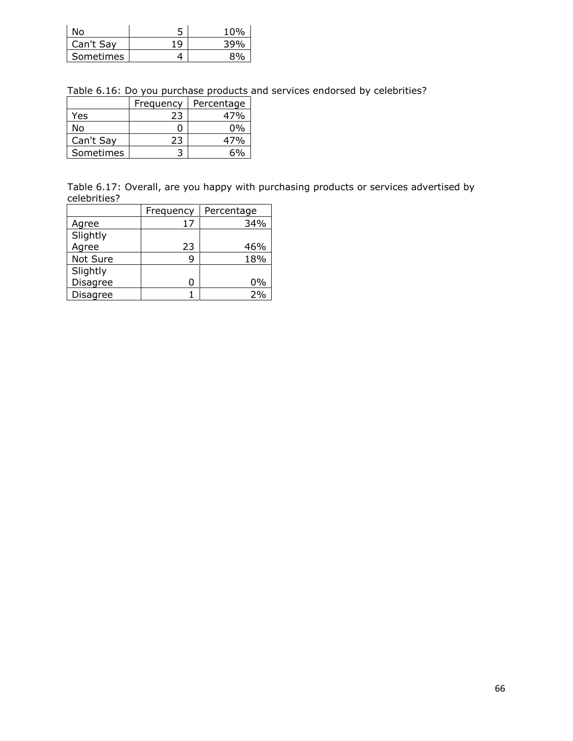| | | |
|---|---|---|
| No | 5 | 10% |
| Can't Say | 19 | 39% |
| Sometimes | 4 | 8% |

Table 6.16: Do you purchase products and services endorsed by celebrities?

| | Frequency | Percentage |
|---|---|---|
| Yes | 23 | 47% |
| No | 0 | 0% |
| Can't Say | 23 | 47% |
| Sometimes | 3 | 6% |

Table 6.17: Overall, are you happy with purchasing products or services advertised by celebrities?

| | Frequency | Percentage |
|---|---|---|
| Agree | 17 | 34% |
| Slightly Agree | 23 | 46% |
| Not Sure | 9 | 18% |
| Slightly Disagree | 0 | 0% |
| Disagree | 1 | 2% |